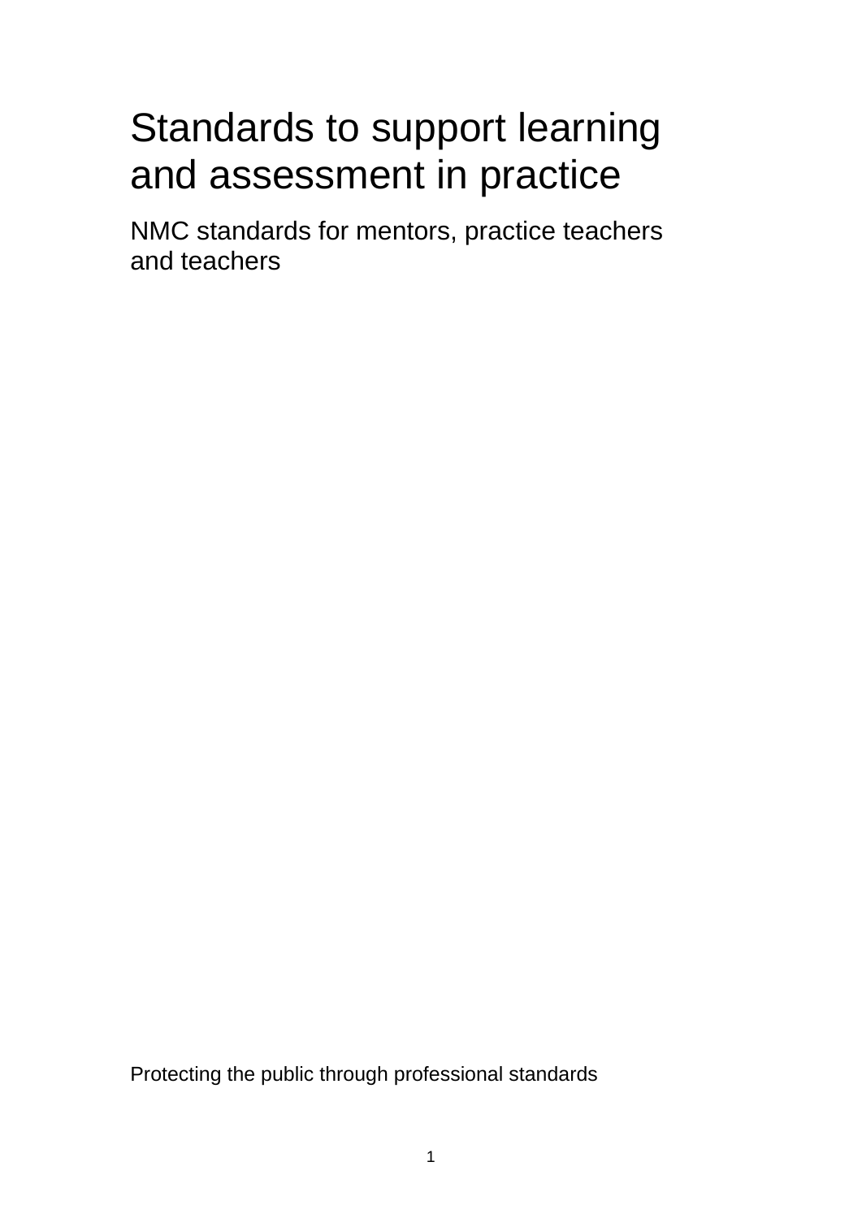# Standards to support learning and assessment in practice

## NMC standards for mentors, practice teachers and teachers

Protecting the public through professional standards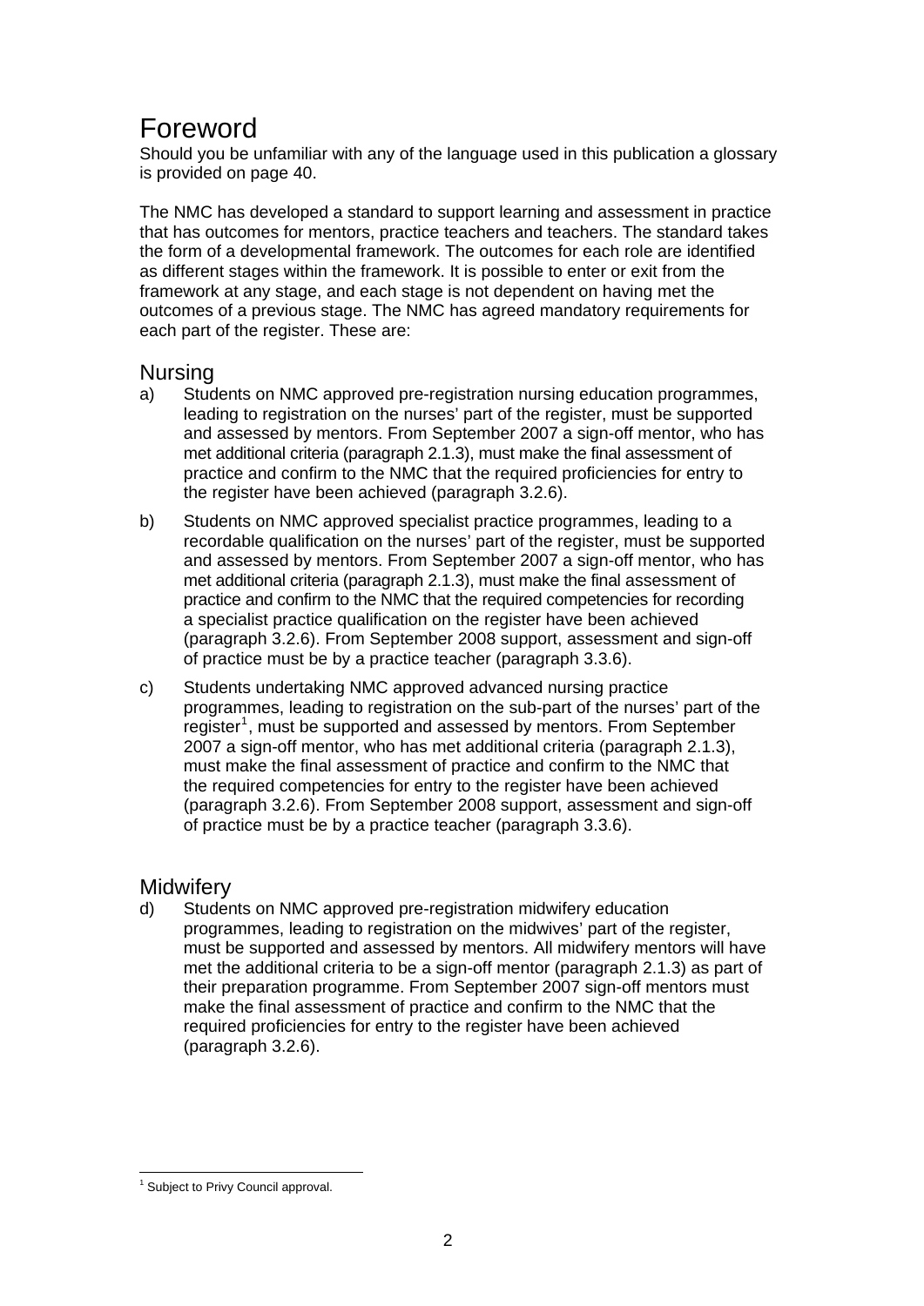# Foreword

Should you be unfamiliar with any of the language used in this publication a glossary is provided on page 40.

The NMC has developed a standard to support learning and assessment in practice that has outcomes for mentors, practice teachers and teachers. The standard takes the form of a developmental framework. The outcomes for each role are identified as different stages within the framework. It is possible to enter or exit from the framework at any stage, and each stage is not dependent on having met the outcomes of a previous stage. The NMC has agreed mandatory requirements for each part of the register. These are:

## Nursing

a) Students on NMC approved pre-registration nursing education programmes, leading to registration on the nurses' part of the register, must be supported and assessed by mentors. From September 2007 a sign-off mentor, who has met additional criteria (paragraph 2.1.3), must make the final assessment of practice and confirm to the NMC that the required proficiencies for entry to the register have been achieved (paragraph 3.2.6).

b) Students on NMC approved specialist practice programmes, leading to a recordable qualification on the nurses' part of the register, must be supported and assessed by mentors. From September 2007 a sign-off mentor, who has met additional criteria (paragraph 2.1.3), must make the final assessment of practice and confirm to the NMC that the required competencies for recording a specialist practice qualification on the register have been achieved (paragraph 3.2.6). From September 2008 support, assessment and sign-off of practice must be by a practice teacher (paragraph 3.3.6).

c) Students undertaking NMC approved advanced nursing practice programmes, leading to registration on the sub-part of the nurses' part of the register[1], must be supported and assessed by mentors. From September 2007 a sign-off mentor, who has met additional criteria (paragraph 2.1.3), must make the final assessment of practice and confirm to the NMC that the required competencies for entry to the register have been achieved (paragraph 3.2.6). From September 2008 support, assessment and sign-off of practice must be by a practice teacher (paragraph 3.3.6).

## Midwifery

d) Students on NMC approved pre-registration midwifery education programmes, leading to registration on the midwives' part of the register, must be supported and assessed by mentors. All midwifery mentors will have met the additional criteria to be a sign-off mentor (paragraph 2.1.3) as part of their preparation programme. From September 2007 sign-off mentors must make the final assessment of practice and confirm to the NMC that the required proficiencies for entry to the register have been achieved (paragraph 3.2.6).

[1] Subject to Privy Council approval.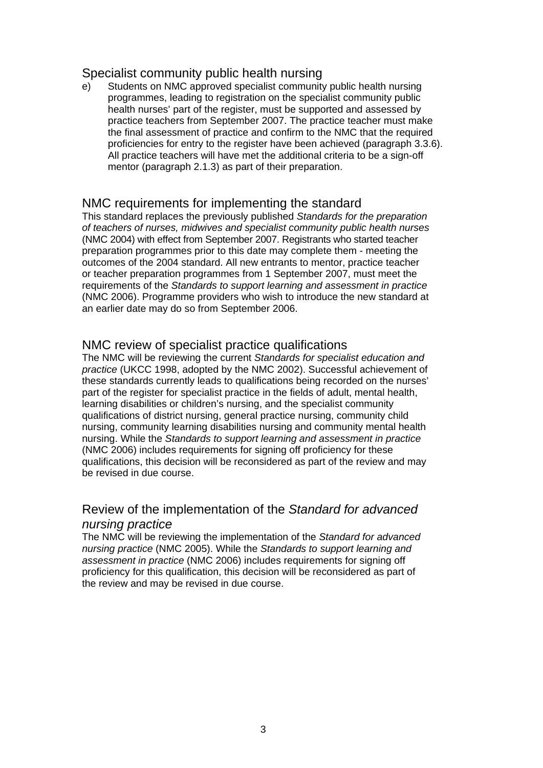## Specialist community public health nursing

e) Students on NMC approved specialist community public health nursing programmes, leading to registration on the specialist community public health nurses' part of the register, must be supported and assessed by practice teachers from September 2007. The practice teacher must make the final assessment of practice and confirm to the NMC that the required proficiencies for entry to the register have been achieved (paragraph 3.3.6). All practice teachers will have met the additional criteria to be a sign-off mentor (paragraph 2.1.3) as part of their preparation.

## NMC requirements for implementing the standard

This standard replaces the previously published *Standards for the preparation of teachers of nurses, midwives and specialist community public health nurses* (NMC 2004) with effect from September 2007. Registrants who started teacher preparation programmes prior to this date may complete them - meeting the outcomes of the 2004 standard. All new entrants to mentor, practice teacher or teacher preparation programmes from 1 September 2007, must meet the requirements of the *Standards to support learning and assessment in practice* (NMC 2006). Programme providers who wish to introduce the new standard at an earlier date may do so from September 2006.

## NMC review of specialist practice qualifications

The NMC will be reviewing the current *Standards for specialist education and practice* (UKCC 1998, adopted by the NMC 2002). Successful achievement of these standards currently leads to qualifications being recorded on the nurses' part of the register for specialist practice in the fields of adult, mental health, learning disabilities or children's nursing, and the specialist community qualifications of district nursing, general practice nursing, community child nursing, community learning disabilities nursing and community mental health nursing. While the *Standards to support learning and assessment in practice* (NMC 2006) includes requirements for signing off proficiency for these qualifications, this decision will be reconsidered as part of the review and may be revised in due course.

## Review of the implementation of the *Standard for advanced nursing practice*

The NMC will be reviewing the implementation of the *Standard for advanced nursing practice* (NMC 2005). While the *Standards to support learning and assessment in practice* (NMC 2006) includes requirements for signing off proficiency for this qualification, this decision will be reconsidered as part of the review and may be revised in due course.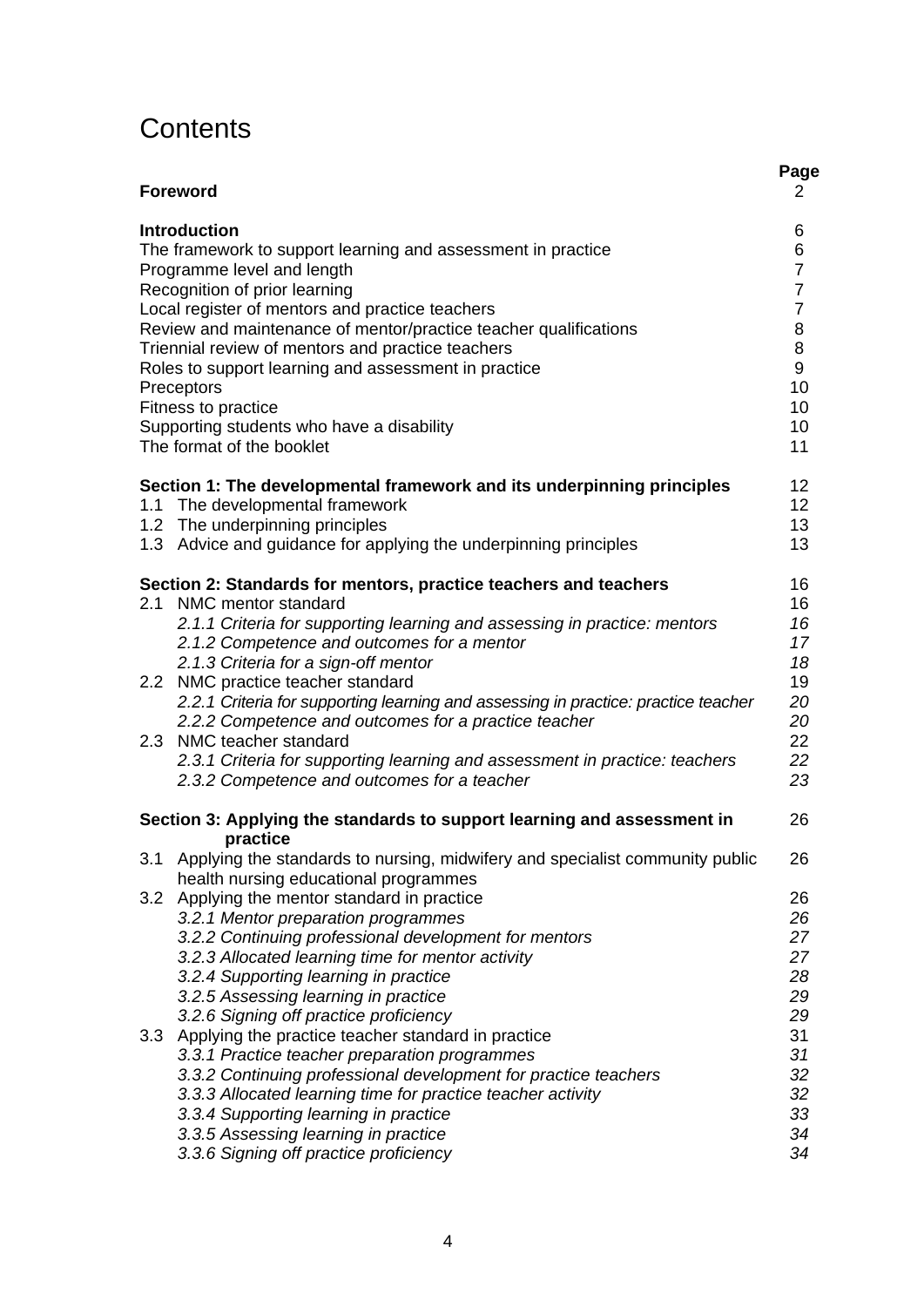# Contents

| | Page |
|---|---|
| **Foreword** | 2 |
| **Introduction** | 6 |
| The framework to support learning and assessment in practice | 6 |
| Programme level and length | 7 |
| Recognition of prior learning | 7 |
| Local register of mentors and practice teachers | 7 |
| Review and maintenance of mentor/practice teacher qualifications | 8 |
| Triennial review of mentors and practice teachers | 8 |
| Roles to support learning and assessment in practice | 9 |
| Preceptors | 10 |
| Fitness to practice | 10 |
| Supporting students who have a disability | 10 |
| The format of the booklet | 11 |
| **Section 1: The developmental framework and its underpinning principles** | 12 |
| 1.1 The developmental framework | 12 |
| 1.2 The underpinning principles | 13 |
| 1.3 Advice and guidance for applying the underpinning principles | 13 |
| **Section 2: Standards for mentors, practice teachers and teachers** | 16 |
| 2.1 NMC mentor standard | 16 |
| *2.1.1 Criteria for supporting learning and assessing in practice: mentors* | *16* |
| *2.1.2 Competence and outcomes for a mentor* | *17* |
| *2.1.3 Criteria for a sign-off mentor* | *18* |
| 2.2 NMC practice teacher standard | 19 |
| *2.2.1 Criteria for supporting learning and assessing in practice: practice teacher* | *20* |
| *2.2.2 Competence and outcomes for a practice teacher* | *20* |
| 2.3 NMC teacher standard | 22 |
| *2.3.1 Criteria for supporting learning and assessment in practice: teachers* | *22* |
| *2.3.2 Competence and outcomes for a teacher* | *23* |
| **Section 3: Applying the standards to support learning and assessment in practice** | 26 |
| 3.1 Applying the standards to nursing, midwifery and specialist community public health nursing educational programmes | 26 |
| 3.2 Applying the mentor standard in practice | 26 |
| *3.2.1 Mentor preparation programmes* | *26* |
| *3.2.2 Continuing professional development for mentors* | *27* |
| *3.2.3 Allocated learning time for mentor activity* | *27* |
| *3.2.4 Supporting learning in practice* | *28* |
| *3.2.5 Assessing learning in practice* | *29* |
| *3.2.6 Signing off practice proficiency* | *29* |
| 3.3 Applying the practice teacher standard in practice | 31 |
| *3.3.1 Practice teacher preparation programmes* | *31* |
| *3.3.2 Continuing professional development for practice teachers* | *32* |
| *3.3.3 Allocated learning time for practice teacher activity* | *32* |
| *3.3.4 Supporting learning in practice* | *33* |
| *3.3.5 Assessing learning in practice* | *34* |
| *3.3.6 Signing off practice proficiency* | *34* |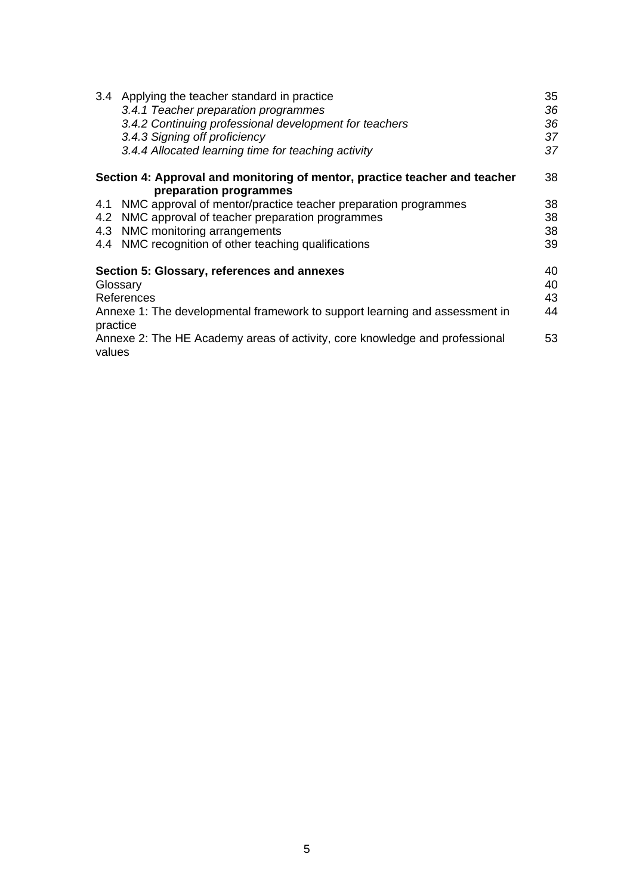| | |
|---|---|
| 3.4 Applying the teacher standard in practice | 35 |
| *3.4.1 Teacher preparation programmes* | *36* |
| *3.4.2 Continuing professional development for teachers* | *36* |
| *3.4.3 Signing off proficiency* | *37* |
| *3.4.4 Allocated learning time for teaching activity* | *37* |
| **Section 4: Approval and monitoring of mentor, practice teacher and teacher preparation programmes** | 38 |
| 4.1 NMC approval of mentor/practice teacher preparation programmes | 38 |
| 4.2 NMC approval of teacher preparation programmes | 38 |
| 4.3 NMC monitoring arrangements | 38 |
| 4.4 NMC recognition of other teaching qualifications | 39 |
| **Section 5: Glossary, references and annexes** | 40 |
| Glossary | 40 |
| References | 43 |
| Annexe 1: The developmental framework to support learning and assessment in practice | 44 |
| Annexe 2: The HE Academy areas of activity, core knowledge and professional values | 53 |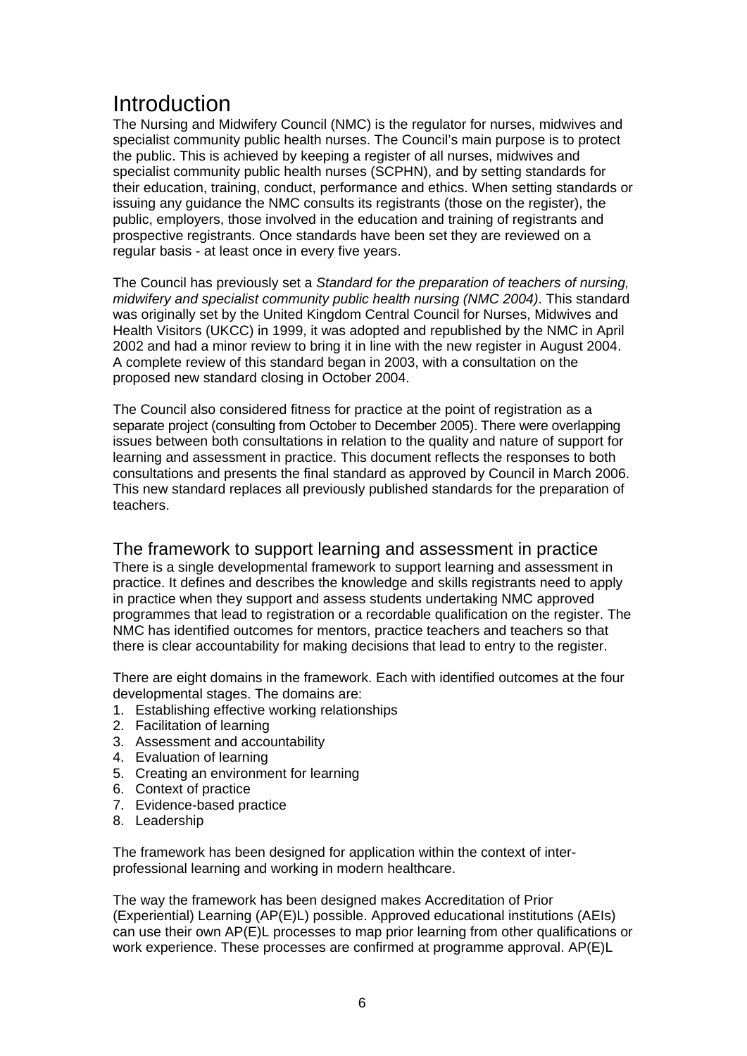# Introduction

The Nursing and Midwifery Council (NMC) is the regulator for nurses, midwives and specialist community public health nurses. The Council's main purpose is to protect the public. This is achieved by keeping a register of all nurses, midwives and specialist community public health nurses (SCPHN), and by setting standards for their education, training, conduct, performance and ethics. When setting standards or issuing any guidance the NMC consults its registrants (those on the register), the public, employers, those involved in the education and training of registrants and prospective registrants. Once standards have been set they are reviewed on a regular basis - at least once in every five years.

The Council has previously set a *Standard for the preparation of teachers of nursing, midwifery and specialist community public health nursing (NMC 2004)*. This standard was originally set by the United Kingdom Central Council for Nurses, Midwives and Health Visitors (UKCC) in 1999, it was adopted and republished by the NMC in April 2002 and had a minor review to bring it in line with the new register in August 2004. A complete review of this standard began in 2003, with a consultation on the proposed new standard closing in October 2004.

The Council also considered fitness for practice at the point of registration as a separate project (consulting from October to December 2005). There were overlapping issues between both consultations in relation to the quality and nature of support for learning and assessment in practice. This document reflects the responses to both consultations and presents the final standard as approved by Council in March 2006. This new standard replaces all previously published standards for the preparation of teachers.

## The framework to support learning and assessment in practice

There is a single developmental framework to support learning and assessment in practice. It defines and describes the knowledge and skills registrants need to apply in practice when they support and assess students undertaking NMC approved programmes that lead to registration or a recordable qualification on the register. The NMC has identified outcomes for mentors, practice teachers and teachers so that there is clear accountability for making decisions that lead to entry to the register.

There are eight domains in the framework. Each with identified outcomes at the four developmental stages. The domains are:

1. Establishing effective working relationships
2. Facilitation of learning
3. Assessment and accountability
4. Evaluation of learning
5. Creating an environment for learning
6. Context of practice
7. Evidence-based practice
8. Leadership

The framework has been designed for application within the context of inter-professional learning and working in modern healthcare.

The way the framework has been designed makes Accreditation of Prior (Experiential) Learning (AP(E)L) possible. Approved educational institutions (AEIs) can use their own AP(E)L processes to map prior learning from other qualifications or work experience. These processes are confirmed at programme approval. AP(E)L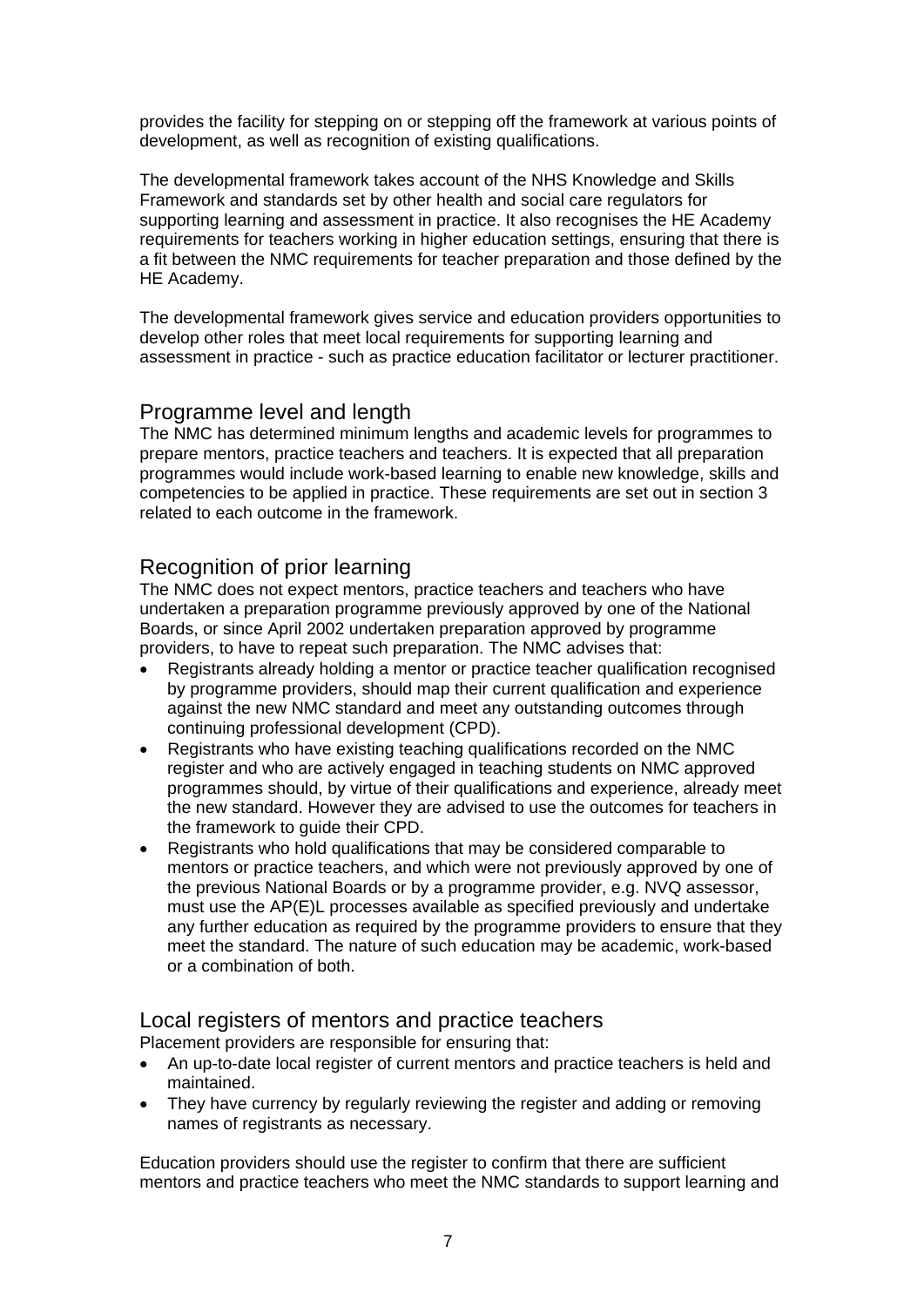provides the facility for stepping on or stepping off the framework at various points of development, as well as recognition of existing qualifications.

The developmental framework takes account of the NHS Knowledge and Skills Framework and standards set by other health and social care regulators for supporting learning and assessment in practice. It also recognises the HE Academy requirements for teachers working in higher education settings, ensuring that there is a fit between the NMC requirements for teacher preparation and those defined by the HE Academy.

The developmental framework gives service and education providers opportunities to develop other roles that meet local requirements for supporting learning and assessment in practice - such as practice education facilitator or lecturer practitioner.

## Programme level and length

The NMC has determined minimum lengths and academic levels for programmes to prepare mentors, practice teachers and teachers. It is expected that all preparation programmes would include work-based learning to enable new knowledge, skills and competencies to be applied in practice. These requirements are set out in section 3 related to each outcome in the framework.

## Recognition of prior learning

The NMC does not expect mentors, practice teachers and teachers who have undertaken a preparation programme previously approved by one of the National Boards, or since April 2002 undertaken preparation approved by programme providers, to have to repeat such preparation. The NMC advises that:

- Registrants already holding a mentor or practice teacher qualification recognised by programme providers, should map their current qualification and experience against the new NMC standard and meet any outstanding outcomes through continuing professional development (CPD).
- Registrants who have existing teaching qualifications recorded on the NMC register and who are actively engaged in teaching students on NMC approved programmes should, by virtue of their qualifications and experience, already meet the new standard. However they are advised to use the outcomes for teachers in the framework to guide their CPD.
- Registrants who hold qualifications that may be considered comparable to mentors or practice teachers, and which were not previously approved by one of the previous National Boards or by a programme provider, e.g. NVQ assessor, must use the AP(E)L processes available as specified previously and undertake any further education as required by the programme providers to ensure that they meet the standard. The nature of such education may be academic, work-based or a combination of both.

## Local registers of mentors and practice teachers

Placement providers are responsible for ensuring that:

- An up-to-date local register of current mentors and practice teachers is held and maintained.
- They have currency by regularly reviewing the register and adding or removing names of registrants as necessary.

Education providers should use the register to confirm that there are sufficient mentors and practice teachers who meet the NMC standards to support learning and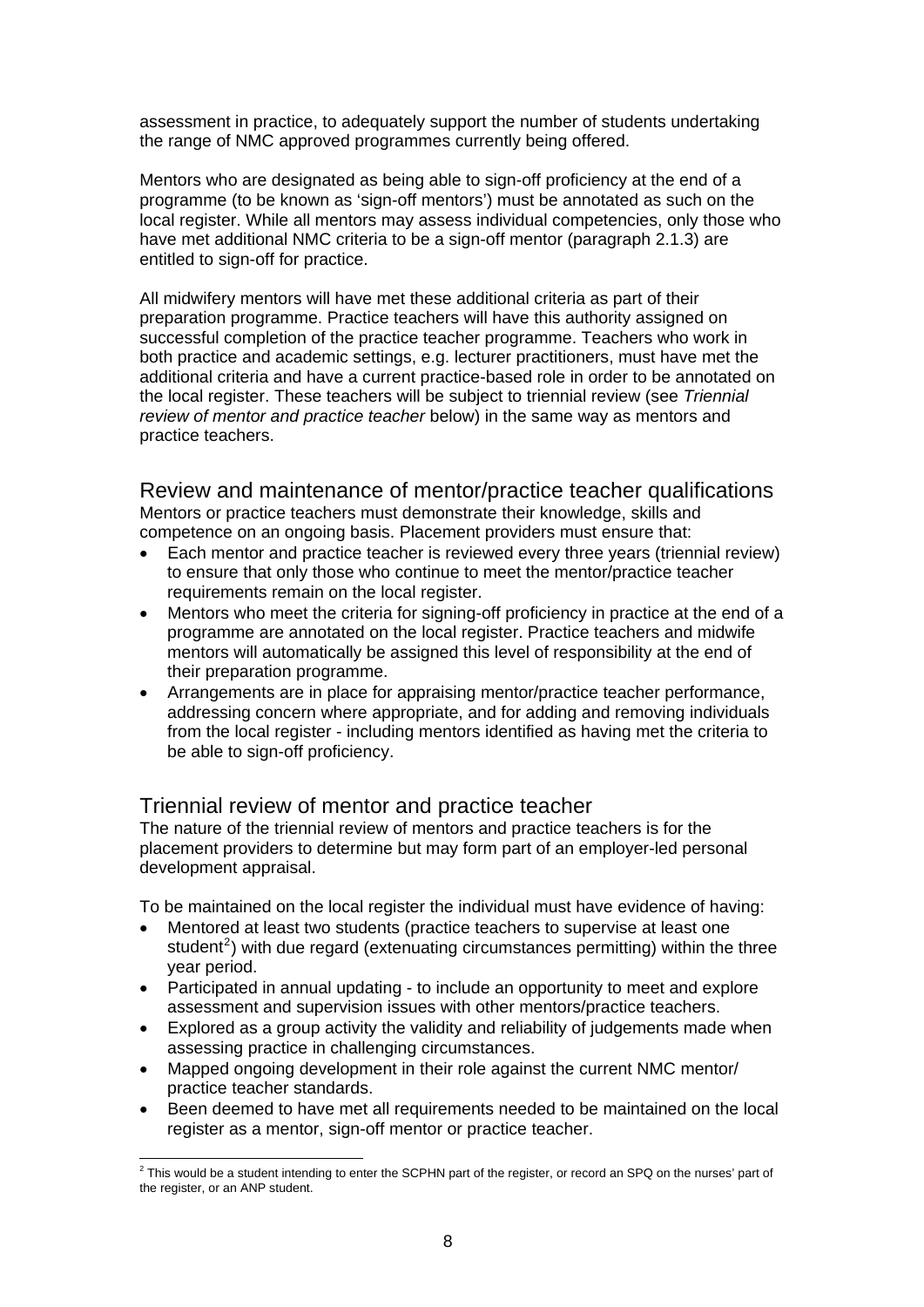assessment in practice, to adequately support the number of students undertaking the range of NMC approved programmes currently being offered.

Mentors who are designated as being able to sign-off proficiency at the end of a programme (to be known as 'sign-off mentors') must be annotated as such on the local register. While all mentors may assess individual competencies, only those who have met additional NMC criteria to be a sign-off mentor (paragraph 2.1.3) are entitled to sign-off for practice.

All midwifery mentors will have met these additional criteria as part of their preparation programme. Practice teachers will have this authority assigned on successful completion of the practice teacher programme. Teachers who work in both practice and academic settings, e.g. lecturer practitioners, must have met the additional criteria and have a current practice-based role in order to be annotated on the local register. These teachers will be subject to triennial review (see *Triennial review of mentor and practice teacher* below) in the same way as mentors and practice teachers.

## Review and maintenance of mentor/practice teacher qualifications

Mentors or practice teachers must demonstrate their knowledge, skills and competence on an ongoing basis. Placement providers must ensure that:

- Each mentor and practice teacher is reviewed every three years (triennial review) to ensure that only those who continue to meet the mentor/practice teacher requirements remain on the local register.
- Mentors who meet the criteria for signing-off proficiency in practice at the end of a programme are annotated on the local register. Practice teachers and midwife mentors will automatically be assigned this level of responsibility at the end of their preparation programme.
- Arrangements are in place for appraising mentor/practice teacher performance, addressing concern where appropriate, and for adding and removing individuals from the local register - including mentors identified as having met the criteria to be able to sign-off proficiency.

## Triennial review of mentor and practice teacher

The nature of the triennial review of mentors and practice teachers is for the placement providers to determine but may form part of an employer-led personal development appraisal.

To be maintained on the local register the individual must have evidence of having:

- Mentored at least two students (practice teachers to supervise at least one student[2]) with due regard (extenuating circumstances permitting) within the three year period.
- Participated in annual updating - to include an opportunity to meet and explore assessment and supervision issues with other mentors/practice teachers.
- Explored as a group activity the validity and reliability of judgements made when assessing practice in challenging circumstances.
- Mapped ongoing development in their role against the current NMC mentor/ practice teacher standards.
- Been deemed to have met all requirements needed to be maintained on the local register as a mentor, sign-off mentor or practice teacher.

[2] This would be a student intending to enter the SCPHN part of the register, or record an SPQ on the nurses' part of the register, or an ANP student.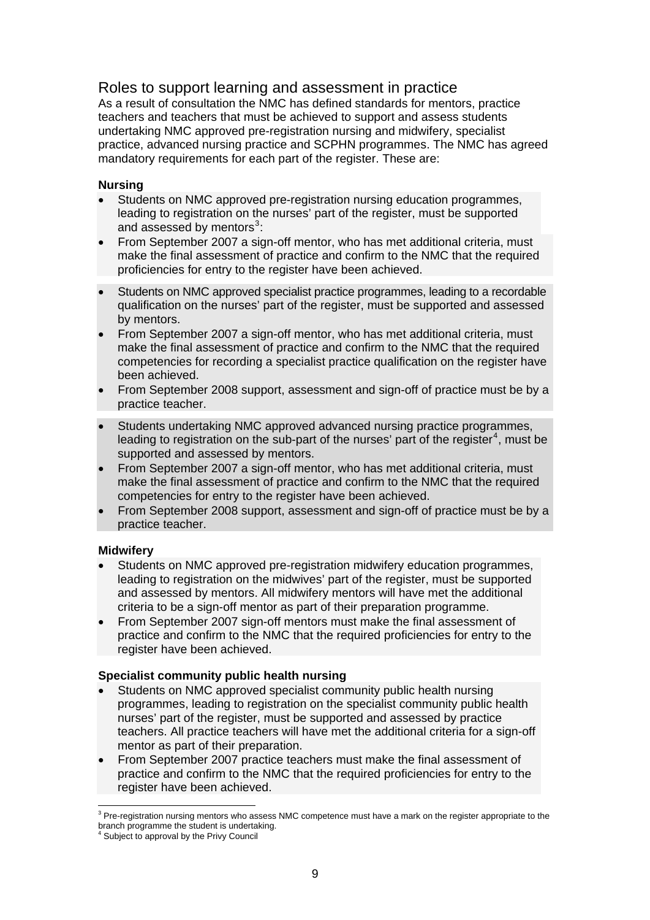## Roles to support learning and assessment in practice

As a result of consultation the NMC has defined standards for mentors, practice teachers and teachers that must be achieved to support and assess students undertaking NMC approved pre-registration nursing and midwifery, specialist practice, advanced nursing practice and SCPHN programmes. The NMC has agreed mandatory requirements for each part of the register. These are:

**Nursing**

- Students on NMC approved pre-registration nursing education programmes, leading to registration on the nurses' part of the register, must be supported and assessed by mentors[3]:
- From September 2007 a sign-off mentor, who has met additional criteria, must make the final assessment of practice and confirm to the NMC that the required proficiencies for entry to the register have been achieved.

- Students on NMC approved specialist practice programmes, leading to a recordable qualification on the nurses' part of the register, must be supported and assessed by mentors.
- From September 2007 a sign-off mentor, who has met additional criteria, must make the final assessment of practice and confirm to the NMC that the required competencies for recording a specialist practice qualification on the register have been achieved.
- From September 2008 support, assessment and sign-off of practice must be by a practice teacher.

- Students undertaking NMC approved advanced nursing practice programmes, leading to registration on the sub-part of the nurses' part of the register[4], must be supported and assessed by mentors.
- From September 2007 a sign-off mentor, who has met additional criteria, must make the final assessment of practice and confirm to the NMC that the required competencies for entry to the register have been achieved.
- From September 2008 support, assessment and sign-off of practice must be by a practice teacher.

**Midwifery**

- Students on NMC approved pre-registration midwifery education programmes, leading to registration on the midwives' part of the register, must be supported and assessed by mentors. All midwifery mentors will have met the additional criteria to be a sign-off mentor as part of their preparation programme.
- From September 2007 sign-off mentors must make the final assessment of practice and confirm to the NMC that the required proficiencies for entry to the register have been achieved.

**Specialist community public health nursing**

- Students on NMC approved specialist community public health nursing programmes, leading to registration on the specialist community public health nurses' part of the register, must be supported and assessed by practice teachers. All practice teachers will have met the additional criteria for a sign-off mentor as part of their preparation.
- From September 2007 practice teachers must make the final assessment of practice and confirm to the NMC that the required proficiencies for entry to the register have been achieved.

---

[3] Pre-registration nursing mentors who assess NMC competence must have a mark on the register appropriate to the branch programme the student is undertaking.

[4] Subject to approval by the Privy Council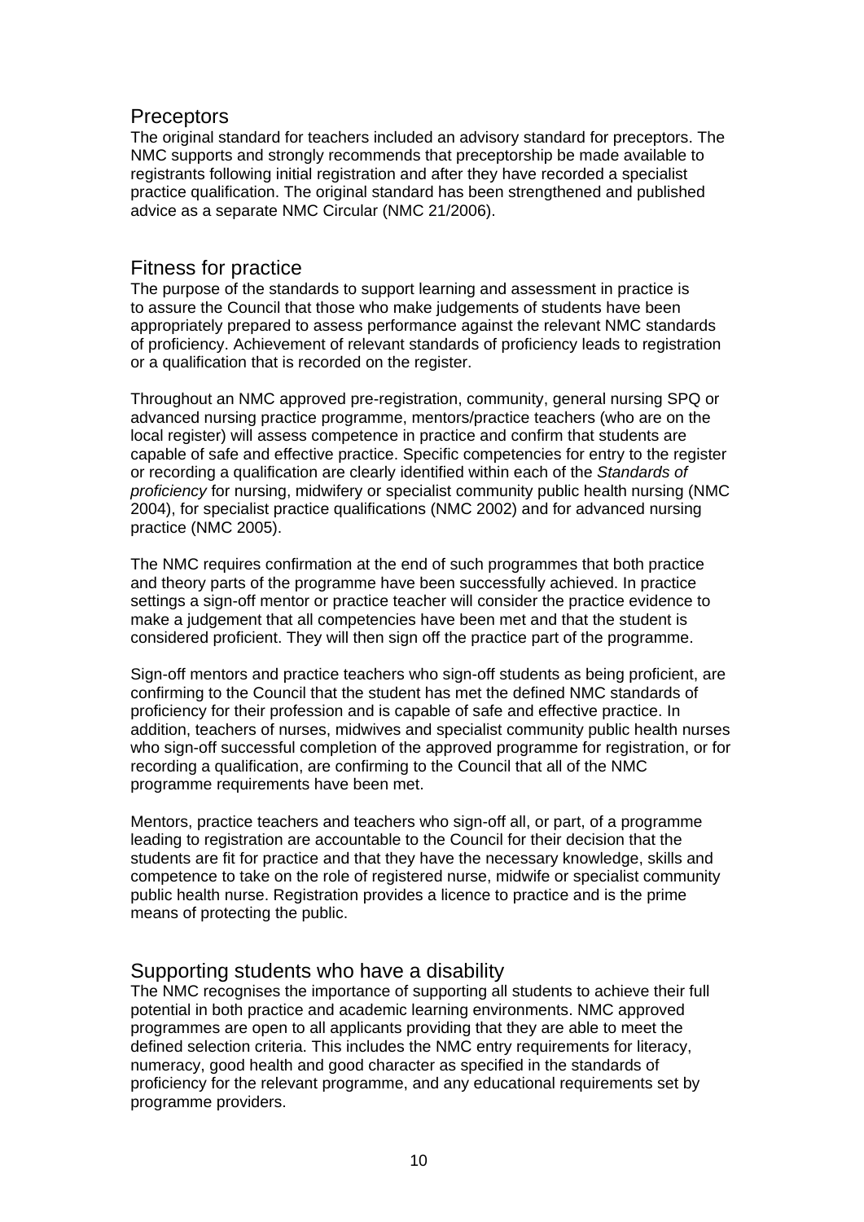## Preceptors

The original standard for teachers included an advisory standard for preceptors. The NMC supports and strongly recommends that preceptorship be made available to registrants following initial registration and after they have recorded a specialist practice qualification. The original standard has been strengthened and published advice as a separate NMC Circular (NMC 21/2006).

## Fitness for practice

The purpose of the standards to support learning and assessment in practice is to assure the Council that those who make judgements of students have been appropriately prepared to assess performance against the relevant NMC standards of proficiency. Achievement of relevant standards of proficiency leads to registration or a qualification that is recorded on the register.

Throughout an NMC approved pre-registration, community, general nursing SPQ or advanced nursing practice programme, mentors/practice teachers (who are on the local register) will assess competence in practice and confirm that students are capable of safe and effective practice. Specific competencies for entry to the register or recording a qualification are clearly identified within each of the *Standards of proficiency* for nursing, midwifery or specialist community public health nursing (NMC 2004), for specialist practice qualifications (NMC 2002) and for advanced nursing practice (NMC 2005).

The NMC requires confirmation at the end of such programmes that both practice and theory parts of the programme have been successfully achieved. In practice settings a sign-off mentor or practice teacher will consider the practice evidence to make a judgement that all competencies have been met and that the student is considered proficient. They will then sign off the practice part of the programme.

Sign-off mentors and practice teachers who sign-off students as being proficient, are confirming to the Council that the student has met the defined NMC standards of proficiency for their profession and is capable of safe and effective practice. In addition, teachers of nurses, midwives and specialist community public health nurses who sign-off successful completion of the approved programme for registration, or for recording a qualification, are confirming to the Council that all of the NMC programme requirements have been met.

Mentors, practice teachers and teachers who sign-off all, or part, of a programme leading to registration are accountable to the Council for their decision that the students are fit for practice and that they have the necessary knowledge, skills and competence to take on the role of registered nurse, midwife or specialist community public health nurse. Registration provides a licence to practice and is the prime means of protecting the public.

## Supporting students who have a disability

The NMC recognises the importance of supporting all students to achieve their full potential in both practice and academic learning environments. NMC approved programmes are open to all applicants providing that they are able to meet the defined selection criteria. This includes the NMC entry requirements for literacy, numeracy, good health and good character as specified in the standards of proficiency for the relevant programme, and any educational requirements set by programme providers.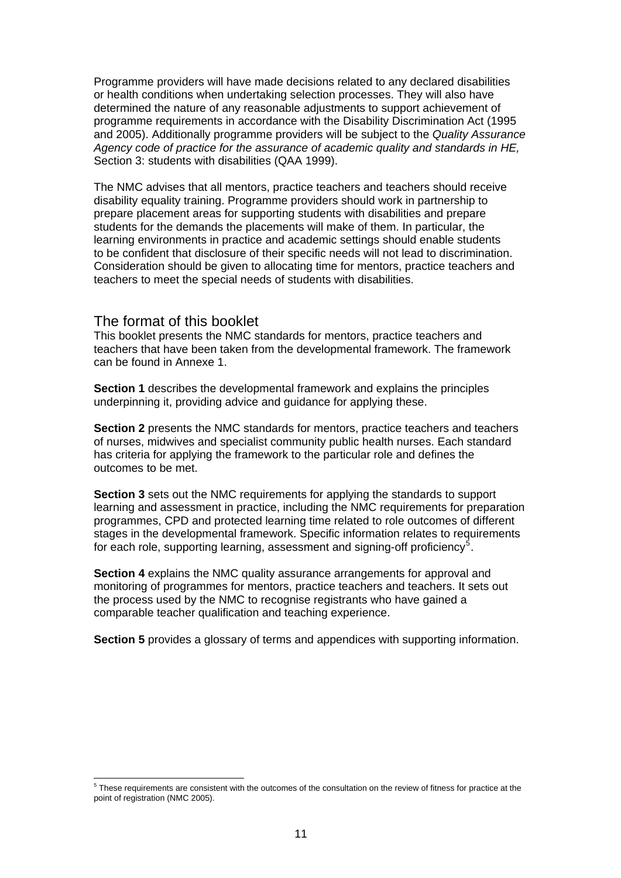Programme providers will have made decisions related to any declared disabilities or health conditions when undertaking selection processes. They will also have determined the nature of any reasonable adjustments to support achievement of programme requirements in accordance with the Disability Discrimination Act (1995 and 2005). Additionally programme providers will be subject to the *Quality Assurance Agency code of practice for the assurance of academic quality and standards in HE,* Section 3: students with disabilities (QAA 1999).

The NMC advises that all mentors, practice teachers and teachers should receive disability equality training. Programme providers should work in partnership to prepare placement areas for supporting students with disabilities and prepare students for the demands the placements will make of them. In particular, the learning environments in practice and academic settings should enable students to be confident that disclosure of their specific needs will not lead to discrimination. Consideration should be given to allocating time for mentors, practice teachers and teachers to meet the special needs of students with disabilities.

## The format of this booklet

This booklet presents the NMC standards for mentors, practice teachers and teachers that have been taken from the developmental framework. The framework can be found in Annexe 1.

**Section 1** describes the developmental framework and explains the principles underpinning it, providing advice and guidance for applying these.

**Section 2** presents the NMC standards for mentors, practice teachers and teachers of nurses, midwives and specialist community public health nurses. Each standard has criteria for applying the framework to the particular role and defines the outcomes to be met.

**Section 3** sets out the NMC requirements for applying the standards to support learning and assessment in practice, including the NMC requirements for preparation programmes, CPD and protected learning time related to role outcomes of different stages in the developmental framework. Specific information relates to requirements for each role, supporting learning, assessment and signing-off proficiency[5].

**Section 4** explains the NMC quality assurance arrangements for approval and monitoring of programmes for mentors, practice teachers and teachers. It sets out the process used by the NMC to recognise registrants who have gained a comparable teacher qualification and teaching experience.

**Section 5** provides a glossary of terms and appendices with supporting information.

---

[5] These requirements are consistent with the outcomes of the consultation on the review of fitness for practice at the point of registration (NMC 2005).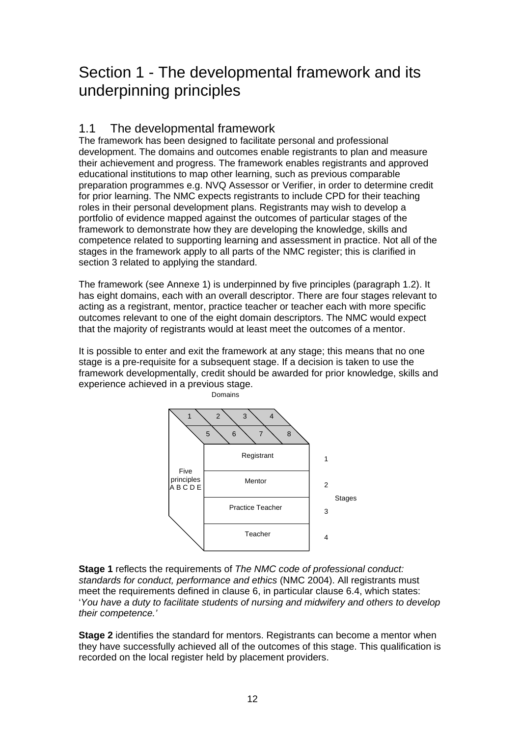# Section 1 - The developmental framework and its underpinning principles

## 1.1 The developmental framework

The framework has been designed to facilitate personal and professional development. The domains and outcomes enable registrants to plan and measure their achievement and progress. The framework enables registrants and approved educational institutions to map other learning, such as previous comparable preparation programmes e.g. NVQ Assessor or Verifier, in order to determine credit for prior learning. The NMC expects registrants to include CPD for their teaching roles in their personal development plans. Registrants may wish to develop a portfolio of evidence mapped against the outcomes of particular stages of the framework to demonstrate how they are developing the knowledge, skills and competence related to supporting learning and assessment in practice. Not all of the stages in the framework apply to all parts of the NMC register; this is clarified in section 3 related to applying the standard.

The framework (see Annexe 1) is underpinned by five principles (paragraph 1.2). It has eight domains, each with an overall descriptor. There are four stages relevant to acting as a registrant, mentor, practice teacher or teacher each with more specific outcomes relevant to one of the eight domain descriptors. The NMC would expect that the majority of registrants would at least meet the outcomes of a mentor.

It is possible to enter and exit the framework at any stage; this means that no one stage is a pre-requisite for a subsequent stage. If a decision is taken to use the framework developmentally, credit should be awarded for prior knowledge, skills and experience achieved in a previous stage.

Domains

1 2 3 4
5 6 7 8

Five principles A B C D E

| Stages | |
|---|---|
| Registrant | 1 |
| Mentor | 2 |
| Practice Teacher | 3 |
| Teacher | 4 |

**Stage 1** reflects the requirements of *The NMC code of professional conduct: standards for conduct, performance and ethics* (NMC 2004). All registrants must meet the requirements defined in clause 6, in particular clause 6.4, which states: '*You have a duty to facilitate students of nursing and midwifery and others to develop their competence.'*

**Stage 2** identifies the standard for mentors. Registrants can become a mentor when they have successfully achieved all of the outcomes of this stage. This qualification is recorded on the local register held by placement providers.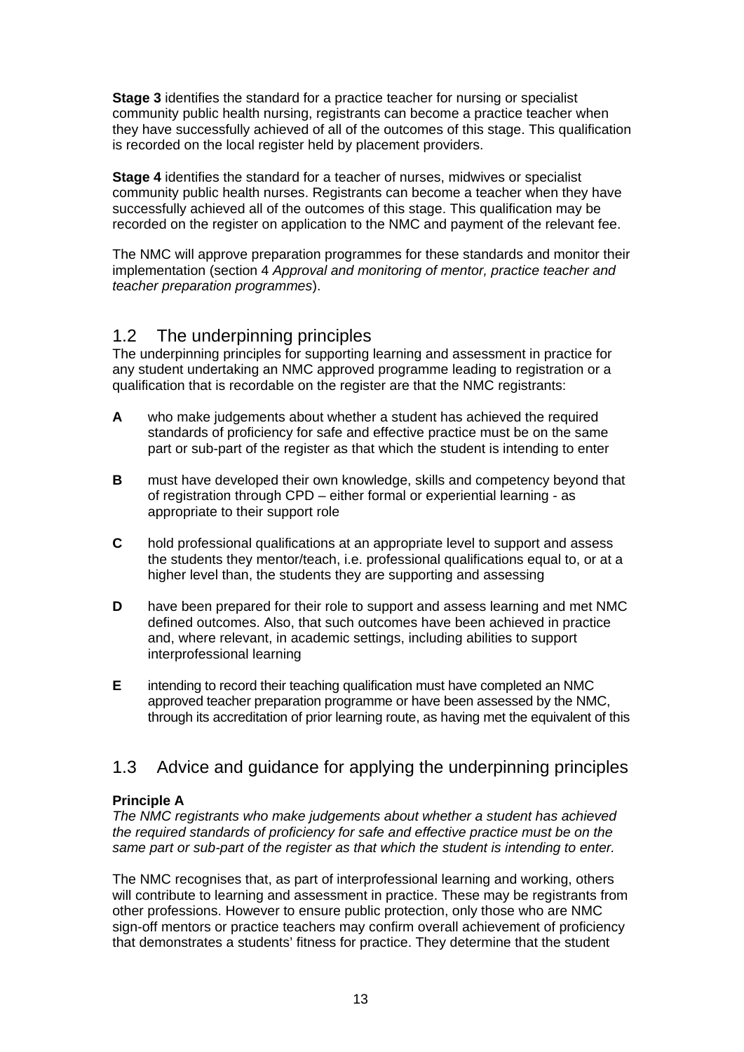**Stage 3** identifies the standard for a practice teacher for nursing or specialist community public health nursing, registrants can become a practice teacher when they have successfully achieved of all of the outcomes of this stage. This qualification is recorded on the local register held by placement providers.

**Stage 4** identifies the standard for a teacher of nurses, midwives or specialist community public health nurses. Registrants can become a teacher when they have successfully achieved all of the outcomes of this stage. This qualification may be recorded on the register on application to the NMC and payment of the relevant fee.

The NMC will approve preparation programmes for these standards and monitor their implementation (section 4 *Approval and monitoring of mentor, practice teacher and teacher preparation programmes*).

## 1.2 The underpinning principles

The underpinning principles for supporting learning and assessment in practice for any student undertaking an NMC approved programme leading to registration or a qualification that is recordable on the register are that the NMC registrants:

**A** who make judgements about whether a student has achieved the required standards of proficiency for safe and effective practice must be on the same part or sub-part of the register as that which the student is intending to enter

**B** must have developed their own knowledge, skills and competency beyond that of registration through CPD – either formal or experiential learning - as appropriate to their support role

**C** hold professional qualifications at an appropriate level to support and assess the students they mentor/teach, i.e. professional qualifications equal to, or at a higher level than, the students they are supporting and assessing

**D** have been prepared for their role to support and assess learning and met NMC defined outcomes. Also, that such outcomes have been achieved in practice and, where relevant, in academic settings, including abilities to support interprofessional learning

**E** intending to record their teaching qualification must have completed an NMC approved teacher preparation programme or have been assessed by the NMC, through its accreditation of prior learning route, as having met the equivalent of this

## 1.3 Advice and guidance for applying the underpinning principles

**Principle A**

*The NMC registrants who make judgements about whether a student has achieved the required standards of proficiency for safe and effective practice must be on the same part or sub-part of the register as that which the student is intending to enter.*

The NMC recognises that, as part of interprofessional learning and working, others will contribute to learning and assessment in practice. These may be registrants from other professions. However to ensure public protection, only those who are NMC sign-off mentors or practice teachers may confirm overall achievement of proficiency that demonstrates a students' fitness for practice. They determine that the student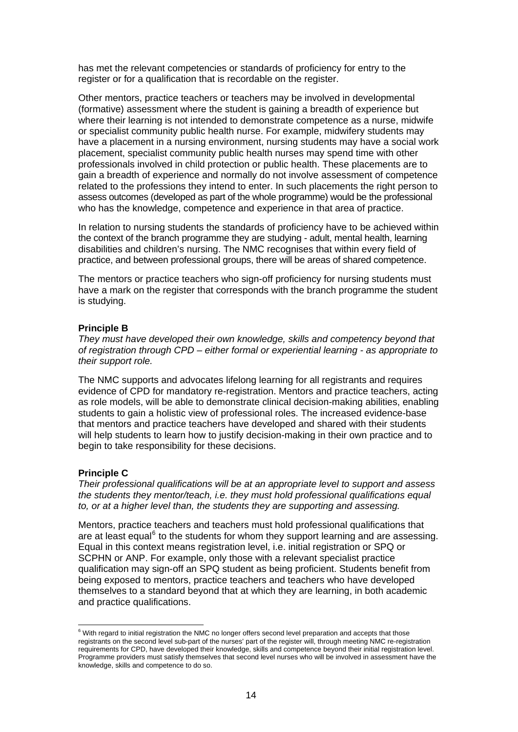has met the relevant competencies or standards of proficiency for entry to the register or for a qualification that is recordable on the register.

Other mentors, practice teachers or teachers may be involved in developmental (formative) assessment where the student is gaining a breadth of experience but where their learning is not intended to demonstrate competence as a nurse, midwife or specialist community public health nurse. For example, midwifery students may have a placement in a nursing environment, nursing students may have a social work placement, specialist community public health nurses may spend time with other professionals involved in child protection or public health. These placements are to gain a breadth of experience and normally do not involve assessment of competence related to the professions they intend to enter. In such placements the right person to assess outcomes (developed as part of the whole programme) would be the professional who has the knowledge, competence and experience in that area of practice.

In relation to nursing students the standards of proficiency have to be achieved within the context of the branch programme they are studying - adult, mental health, learning disabilities and children's nursing. The NMC recognises that within every field of practice, and between professional groups, there will be areas of shared competence.

The mentors or practice teachers who sign-off proficiency for nursing students must have a mark on the register that corresponds with the branch programme the student is studying.

**Principle B**

*They must have developed their own knowledge, skills and competency beyond that of registration through CPD – either formal or experiential learning - as appropriate to their support role.*

The NMC supports and advocates lifelong learning for all registrants and requires evidence of CPD for mandatory re-registration. Mentors and practice teachers, acting as role models, will be able to demonstrate clinical decision-making abilities, enabling students to gain a holistic view of professional roles. The increased evidence-base that mentors and practice teachers have developed and shared with their students will help students to learn how to justify decision-making in their own practice and to begin to take responsibility for these decisions.

**Principle C**

*Their professional qualifications will be at an appropriate level to support and assess the students they mentor/teach, i.e. they must hold professional qualifications equal to, or at a higher level than, the students they are supporting and assessing.*

Mentors, practice teachers and teachers must hold professional qualifications that are at least equal[6] to the students for whom they support learning and are assessing. Equal in this context means registration level, i.e. initial registration or SPQ or SCPHN or ANP. For example, only those with a relevant specialist practice qualification may sign-off an SPQ student as being proficient. Students benefit from being exposed to mentors, practice teachers and teachers who have developed themselves to a standard beyond that at which they are learning, in both academic and practice qualifications.

[6] With regard to initial registration the NMC no longer offers second level preparation and accepts that those registrants on the second level sub-part of the nurses' part of the register will, through meeting NMC re-registration requirements for CPD, have developed their knowledge, skills and competence beyond their initial registration level. Programme providers must satisfy themselves that second level nurses who will be involved in assessment have the knowledge, skills and competence to do so.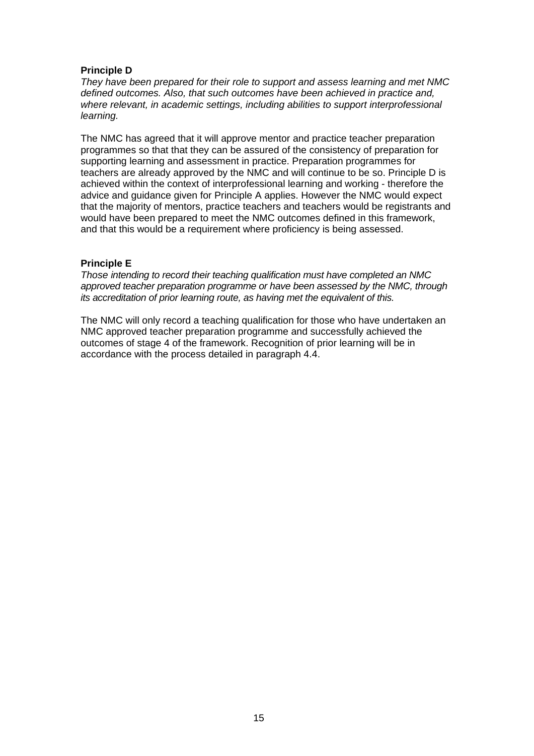**Principle D**

*They have been prepared for their role to support and assess learning and met NMC defined outcomes. Also, that such outcomes have been achieved in practice and, where relevant, in academic settings, including abilities to support interprofessional learning.*

The NMC has agreed that it will approve mentor and practice teacher preparation programmes so that that they can be assured of the consistency of preparation for supporting learning and assessment in practice. Preparation programmes for teachers are already approved by the NMC and will continue to be so. Principle D is achieved within the context of interprofessional learning and working - therefore the advice and guidance given for Principle A applies. However the NMC would expect that the majority of mentors, practice teachers and teachers would be registrants and would have been prepared to meet the NMC outcomes defined in this framework, and that this would be a requirement where proficiency is being assessed.

**Principle E**

*Those intending to record their teaching qualification must have completed an NMC approved teacher preparation programme or have been assessed by the NMC, through its accreditation of prior learning route, as having met the equivalent of this.*

The NMC will only record a teaching qualification for those who have undertaken an NMC approved teacher preparation programme and successfully achieved the outcomes of stage 4 of the framework. Recognition of prior learning will be in accordance with the process detailed in paragraph 4.4.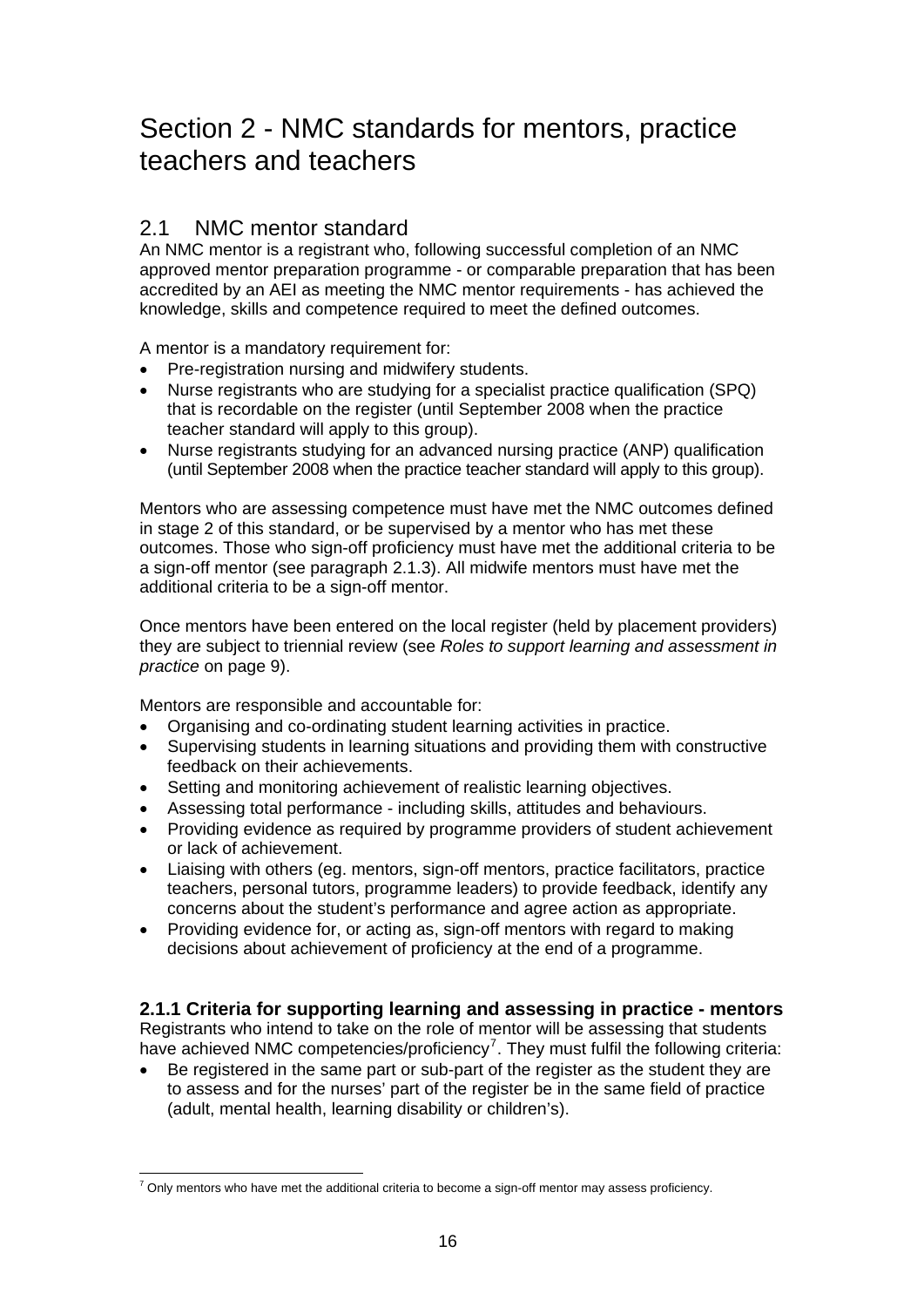# Section 2 - NMC standards for mentors, practice teachers and teachers

## 2.1 NMC mentor standard

An NMC mentor is a registrant who, following successful completion of an NMC approved mentor preparation programme - or comparable preparation that has been accredited by an AEI as meeting the NMC mentor requirements - has achieved the knowledge, skills and competence required to meet the defined outcomes.

A mentor is a mandatory requirement for:

- Pre-registration nursing and midwifery students.
- Nurse registrants who are studying for a specialist practice qualification (SPQ) that is recordable on the register (until September 2008 when the practice teacher standard will apply to this group).
- Nurse registrants studying for an advanced nursing practice (ANP) qualification (until September 2008 when the practice teacher standard will apply to this group).

Mentors who are assessing competence must have met the NMC outcomes defined in stage 2 of this standard, or be supervised by a mentor who has met these outcomes. Those who sign-off proficiency must have met the additional criteria to be a sign-off mentor (see paragraph 2.1.3). All midwife mentors must have met the additional criteria to be a sign-off mentor.

Once mentors have been entered on the local register (held by placement providers) they are subject to triennial review (see *Roles to support learning and assessment in practice* on page 9).

Mentors are responsible and accountable for:

- Organising and co-ordinating student learning activities in practice.
- Supervising students in learning situations and providing them with constructive feedback on their achievements.
- Setting and monitoring achievement of realistic learning objectives.
- Assessing total performance - including skills, attitudes and behaviours.
- Providing evidence as required by programme providers of student achievement or lack of achievement.
- Liaising with others (eg. mentors, sign-off mentors, practice facilitators, practice teachers, personal tutors, programme leaders) to provide feedback, identify any concerns about the student's performance and agree action as appropriate.
- Providing evidence for, or acting as, sign-off mentors with regard to making decisions about achievement of proficiency at the end of a programme.

### 2.1.1 Criteria for supporting learning and assessing in practice - mentors

Registrants who intend to take on the role of mentor will be assessing that students have achieved NMC competencies/proficiency[7]. They must fulfil the following criteria:

- Be registered in the same part or sub-part of the register as the student they are to assess and for the nurses' part of the register be in the same field of practice (adult, mental health, learning disability or children's).

[7] Only mentors who have met the additional criteria to become a sign-off mentor may assess proficiency.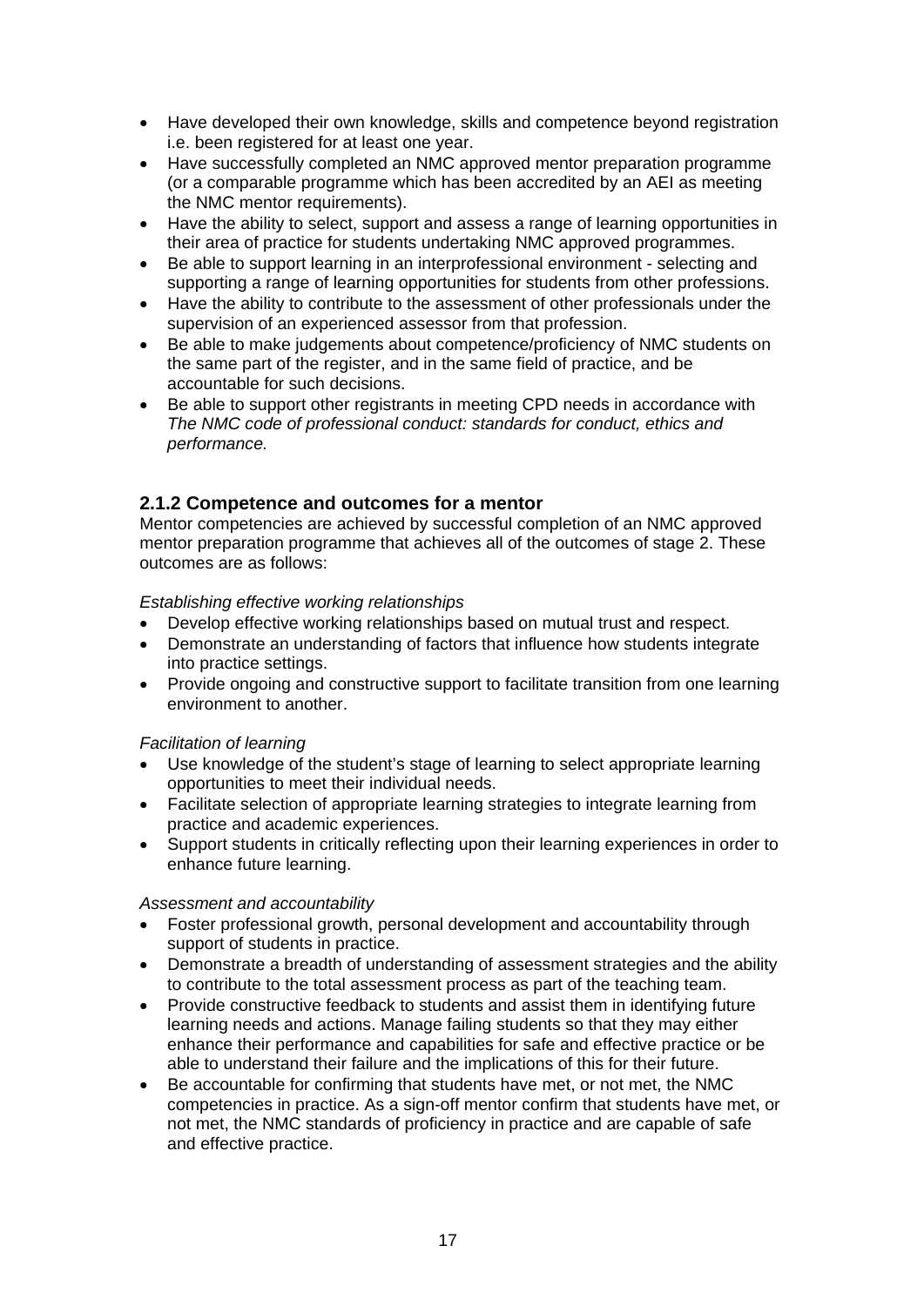- Have developed their own knowledge, skills and competence beyond registration i.e. been registered for at least one year.
- Have successfully completed an NMC approved mentor preparation programme (or a comparable programme which has been accredited by an AEI as meeting the NMC mentor requirements).
- Have the ability to select, support and assess a range of learning opportunities in their area of practice for students undertaking NMC approved programmes.
- Be able to support learning in an interprofessional environment - selecting and supporting a range of learning opportunities for students from other professions.
- Have the ability to contribute to the assessment of other professionals under the supervision of an experienced assessor from that profession.
- Be able to make judgements about competence/proficiency of NMC students on the same part of the register, and in the same field of practice, and be accountable for such decisions.
- Be able to support other registrants in meeting CPD needs in accordance with *The NMC code of professional conduct: standards for conduct, ethics and performance.*

### 2.1.2 Competence and outcomes for a mentor

Mentor competencies are achieved by successful completion of an NMC approved mentor preparation programme that achieves all of the outcomes of stage 2. These outcomes are as follows:

*Establishing effective working relationships*

- Develop effective working relationships based on mutual trust and respect.
- Demonstrate an understanding of factors that influence how students integrate into practice settings.
- Provide ongoing and constructive support to facilitate transition from one learning environment to another.

*Facilitation of learning*

- Use knowledge of the student's stage of learning to select appropriate learning opportunities to meet their individual needs.
- Facilitate selection of appropriate learning strategies to integrate learning from practice and academic experiences.
- Support students in critically reflecting upon their learning experiences in order to enhance future learning.

*Assessment and accountability*

- Foster professional growth, personal development and accountability through support of students in practice.
- Demonstrate a breadth of understanding of assessment strategies and the ability to contribute to the total assessment process as part of the teaching team.
- Provide constructive feedback to students and assist them in identifying future learning needs and actions. Manage failing students so that they may either enhance their performance and capabilities for safe and effective practice or be able to understand their failure and the implications of this for their future.
- Be accountable for confirming that students have met, or not met, the NMC competencies in practice. As a sign-off mentor confirm that students have met, or not met, the NMC standards of proficiency in practice and are capable of safe and effective practice.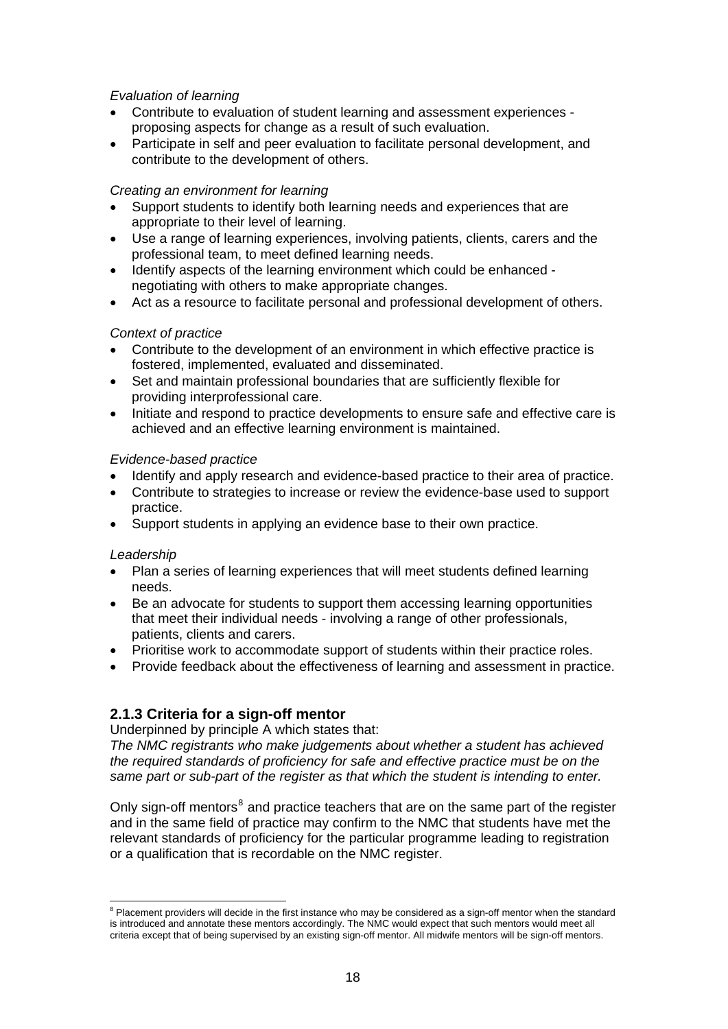*Evaluation of learning*

- Contribute to evaluation of student learning and assessment experiences - proposing aspects for change as a result of such evaluation.
- Participate in self and peer evaluation to facilitate personal development, and contribute to the development of others.

*Creating an environment for learning*

- Support students to identify both learning needs and experiences that are appropriate to their level of learning.
- Use a range of learning experiences, involving patients, clients, carers and the professional team, to meet defined learning needs.
- Identify aspects of the learning environment which could be enhanced - negotiating with others to make appropriate changes.
- Act as a resource to facilitate personal and professional development of others.

*Context of practice*

- Contribute to the development of an environment in which effective practice is fostered, implemented, evaluated and disseminated.
- Set and maintain professional boundaries that are sufficiently flexible for providing interprofessional care.
- Initiate and respond to practice developments to ensure safe and effective care is achieved and an effective learning environment is maintained.

*Evidence-based practice*

- Identify and apply research and evidence-based practice to their area of practice.
- Contribute to strategies to increase or review the evidence-base used to support practice.
- Support students in applying an evidence base to their own practice.

*Leadership*

- Plan a series of learning experiences that will meet students defined learning needs.
- Be an advocate for students to support them accessing learning opportunities that meet their individual needs - involving a range of other professionals, patients, clients and carers.
- Prioritise work to accommodate support of students within their practice roles.
- Provide feedback about the effectiveness of learning and assessment in practice.

### 2.1.3 Criteria for a sign-off mentor

Underpinned by principle A which states that:
*The NMC registrants who make judgements about whether a student has achieved the required standards of proficiency for safe and effective practice must be on the same part or sub-part of the register as that which the student is intending to enter.*

Only sign-off mentors[8] and practice teachers that are on the same part of the register and in the same field of practice may confirm to the NMC that students have met the relevant standards of proficiency for the particular programme leading to registration or a qualification that is recordable on the NMC register.

[8] Placement providers will decide in the first instance who may be considered as a sign-off mentor when the standard is introduced and annotate these mentors accordingly. The NMC would expect that such mentors would meet all criteria except that of being supervised by an existing sign-off mentor. All midwife mentors will be sign-off mentors.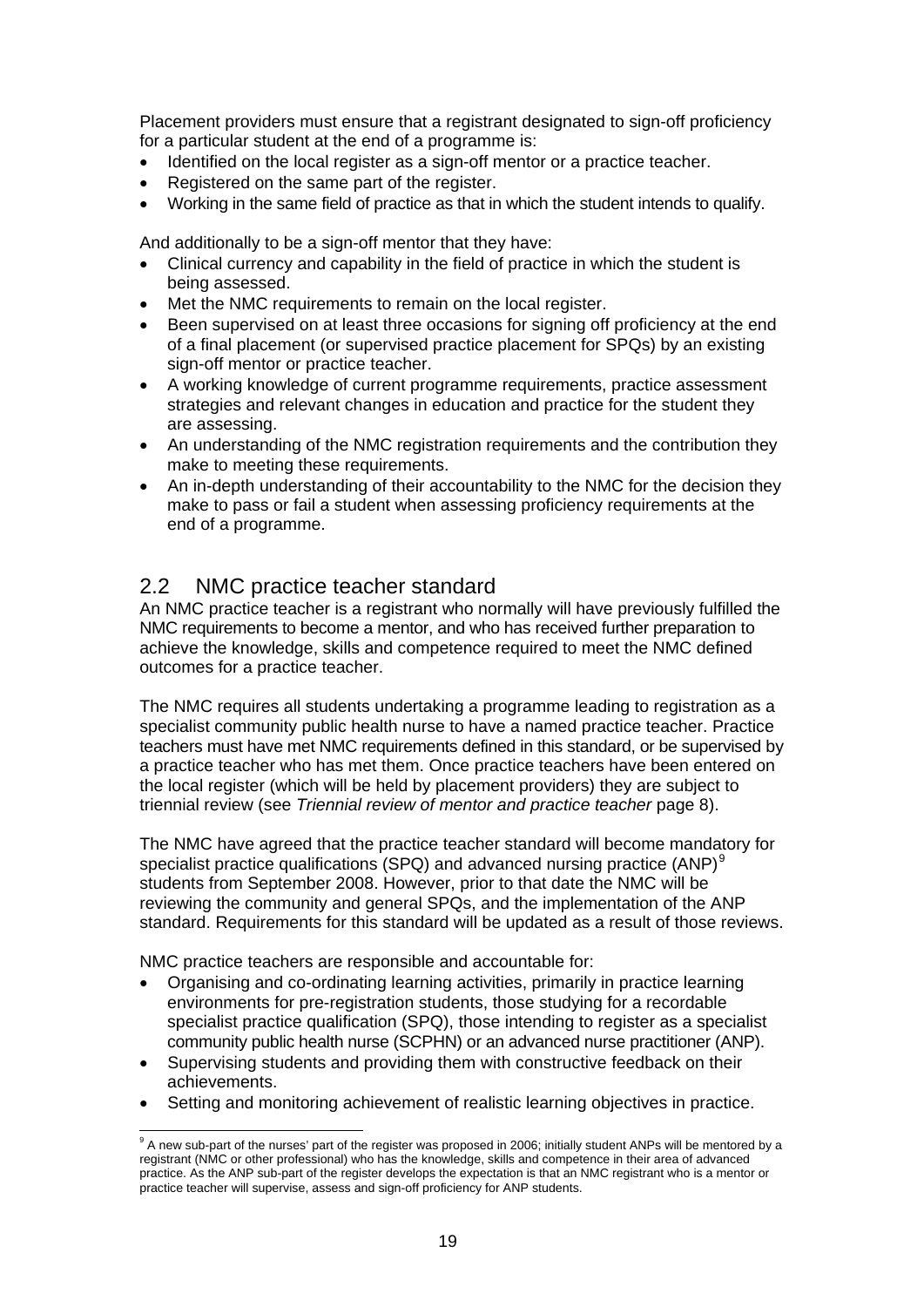Placement providers must ensure that a registrant designated to sign-off proficiency for a particular student at the end of a programme is:

- Identified on the local register as a sign-off mentor or a practice teacher.
- Registered on the same part of the register.
- Working in the same field of practice as that in which the student intends to qualify.

And additionally to be a sign-off mentor that they have:

- Clinical currency and capability in the field of practice in which the student is being assessed.
- Met the NMC requirements to remain on the local register.
- Been supervised on at least three occasions for signing off proficiency at the end of a final placement (or supervised practice placement for SPQs) by an existing sign-off mentor or practice teacher.
- A working knowledge of current programme requirements, practice assessment strategies and relevant changes in education and practice for the student they are assessing.
- An understanding of the NMC registration requirements and the contribution they make to meeting these requirements.
- An in-depth understanding of their accountability to the NMC for the decision they make to pass or fail a student when assessing proficiency requirements at the end of a programme.

## 2.2 NMC practice teacher standard

An NMC practice teacher is a registrant who normally will have previously fulfilled the NMC requirements to become a mentor, and who has received further preparation to achieve the knowledge, skills and competence required to meet the NMC defined outcomes for a practice teacher.

The NMC requires all students undertaking a programme leading to registration as a specialist community public health nurse to have a named practice teacher. Practice teachers must have met NMC requirements defined in this standard, or be supervised by a practice teacher who has met them. Once practice teachers have been entered on the local register (which will be held by placement providers) they are subject to triennial review (see *Triennial review of mentor and practice teacher* page 8).

The NMC have agreed that the practice teacher standard will become mandatory for specialist practice qualifications (SPQ) and advanced nursing practice (ANP)[9] students from September 2008. However, prior to that date the NMC will be reviewing the community and general SPQs, and the implementation of the ANP standard. Requirements for this standard will be updated as a result of those reviews.

NMC practice teachers are responsible and accountable for:

- Organising and co-ordinating learning activities, primarily in practice learning environments for pre-registration students, those studying for a recordable specialist practice qualification (SPQ), those intending to register as a specialist community public health nurse (SCPHN) or an advanced nurse practitioner (ANP).
- Supervising students and providing them with constructive feedback on their achievements.
- Setting and monitoring achievement of realistic learning objectives in practice.

[9] A new sub-part of the nurses' part of the register was proposed in 2006; initially student ANPs will be mentored by a registrant (NMC or other professional) who has the knowledge, skills and competence in their area of advanced practice. As the ANP sub-part of the register develops the expectation is that an NMC registrant who is a mentor or practice teacher will supervise, assess and sign-off proficiency for ANP students.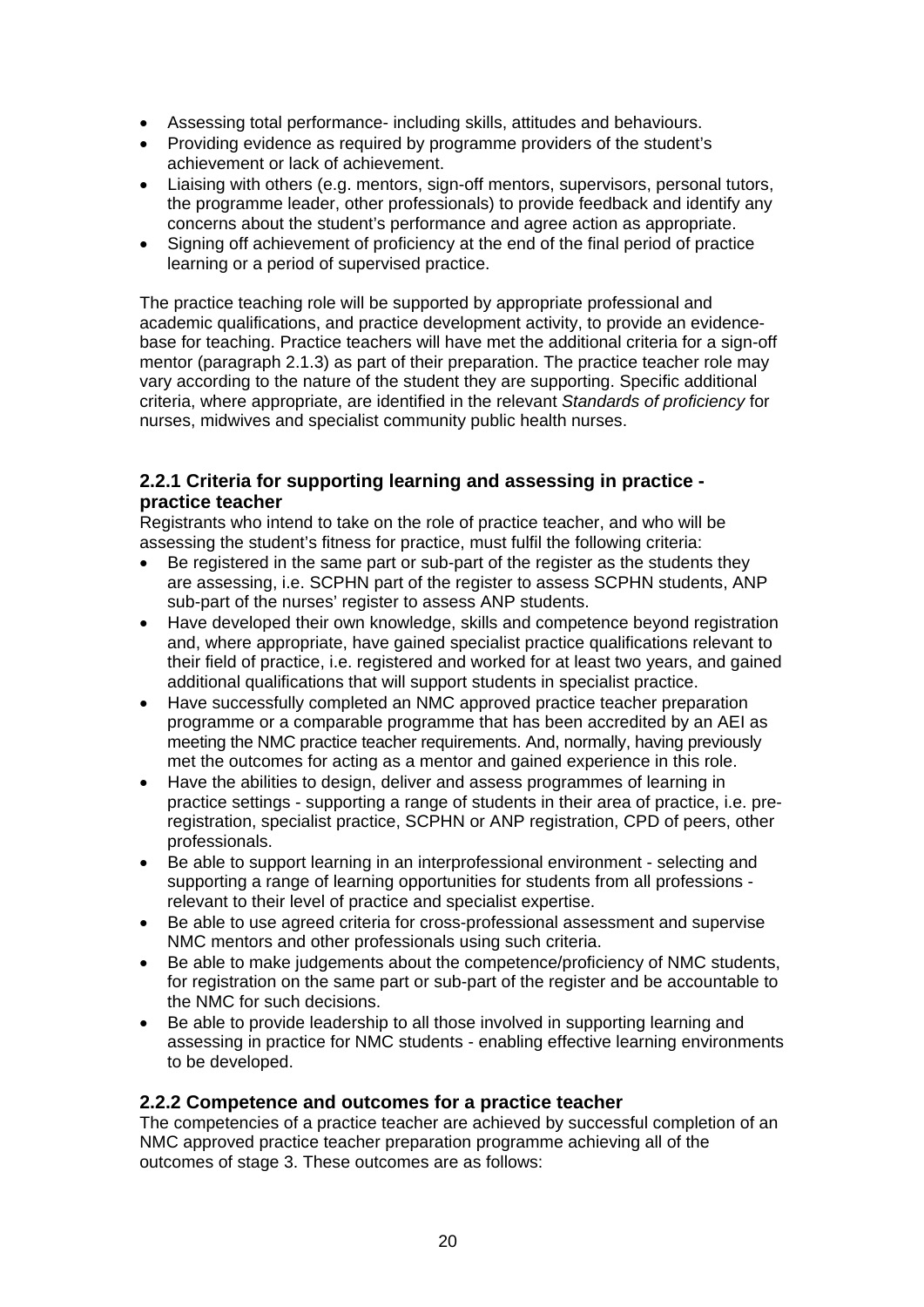- Assessing total performance- including skills, attitudes and behaviours.
- Providing evidence as required by programme providers of the student's achievement or lack of achievement.
- Liaising with others (e.g. mentors, sign-off mentors, supervisors, personal tutors, the programme leader, other professionals) to provide feedback and identify any concerns about the student's performance and agree action as appropriate.
- Signing off achievement of proficiency at the end of the final period of practice learning or a period of supervised practice.

The practice teaching role will be supported by appropriate professional and academic qualifications, and practice development activity, to provide an evidence-base for teaching. Practice teachers will have met the additional criteria for a sign-off mentor (paragraph 2.1.3) as part of their preparation. The practice teacher role may vary according to the nature of the student they are supporting. Specific additional criteria, where appropriate, are identified in the relevant *Standards of proficiency* for nurses, midwives and specialist community public health nurses.

### 2.2.1 Criteria for supporting learning and assessing in practice - practice teacher

Registrants who intend to take on the role of practice teacher, and who will be assessing the student's fitness for practice, must fulfil the following criteria:

- Be registered in the same part or sub-part of the register as the students they are assessing, i.e. SCPHN part of the register to assess SCPHN students, ANP sub-part of the nurses' register to assess ANP students.
- Have developed their own knowledge, skills and competence beyond registration and, where appropriate, have gained specialist practice qualifications relevant to their field of practice, i.e. registered and worked for at least two years, and gained additional qualifications that will support students in specialist practice.
- Have successfully completed an NMC approved practice teacher preparation programme or a comparable programme that has been accredited by an AEI as meeting the NMC practice teacher requirements. And, normally, having previously met the outcomes for acting as a mentor and gained experience in this role.
- Have the abilities to design, deliver and assess programmes of learning in practice settings - supporting a range of students in their area of practice, i.e. pre-registration, specialist practice, SCPHN or ANP registration, CPD of peers, other professionals.
- Be able to support learning in an interprofessional environment - selecting and supporting a range of learning opportunities for students from all professions - relevant to their level of practice and specialist expertise.
- Be able to use agreed criteria for cross-professional assessment and supervise NMC mentors and other professionals using such criteria.
- Be able to make judgements about the competence/proficiency of NMC students, for registration on the same part or sub-part of the register and be accountable to the NMC for such decisions.
- Be able to provide leadership to all those involved in supporting learning and assessing in practice for NMC students - enabling effective learning environments to be developed.

### 2.2.2 Competence and outcomes for a practice teacher

The competencies of a practice teacher are achieved by successful completion of an NMC approved practice teacher preparation programme achieving all of the outcomes of stage 3. These outcomes are as follows: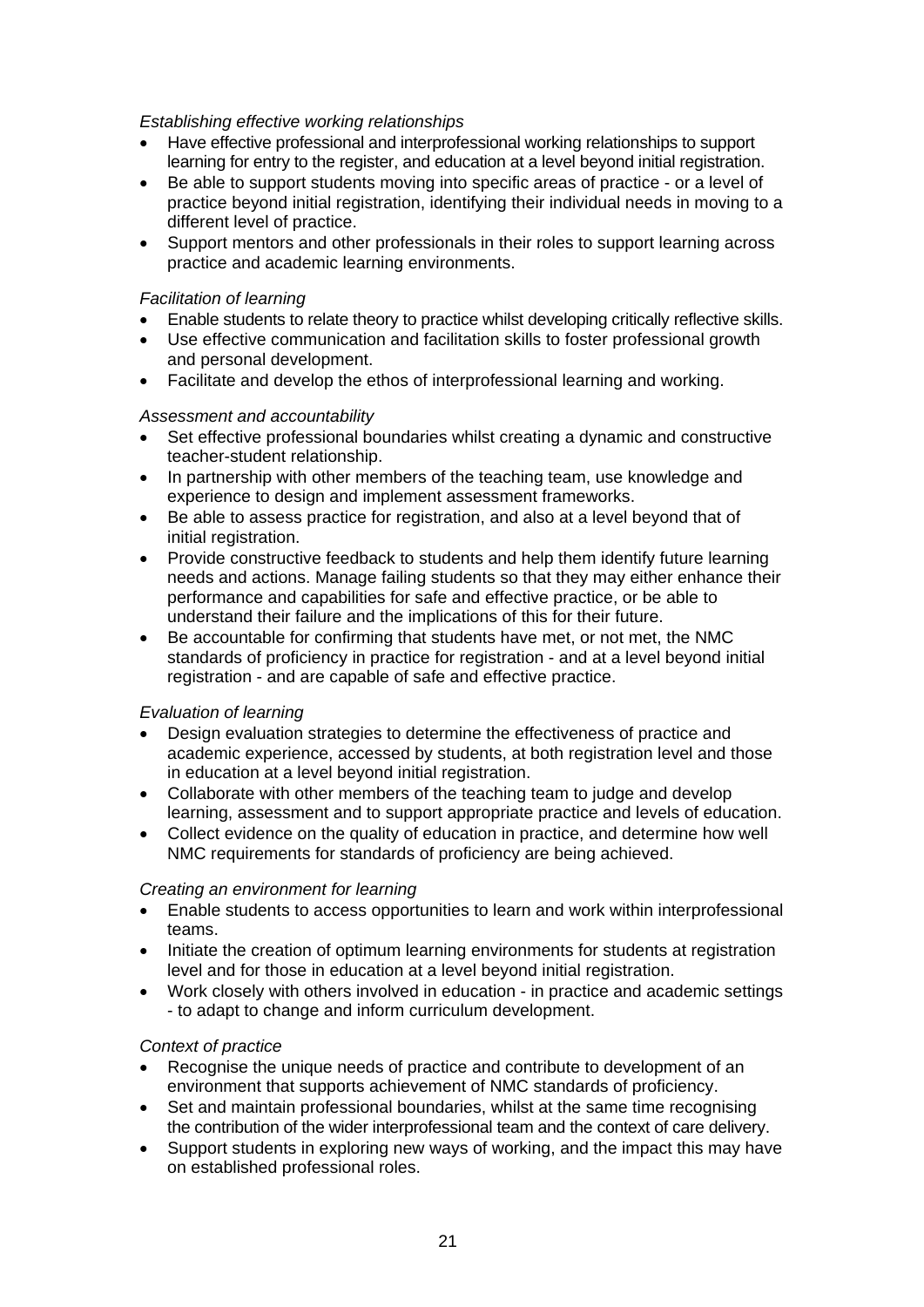*Establishing effective working relationships*

- Have effective professional and interprofessional working relationships to support learning for entry to the register, and education at a level beyond initial registration.
- Be able to support students moving into specific areas of practice - or a level of practice beyond initial registration, identifying their individual needs in moving to a different level of practice.
- Support mentors and other professionals in their roles to support learning across practice and academic learning environments.

*Facilitation of learning*

- Enable students to relate theory to practice whilst developing critically reflective skills.
- Use effective communication and facilitation skills to foster professional growth and personal development.
- Facilitate and develop the ethos of interprofessional learning and working.

*Assessment and accountability*

- Set effective professional boundaries whilst creating a dynamic and constructive teacher-student relationship.
- In partnership with other members of the teaching team, use knowledge and experience to design and implement assessment frameworks.
- Be able to assess practice for registration, and also at a level beyond that of initial registration.
- Provide constructive feedback to students and help them identify future learning needs and actions. Manage failing students so that they may either enhance their performance and capabilities for safe and effective practice, or be able to understand their failure and the implications of this for their future.
- Be accountable for confirming that students have met, or not met, the NMC standards of proficiency in practice for registration - and at a level beyond initial registration - and are capable of safe and effective practice.

*Evaluation of learning*

- Design evaluation strategies to determine the effectiveness of practice and academic experience, accessed by students, at both registration level and those in education at a level beyond initial registration.
- Collaborate with other members of the teaching team to judge and develop learning, assessment and to support appropriate practice and levels of education.
- Collect evidence on the quality of education in practice, and determine how well NMC requirements for standards of proficiency are being achieved.

*Creating an environment for learning*

- Enable students to access opportunities to learn and work within interprofessional teams.
- Initiate the creation of optimum learning environments for students at registration level and for those in education at a level beyond initial registration.
- Work closely with others involved in education - in practice and academic settings - to adapt to change and inform curriculum development.

*Context of practice*

- Recognise the unique needs of practice and contribute to development of an environment that supports achievement of NMC standards of proficiency.
- Set and maintain professional boundaries, whilst at the same time recognising the contribution of the wider interprofessional team and the context of care delivery.
- Support students in exploring new ways of working, and the impact this may have on established professional roles.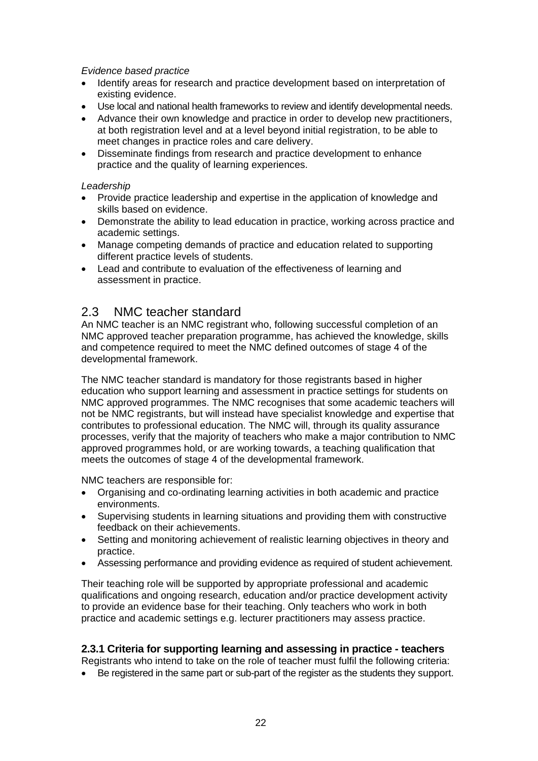*Evidence based practice*

- Identify areas for research and practice development based on interpretation of existing evidence.
- Use local and national health frameworks to review and identify developmental needs.
- Advance their own knowledge and practice in order to develop new practitioners, at both registration level and at a level beyond initial registration, to be able to meet changes in practice roles and care delivery.
- Disseminate findings from research and practice development to enhance practice and the quality of learning experiences.

*Leadership*

- Provide practice leadership and expertise in the application of knowledge and skills based on evidence.
- Demonstrate the ability to lead education in practice, working across practice and academic settings.
- Manage competing demands of practice and education related to supporting different practice levels of students.
- Lead and contribute to evaluation of the effectiveness of learning and assessment in practice.

## 2.3 NMC teacher standard

An NMC teacher is an NMC registrant who, following successful completion of an NMC approved teacher preparation programme, has achieved the knowledge, skills and competence required to meet the NMC defined outcomes of stage 4 of the developmental framework.

The NMC teacher standard is mandatory for those registrants based in higher education who support learning and assessment in practice settings for students on NMC approved programmes. The NMC recognises that some academic teachers will not be NMC registrants, but will instead have specialist knowledge and expertise that contributes to professional education. The NMC will, through its quality assurance processes, verify that the majority of teachers who make a major contribution to NMC approved programmes hold, or are working towards, a teaching qualification that meets the outcomes of stage 4 of the developmental framework.

NMC teachers are responsible for:

- Organising and co-ordinating learning activities in both academic and practice environments.
- Supervising students in learning situations and providing them with constructive feedback on their achievements.
- Setting and monitoring achievement of realistic learning objectives in theory and practice.
- Assessing performance and providing evidence as required of student achievement.

Their teaching role will be supported by appropriate professional and academic qualifications and ongoing research, education and/or practice development activity to provide an evidence base for their teaching. Only teachers who work in both practice and academic settings e.g. lecturer practitioners may assess practice.

### 2.3.1 Criteria for supporting learning and assessing in practice - teachers

Registrants who intend to take on the role of teacher must fulfil the following criteria:

- Be registered in the same part or sub-part of the register as the students they support.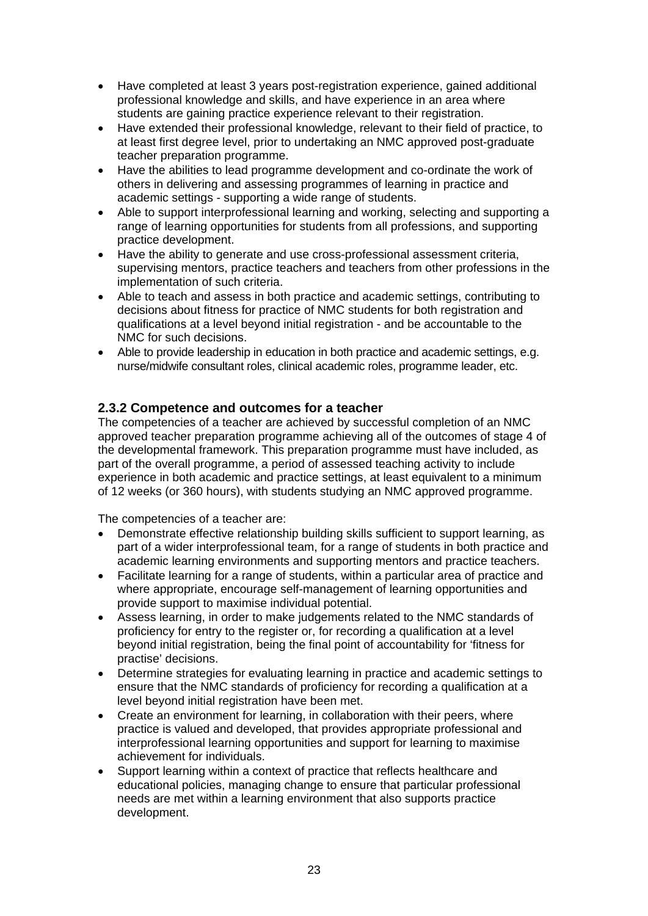- Have completed at least 3 years post-registration experience, gained additional professional knowledge and skills, and have experience in an area where students are gaining practice experience relevant to their registration.
- Have extended their professional knowledge, relevant to their field of practice, to at least first degree level, prior to undertaking an NMC approved post-graduate teacher preparation programme.
- Have the abilities to lead programme development and co-ordinate the work of others in delivering and assessing programmes of learning in practice and academic settings - supporting a wide range of students.
- Able to support interprofessional learning and working, selecting and supporting a range of learning opportunities for students from all professions, and supporting practice development.
- Have the ability to generate and use cross-professional assessment criteria, supervising mentors, practice teachers and teachers from other professions in the implementation of such criteria.
- Able to teach and assess in both practice and academic settings, contributing to decisions about fitness for practice of NMC students for both registration and qualifications at a level beyond initial registration - and be accountable to the NMC for such decisions.
- Able to provide leadership in education in both practice and academic settings, e.g. nurse/midwife consultant roles, clinical academic roles, programme leader, etc.

### 2.3.2 Competence and outcomes for a teacher

The competencies of a teacher are achieved by successful completion of an NMC approved teacher preparation programme achieving all of the outcomes of stage 4 of the developmental framework. This preparation programme must have included, as part of the overall programme, a period of assessed teaching activity to include experience in both academic and practice settings, at least equivalent to a minimum of 12 weeks (or 360 hours), with students studying an NMC approved programme.

The competencies of a teacher are:

- Demonstrate effective relationship building skills sufficient to support learning, as part of a wider interprofessional team, for a range of students in both practice and academic learning environments and supporting mentors and practice teachers.
- Facilitate learning for a range of students, within a particular area of practice and where appropriate, encourage self-management of learning opportunities and provide support to maximise individual potential.
- Assess learning, in order to make judgements related to the NMC standards of proficiency for entry to the register or, for recording a qualification at a level beyond initial registration, being the final point of accountability for 'fitness for practise' decisions.
- Determine strategies for evaluating learning in practice and academic settings to ensure that the NMC standards of proficiency for recording a qualification at a level beyond initial registration have been met.
- Create an environment for learning, in collaboration with their peers, where practice is valued and developed, that provides appropriate professional and interprofessional learning opportunities and support for learning to maximise achievement for individuals.
- Support learning within a context of practice that reflects healthcare and educational policies, managing change to ensure that particular professional needs are met within a learning environment that also supports practice development.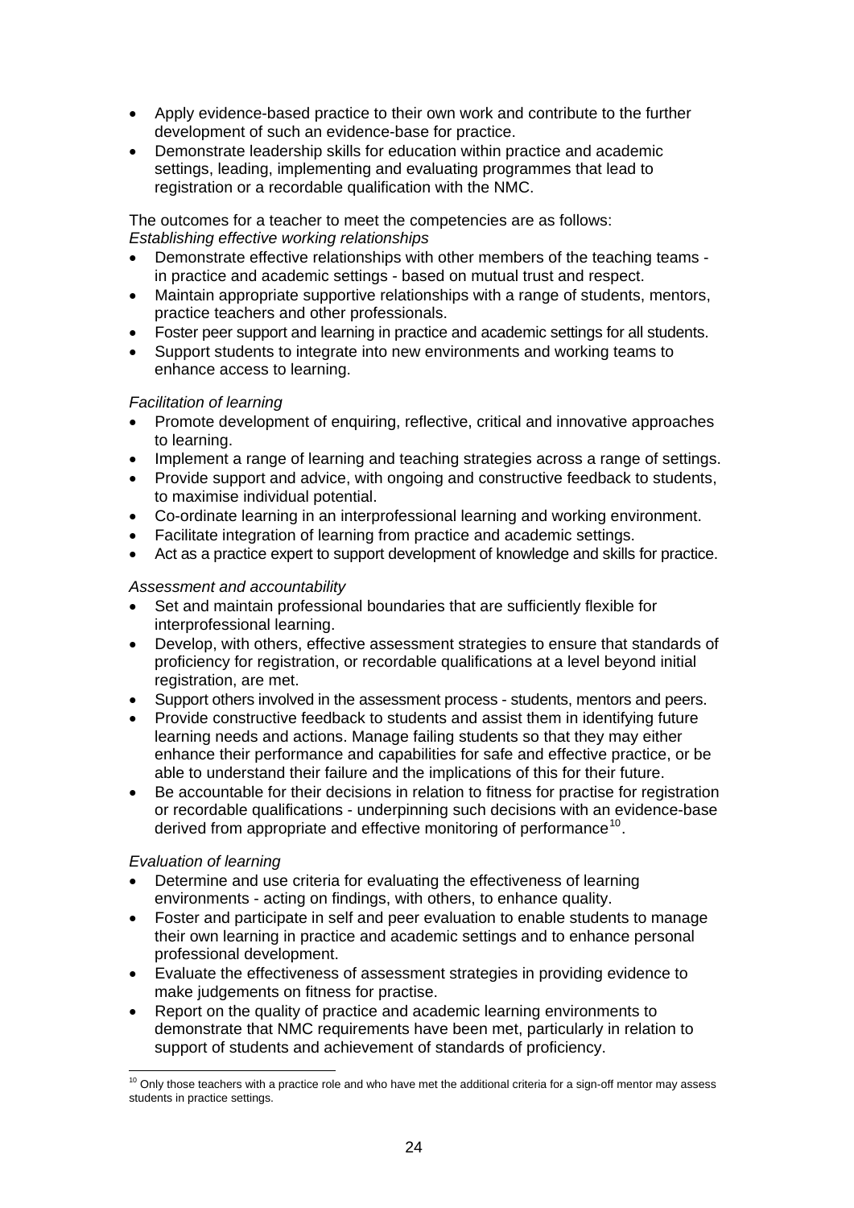- Apply evidence-based practice to their own work and contribute to the further development of such an evidence-base for practice.
- Demonstrate leadership skills for education within practice and academic settings, leading, implementing and evaluating programmes that lead to registration or a recordable qualification with the NMC.

The outcomes for a teacher to meet the competencies are as follows:
*Establishing effective working relationships*

- Demonstrate effective relationships with other members of the teaching teams - in practice and academic settings - based on mutual trust and respect.
- Maintain appropriate supportive relationships with a range of students, mentors, practice teachers and other professionals.
- Foster peer support and learning in practice and academic settings for all students.
- Support students to integrate into new environments and working teams to enhance access to learning.

*Facilitation of learning*

- Promote development of enquiring, reflective, critical and innovative approaches to learning.
- Implement a range of learning and teaching strategies across a range of settings.
- Provide support and advice, with ongoing and constructive feedback to students, to maximise individual potential.
- Co-ordinate learning in an interprofessional learning and working environment.
- Facilitate integration of learning from practice and academic settings.
- Act as a practice expert to support development of knowledge and skills for practice.

*Assessment and accountability*

- Set and maintain professional boundaries that are sufficiently flexible for interprofessional learning.
- Develop, with others, effective assessment strategies to ensure that standards of proficiency for registration, or recordable qualifications at a level beyond initial registration, are met.
- Support others involved in the assessment process - students, mentors and peers.
- Provide constructive feedback to students and assist them in identifying future learning needs and actions. Manage failing students so that they may either enhance their performance and capabilities for safe and effective practice, or be able to understand their failure and the implications of this for their future.
- Be accountable for their decisions in relation to fitness for practise for registration or recordable qualifications - underpinning such decisions with an evidence-base derived from appropriate and effective monitoring of performance[10].

*Evaluation of learning*

- Determine and use criteria for evaluating the effectiveness of learning environments - acting on findings, with others, to enhance quality.
- Foster and participate in self and peer evaluation to enable students to manage their own learning in practice and academic settings and to enhance personal professional development.
- Evaluate the effectiveness of assessment strategies in providing evidence to make judgements on fitness for practise.
- Report on the quality of practice and academic learning environments to demonstrate that NMC requirements have been met, particularly in relation to support of students and achievement of standards of proficiency.

[10] Only those teachers with a practice role and who have met the additional criteria for a sign-off mentor may assess students in practice settings.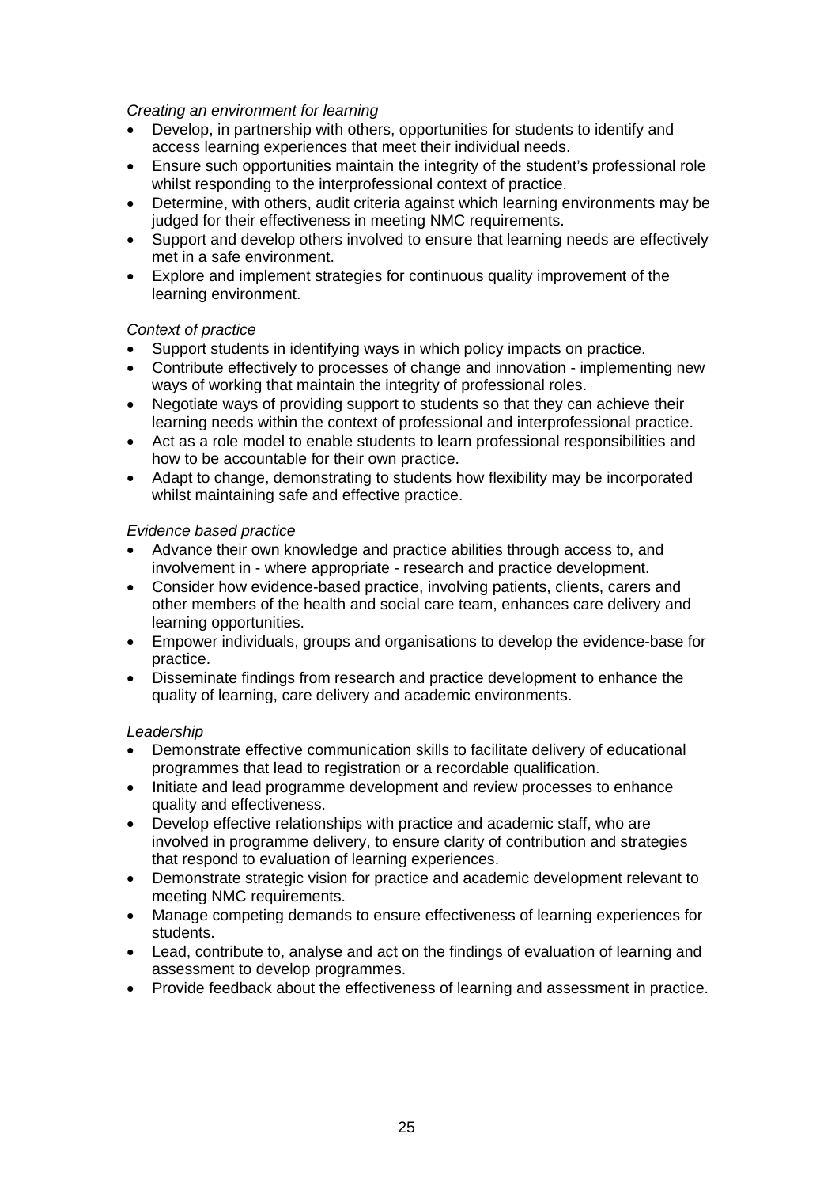*Creating an environment for learning*

- Develop, in partnership with others, opportunities for students to identify and access learning experiences that meet their individual needs.
- Ensure such opportunities maintain the integrity of the student's professional role whilst responding to the interprofessional context of practice.
- Determine, with others, audit criteria against which learning environments may be judged for their effectiveness in meeting NMC requirements.
- Support and develop others involved to ensure that learning needs are effectively met in a safe environment.
- Explore and implement strategies for continuous quality improvement of the learning environment.

*Context of practice*

- Support students in identifying ways in which policy impacts on practice.
- Contribute effectively to processes of change and innovation - implementing new ways of working that maintain the integrity of professional roles.
- Negotiate ways of providing support to students so that they can achieve their learning needs within the context of professional and interprofessional practice.
- Act as a role model to enable students to learn professional responsibilities and how to be accountable for their own practice.
- Adapt to change, demonstrating to students how flexibility may be incorporated whilst maintaining safe and effective practice.

*Evidence based practice*

- Advance their own knowledge and practice abilities through access to, and involvement in - where appropriate - research and practice development.
- Consider how evidence-based practice, involving patients, clients, carers and other members of the health and social care team, enhances care delivery and learning opportunities.
- Empower individuals, groups and organisations to develop the evidence-base for practice.
- Disseminate findings from research and practice development to enhance the quality of learning, care delivery and academic environments.

*Leadership*

- Demonstrate effective communication skills to facilitate delivery of educational programmes that lead to registration or a recordable qualification.
- Initiate and lead programme development and review processes to enhance quality and effectiveness.
- Develop effective relationships with practice and academic staff, who are involved in programme delivery, to ensure clarity of contribution and strategies that respond to evaluation of learning experiences.
- Demonstrate strategic vision for practice and academic development relevant to meeting NMC requirements.
- Manage competing demands to ensure effectiveness of learning experiences for students.
- Lead, contribute to, analyse and act on the findings of evaluation of learning and assessment to develop programmes.
- Provide feedback about the effectiveness of learning and assessment in practice.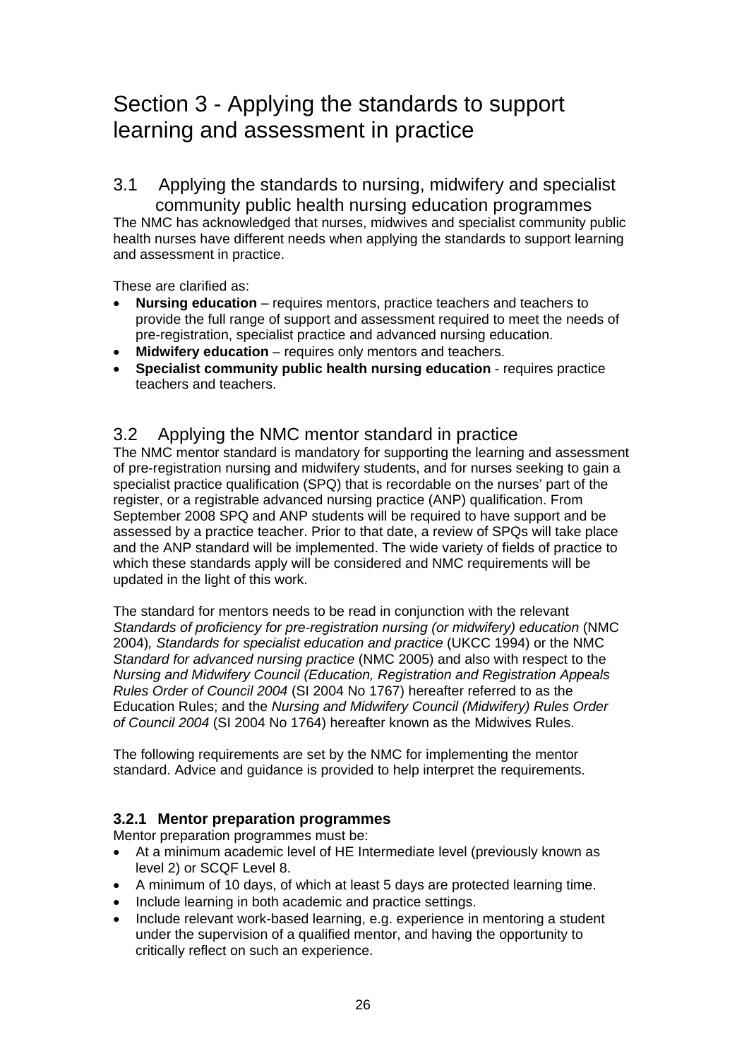# Section 3 - Applying the standards to support learning and assessment in practice

## 3.1 Applying the standards to nursing, midwifery and specialist community public health nursing education programmes

The NMC has acknowledged that nurses, midwives and specialist community public health nurses have different needs when applying the standards to support learning and assessment in practice.

These are clarified as:

- **Nursing education** – requires mentors, practice teachers and teachers to provide the full range of support and assessment required to meet the needs of pre-registration, specialist practice and advanced nursing education.
- **Midwifery education** – requires only mentors and teachers.
- **Specialist community public health nursing education** - requires practice teachers and teachers.

## 3.2 Applying the NMC mentor standard in practice

The NMC mentor standard is mandatory for supporting the learning and assessment of pre-registration nursing and midwifery students, and for nurses seeking to gain a specialist practice qualification (SPQ) that is recordable on the nurses' part of the register, or a registrable advanced nursing practice (ANP) qualification. From September 2008 SPQ and ANP students will be required to have support and be assessed by a practice teacher. Prior to that date, a review of SPQs will take place and the ANP standard will be implemented. The wide variety of fields of practice to which these standards apply will be considered and NMC requirements will be updated in the light of this work.

The standard for mentors needs to be read in conjunction with the relevant *Standards of proficiency for pre-registration nursing (or midwifery) education* (NMC 2004)*, Standards for specialist education and practice* (UKCC 1994) or the NMC *Standard for advanced nursing practice* (NMC 2005) and also with respect to the *Nursing and Midwifery Council (Education, Registration and Registration Appeals Rules Order of Council 2004* (SI 2004 No 1767) hereafter referred to as the Education Rules; and the *Nursing and Midwifery Council (Midwifery) Rules Order of Council 2004* (SI 2004 No 1764) hereafter known as the Midwives Rules.

The following requirements are set by the NMC for implementing the mentor standard. Advice and guidance is provided to help interpret the requirements.

### 3.2.1 Mentor preparation programmes

Mentor preparation programmes must be:

- At a minimum academic level of HE Intermediate level (previously known as level 2) or SCQF Level 8.
- A minimum of 10 days, of which at least 5 days are protected learning time.
- Include learning in both academic and practice settings.
- Include relevant work-based learning, e.g. experience in mentoring a student under the supervision of a qualified mentor, and having the opportunity to critically reflect on such an experience.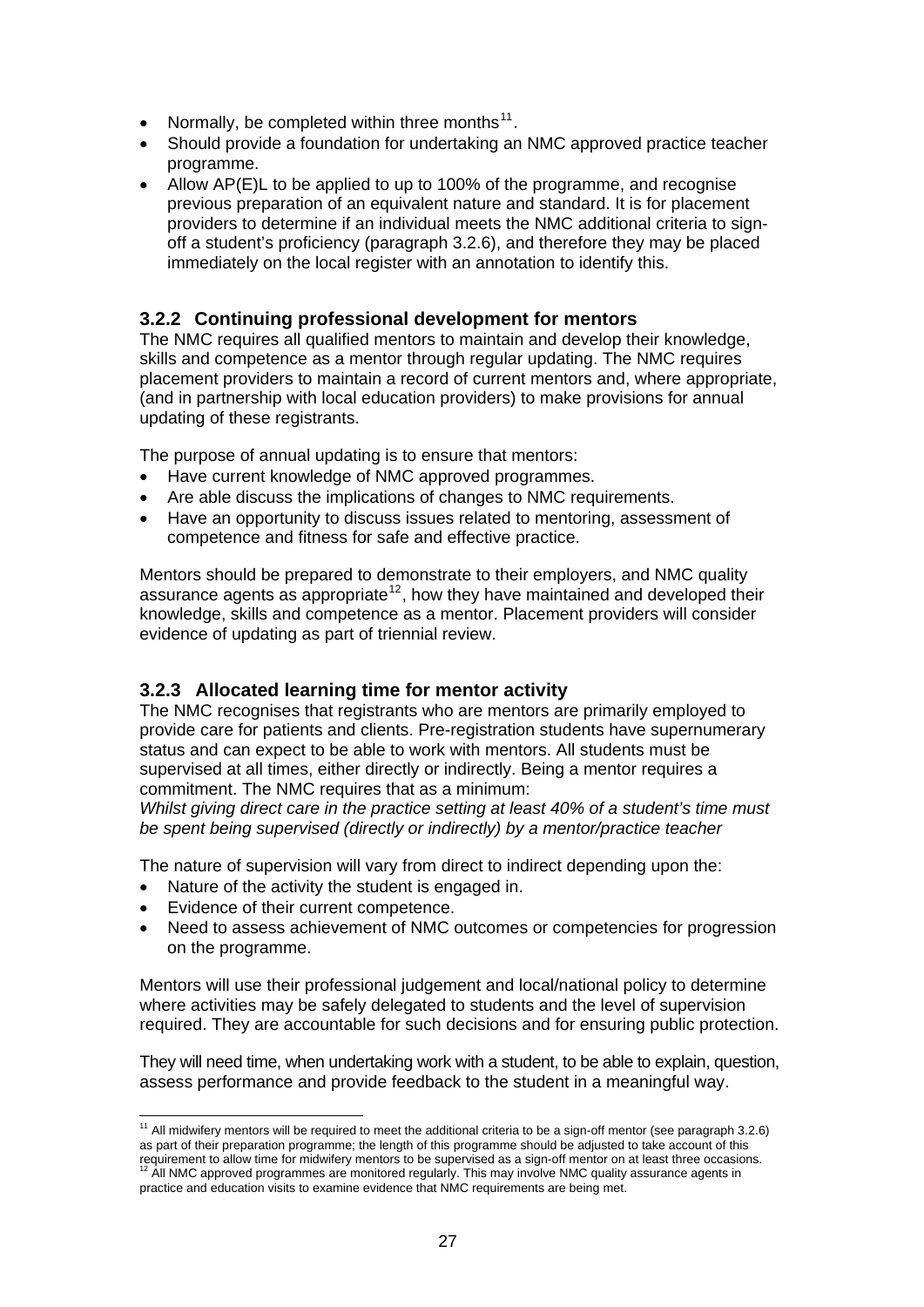- Normally, be completed within three months[11].
- Should provide a foundation for undertaking an NMC approved practice teacher programme.
- Allow AP(E)L to be applied to up to 100% of the programme, and recognise previous preparation of an equivalent nature and standard. It is for placement providers to determine if an individual meets the NMC additional criteria to sign-off a student's proficiency (paragraph 3.2.6), and therefore they may be placed immediately on the local register with an annotation to identify this.

### 3.2.2 Continuing professional development for mentors

The NMC requires all qualified mentors to maintain and develop their knowledge, skills and competence as a mentor through regular updating. The NMC requires placement providers to maintain a record of current mentors and, where appropriate, (and in partnership with local education providers) to make provisions for annual updating of these registrants.

The purpose of annual updating is to ensure that mentors:

- Have current knowledge of NMC approved programmes.
- Are able discuss the implications of changes to NMC requirements.
- Have an opportunity to discuss issues related to mentoring, assessment of competence and fitness for safe and effective practice.

Mentors should be prepared to demonstrate to their employers, and NMC quality assurance agents as appropriate[12], how they have maintained and developed their knowledge, skills and competence as a mentor. Placement providers will consider evidence of updating as part of triennial review.

### 3.2.3 Allocated learning time for mentor activity

The NMC recognises that registrants who are mentors are primarily employed to provide care for patients and clients. Pre-registration students have supernumerary status and can expect to be able to work with mentors. All students must be supervised at all times, either directly or indirectly. Being a mentor requires a commitment. The NMC requires that as a minimum:

*Whilst giving direct care in the practice setting at least 40% of a student's time must be spent being supervised (directly or indirectly) by a mentor/practice teacher*

The nature of supervision will vary from direct to indirect depending upon the:

- Nature of the activity the student is engaged in.
- Evidence of their current competence.
- Need to assess achievement of NMC outcomes or competencies for progression on the programme.

Mentors will use their professional judgement and local/national policy to determine where activities may be safely delegated to students and the level of supervision required. They are accountable for such decisions and for ensuring public protection.

They will need time, when undertaking work with a student, to be able to explain, question, assess performance and provide feedback to the student in a meaningful way.

---

[11] All midwifery mentors will be required to meet the additional criteria to be a sign-off mentor (see paragraph 3.2.6) as part of their preparation programme; the length of this programme should be adjusted to take account of this requirement to allow time for midwifery mentors to be supervised as a sign-off mentor on at least three occasions.

[12] All NMC approved programmes are monitored regularly. This may involve NMC quality assurance agents in practice and education visits to examine evidence that NMC requirements are being met.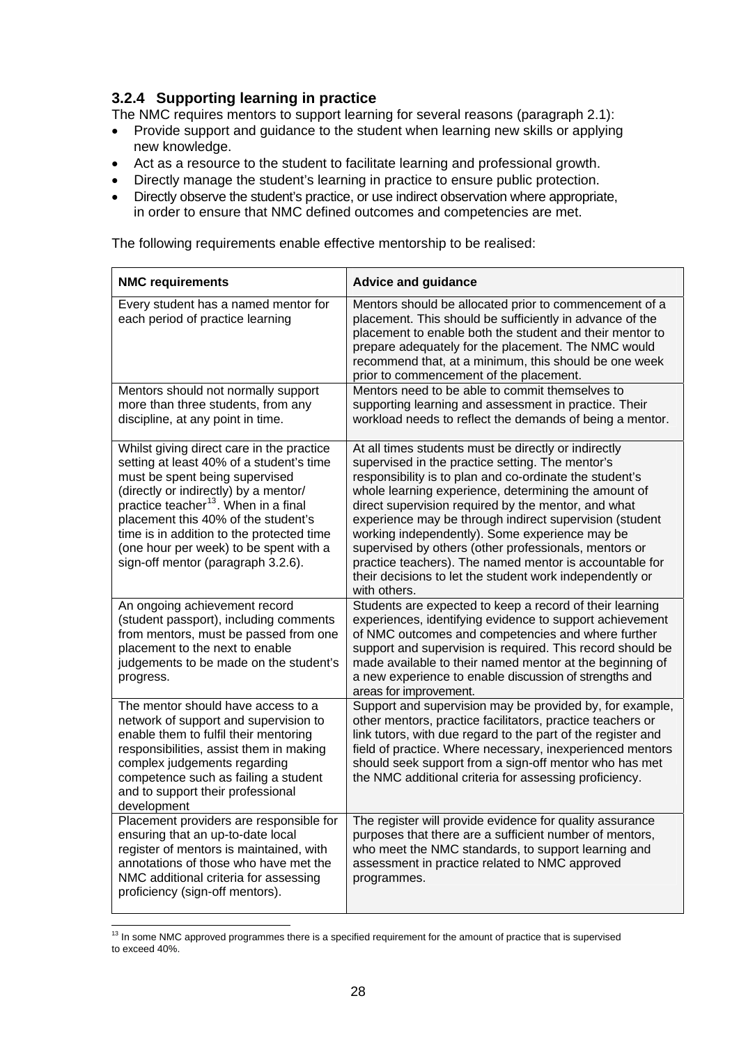### 3.2.4 Supporting learning in practice

The NMC requires mentors to support learning for several reasons (paragraph 2.1):

- Provide support and guidance to the student when learning new skills or applying new knowledge.
- Act as a resource to the student to facilitate learning and professional growth.
- Directly manage the student's learning in practice to ensure public protection.
- Directly observe the student's practice, or use indirect observation where appropriate, in order to ensure that NMC defined outcomes and competencies are met.

The following requirements enable effective mentorship to be realised:

| NMC requirements | Advice and guidance |
|---|---|
| Every student has a named mentor for each period of practice learning | Mentors should be allocated prior to commencement of a placement. This should be sufficiently in advance of the placement to enable both the student and their mentor to prepare adequately for the placement. The NMC would recommend that, at a minimum, this should be one week prior to commencement of the placement. |
| Mentors should not normally support more than three students, from any discipline, at any point in time. | Mentors need to be able to commit themselves to supporting learning and assessment in practice. Their workload needs to reflect the demands of being a mentor. |
| Whilst giving direct care in the practice setting at least 40% of a student's time must be spent being supervised (directly or indirectly) by a mentor/ practice teacher[13]. When in a final placement this 40% of the student's time is in addition to the protected time (one hour per week) to be spent with a sign-off mentor (paragraph 3.2.6). | At all times students must be directly or indirectly supervised in the practice setting. The mentor's responsibility is to plan and co-ordinate the student's whole learning experience, determining the amount of direct supervision required by the mentor, and what experience may be through indirect supervision (student working independently). Some experience may be supervised by others (other professionals, mentors or practice teachers). The named mentor is accountable for their decisions to let the student work independently or with others. |
| An ongoing achievement record (student passport), including comments from mentors, must be passed from one placement to the next to enable judgements to be made on the student's progress. | Students are expected to keep a record of their learning experiences, identifying evidence to support achievement of NMC outcomes and competencies and where further support and supervision is required. This record should be made available to their named mentor at the beginning of a new experience to enable discussion of strengths and areas for improvement. |
| The mentor should have access to a network of support and supervision to enable them to fulfil their mentoring responsibilities, assist them in making complex judgements regarding competence such as failing a student and to support their professional development | Support and supervision may be provided by, for example, other mentors, practice facilitators, practice teachers or link tutors, with due regard to the part of the register and field of practice. Where necessary, inexperienced mentors should seek support from a sign-off mentor who has met the NMC additional criteria for assessing proficiency. |
| Placement providers are responsible for ensuring that an up-to-date local register of mentors is maintained, with annotations of those who have met the NMC additional criteria for assessing proficiency (sign-off mentors). | The register will provide evidence for quality assurance purposes that there are a sufficient number of mentors, who meet the NMC standards, to support learning and assessment in practice related to NMC approved programmes. |

[13] In some NMC approved programmes there is a specified requirement for the amount of practice that is supervised to exceed 40%.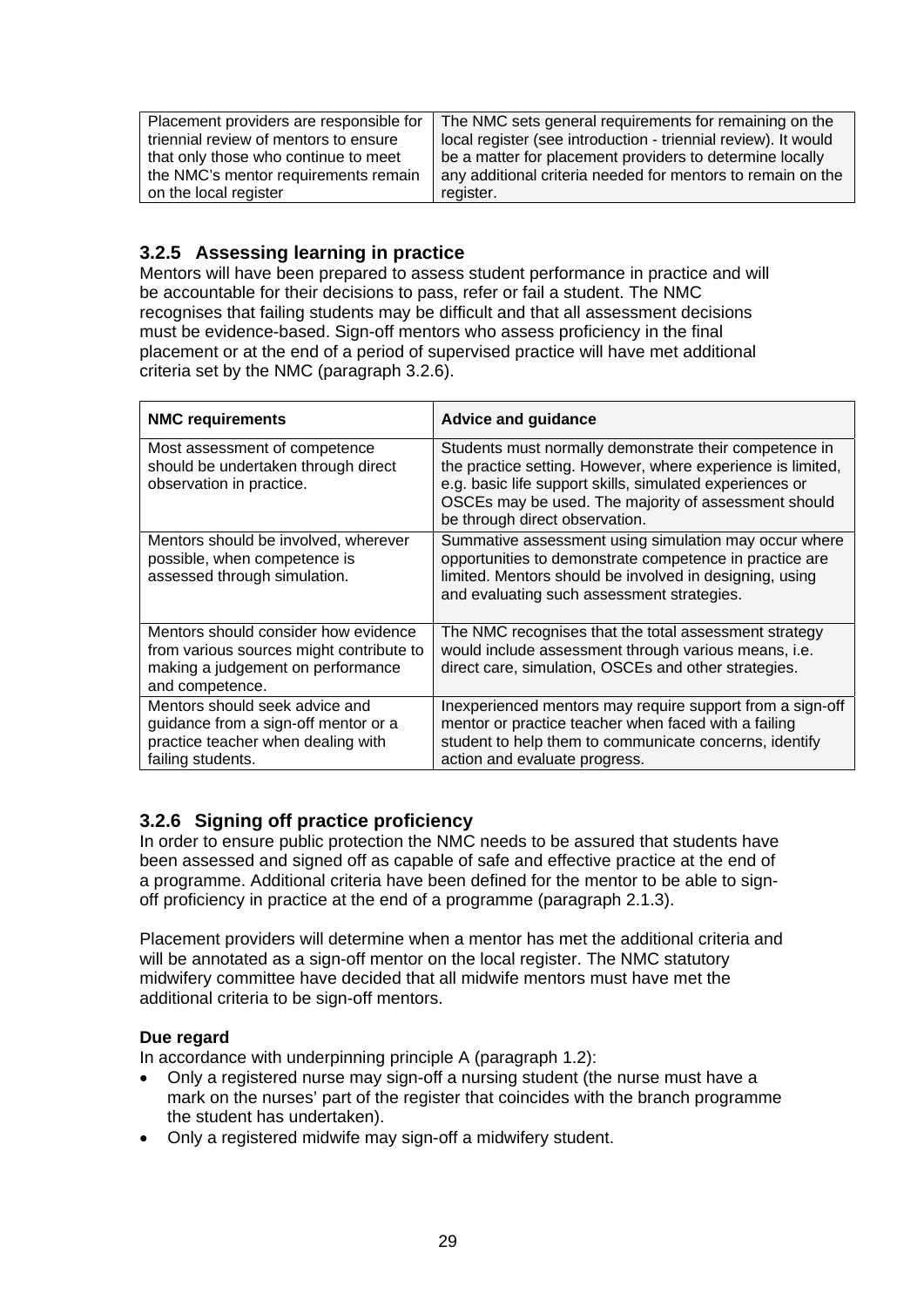| | |
|---|---|
| Placement providers are responsible for triennial review of mentors to ensure that only those who continue to meet the NMC's mentor requirements remain on the local register | The NMC sets general requirements for remaining on the local register (see introduction - triennial review). It would be a matter for placement providers to determine locally any additional criteria needed for mentors to remain on the register. |

### 3.2.5 Assessing learning in practice

Mentors will have been prepared to assess student performance in practice and will be accountable for their decisions to pass, refer or fail a student. The NMC recognises that failing students may be difficult and that all assessment decisions must be evidence-based. Sign-off mentors who assess proficiency in the final placement or at the end of a period of supervised practice will have met additional criteria set by the NMC (paragraph 3.2.6).

| NMC requirements | Advice and guidance |
|---|---|
| Most assessment of competence should be undertaken through direct observation in practice. | Students must normally demonstrate their competence in the practice setting. However, where experience is limited, e.g. basic life support skills, simulated experiences or OSCEs may be used. The majority of assessment should be through direct observation. |
| Mentors should be involved, wherever possible, when competence is assessed through simulation. | Summative assessment using simulation may occur where opportunities to demonstrate competence in practice are limited. Mentors should be involved in designing, using and evaluating such assessment strategies. |
| Mentors should consider how evidence from various sources might contribute to making a judgement on performance and competence. | The NMC recognises that the total assessment strategy would include assessment through various means, i.e. direct care, simulation, OSCEs and other strategies. |
| Mentors should seek advice and guidance from a sign-off mentor or a practice teacher when dealing with failing students. | Inexperienced mentors may require support from a sign-off mentor or practice teacher when faced with a failing student to help them to communicate concerns, identify action and evaluate progress. |

### 3.2.6 Signing off practice proficiency

In order to ensure public protection the NMC needs to be assured that students have been assessed and signed off as capable of safe and effective practice at the end of a programme. Additional criteria have been defined for the mentor to be able to sign-off proficiency in practice at the end of a programme (paragraph 2.1.3).

Placement providers will determine when a mentor has met the additional criteria and will be annotated as a sign-off mentor on the local register. The NMC statutory midwifery committee have decided that all midwife mentors must have met the additional criteria to be sign-off mentors.

**Due regard**

In accordance with underpinning principle A (paragraph 1.2):

- Only a registered nurse may sign-off a nursing student (the nurse must have a mark on the nurses' part of the register that coincides with the branch programme the student has undertaken).
- Only a registered midwife may sign-off a midwifery student.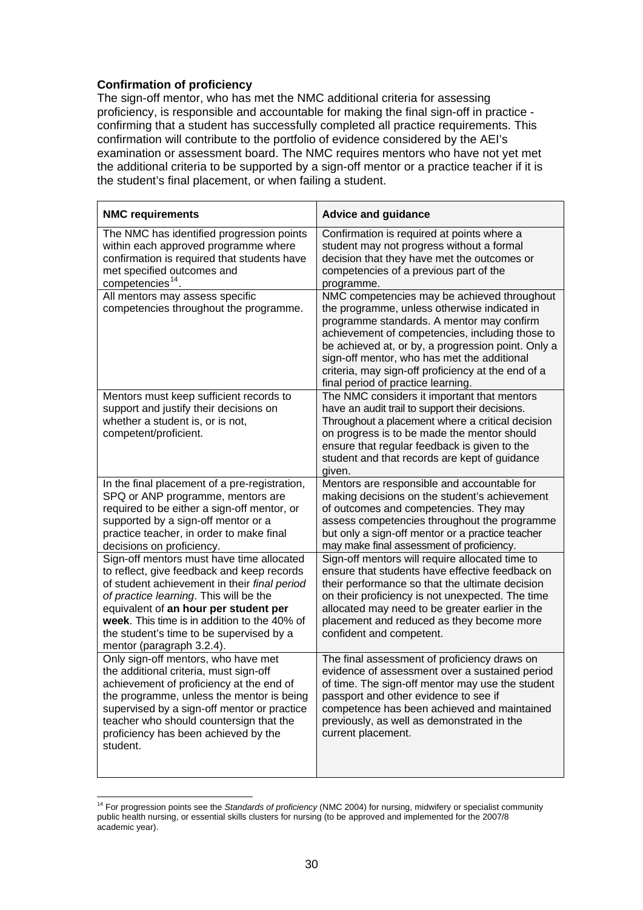**Confirmation of proficiency**

The sign-off mentor, who has met the NMC additional criteria for assessing proficiency, is responsible and accountable for making the final sign-off in practice - confirming that a student has successfully completed all practice requirements. This confirmation will contribute to the portfolio of evidence considered by the AEI's examination or assessment board. The NMC requires mentors who have not yet met the additional criteria to be supported by a sign-off mentor or a practice teacher if it is the student's final placement, or when failing a student.

| NMC requirements | Advice and guidance |
|---|---|
| The NMC has identified progression points within each approved programme where confirmation is required that students have met specified outcomes and competencies[14]. | Confirmation is required at points where a student may not progress without a formal decision that they have met the outcomes or competencies of a previous part of the programme. |
| All mentors may assess specific competencies throughout the programme. | NMC competencies may be achieved throughout the programme, unless otherwise indicated in programme standards. A mentor may confirm achievement of competencies, including those to be achieved at, or by, a progression point. Only a sign-off mentor, who has met the additional criteria, may sign-off proficiency at the end of a final period of practice learning. |
| Mentors must keep sufficient records to support and justify their decisions on whether a student is, or is not, competent/proficient. | The NMC considers it important that mentors have an audit trail to support their decisions. Throughout a placement where a critical decision on progress is to be made the mentor should ensure that regular feedback is given to the student and that records are kept of guidance given. |
| In the final placement of a pre-registration, SPQ or ANP programme, mentors are required to be either a sign-off mentor, or supported by a sign-off mentor or a practice teacher, in order to make final decisions on proficiency. | Mentors are responsible and accountable for making decisions on the student's achievement of outcomes and competencies. They may assess competencies throughout the programme but only a sign-off mentor or a practice teacher may make final assessment of proficiency. |
| Sign-off mentors must have time allocated to reflect, give feedback and keep records of student achievement in their *final period of practice learning*. This will be the equivalent of **an hour per student per week**. This time is in addition to the 40% of the student's time to be supervised by a mentor (paragraph 3.2.4). | Sign-off mentors will require allocated time to ensure that students have effective feedback on their performance so that the ultimate decision on their proficiency is not unexpected. The time allocated may need to be greater earlier in the placement and reduced as they become more confident and competent. |
| Only sign-off mentors, who have met the additional criteria, must sign-off achievement of proficiency at the end of the programme, unless the mentor is being supervised by a sign-off mentor or practice teacher who should countersign that the proficiency has been achieved by the student. | The final assessment of proficiency draws on evidence of assessment over a sustained period of time. The sign-off mentor may use the student passport and other evidence to see if competence has been achieved and maintained previously, as well as demonstrated in the current placement. |

[14] For progression points see the *Standards of proficiency* (NMC 2004) for nursing, midwifery or specialist community public health nursing, or essential skills clusters for nursing (to be approved and implemented for the 2007/8 academic year).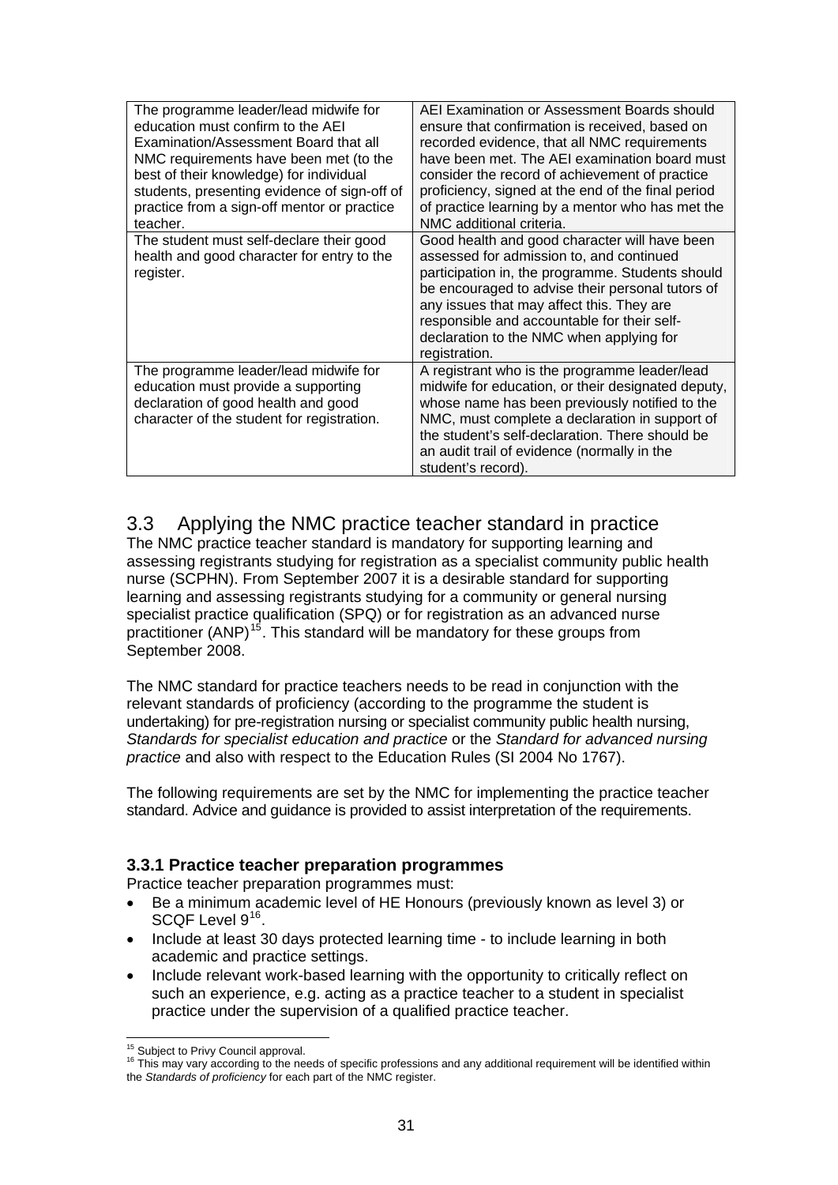| | |
|---|---|
| The programme leader/lead midwife for education must confirm to the AEI Examination/Assessment Board that all NMC requirements have been met (to the best of their knowledge) for individual students, presenting evidence of sign-off of practice from a sign-off mentor or practice teacher. | AEI Examination or Assessment Boards should ensure that confirmation is received, based on recorded evidence, that all NMC requirements have been met. The AEI examination board must consider the record of achievement of practice proficiency, signed at the end of the final period of practice learning by a mentor who has met the NMC additional criteria. |
| The student must self-declare their good health and good character for entry to the register. | Good health and good character will have been assessed for admission to, and continued participation in, the programme. Students should be encouraged to advise their personal tutors of any issues that may affect this. They are responsible and accountable for their self-declaration to the NMC when applying for registration. |
| The programme leader/lead midwife for education must provide a supporting declaration of good health and good character of the student for registration. | A registrant who is the programme leader/lead midwife for education, or their designated deputy, whose name has been previously notified to the NMC, must complete a declaration in support of the student's self-declaration. There should be an audit trail of evidence (normally in the student's record). |

## 3.3 Applying the NMC practice teacher standard in practice

The NMC practice teacher standard is mandatory for supporting learning and assessing registrants studying for registration as a specialist community public health nurse (SCPHN). From September 2007 it is a desirable standard for supporting learning and assessing registrants studying for a community or general nursing specialist practice qualification (SPQ) or for registration as an advanced nurse practitioner (ANP)[15]. This standard will be mandatory for these groups from September 2008.

The NMC standard for practice teachers needs to be read in conjunction with the relevant standards of proficiency (according to the programme the student is undertaking) for pre-registration nursing or specialist community public health nursing, *Standards for specialist education and practice* or the *Standard for advanced nursing practice* and also with respect to the Education Rules (SI 2004 No 1767).

The following requirements are set by the NMC for implementing the practice teacher standard. Advice and guidance is provided to assist interpretation of the requirements.

### 3.3.1 Practice teacher preparation programmes

Practice teacher preparation programmes must:

- Be a minimum academic level of HE Honours (previously known as level 3) or SCQF Level 9[16].
- Include at least 30 days protected learning time - to include learning in both academic and practice settings.
- Include relevant work-based learning with the opportunity to critically reflect on such an experience, e.g. acting as a practice teacher to a student in specialist practice under the supervision of a qualified practice teacher.

[15] Subject to Privy Council approval.
[16] This may vary according to the needs of specific professions and any additional requirement will be identified within the *Standards of proficiency* for each part of the NMC register.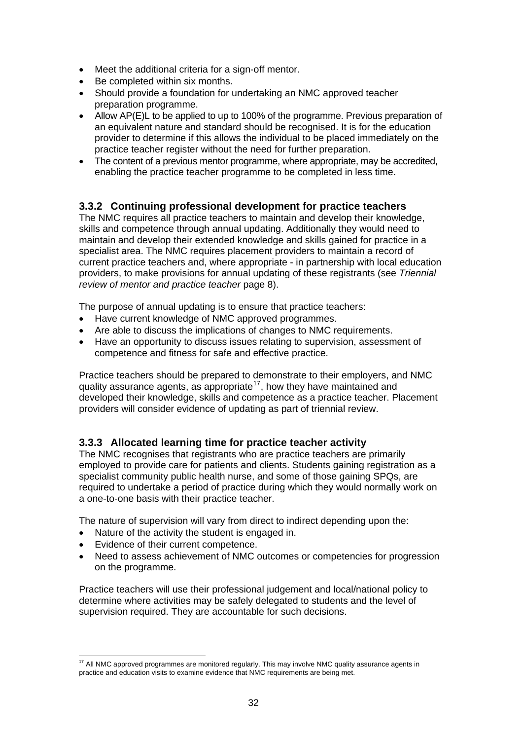- Meet the additional criteria for a sign-off mentor.
- Be completed within six months.
- Should provide a foundation for undertaking an NMC approved teacher preparation programme.
- Allow AP(E)L to be applied to up to 100% of the programme. Previous preparation of an equivalent nature and standard should be recognised. It is for the education provider to determine if this allows the individual to be placed immediately on the practice teacher register without the need for further preparation.
- The content of a previous mentor programme, where appropriate, may be accredited, enabling the practice teacher programme to be completed in less time.

### 3.3.2 Continuing professional development for practice teachers

The NMC requires all practice teachers to maintain and develop their knowledge, skills and competence through annual updating. Additionally they would need to maintain and develop their extended knowledge and skills gained for practice in a specialist area. The NMC requires placement providers to maintain a record of current practice teachers and, where appropriate - in partnership with local education providers, to make provisions for annual updating of these registrants (see *Triennial review of mentor and practice teacher* page 8).

The purpose of annual updating is to ensure that practice teachers:

- Have current knowledge of NMC approved programmes.
- Are able to discuss the implications of changes to NMC requirements.
- Have an opportunity to discuss issues relating to supervision, assessment of competence and fitness for safe and effective practice.

Practice teachers should be prepared to demonstrate to their employers, and NMC quality assurance agents, as appropriate[17], how they have maintained and developed their knowledge, skills and competence as a practice teacher. Placement providers will consider evidence of updating as part of triennial review.

### 3.3.3 Allocated learning time for practice teacher activity

The NMC recognises that registrants who are practice teachers are primarily employed to provide care for patients and clients. Students gaining registration as a specialist community public health nurse, and some of those gaining SPQs, are required to undertake a period of practice during which they would normally work on a one-to-one basis with their practice teacher.

The nature of supervision will vary from direct to indirect depending upon the:

- Nature of the activity the student is engaged in.
- Evidence of their current competence.
- Need to assess achievement of NMC outcomes or competencies for progression on the programme.

Practice teachers will use their professional judgement and local/national policy to determine where activities may be safely delegated to students and the level of supervision required. They are accountable for such decisions.

[17] All NMC approved programmes are monitored regularly. This may involve NMC quality assurance agents in practice and education visits to examine evidence that NMC requirements are being met.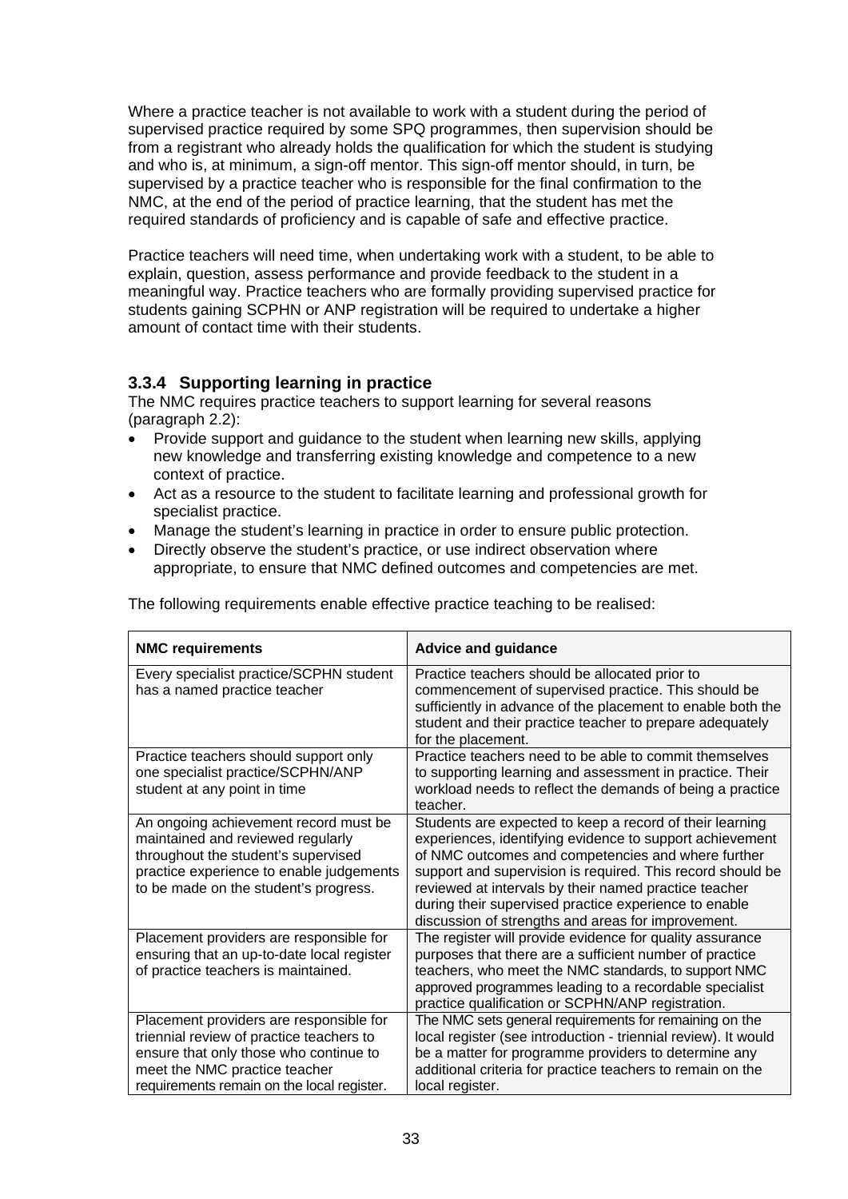Where a practice teacher is not available to work with a student during the period of supervised practice required by some SPQ programmes, then supervision should be from a registrant who already holds the qualification for which the student is studying and who is, at minimum, a sign-off mentor. This sign-off mentor should, in turn, be supervised by a practice teacher who is responsible for the final confirmation to the NMC, at the end of the period of practice learning, that the student has met the required standards of proficiency and is capable of safe and effective practice.

Practice teachers will need time, when undertaking work with a student, to be able to explain, question, assess performance and provide feedback to the student in a meaningful way. Practice teachers who are formally providing supervised practice for students gaining SCPHN or ANP registration will be required to undertake a higher amount of contact time with their students.

### 3.3.4 Supporting learning in practice

The NMC requires practice teachers to support learning for several reasons (paragraph 2.2):

- Provide support and guidance to the student when learning new skills, applying new knowledge and transferring existing knowledge and competence to a new context of practice.
- Act as a resource to the student to facilitate learning and professional growth for specialist practice.
- Manage the student's learning in practice in order to ensure public protection.
- Directly observe the student's practice, or use indirect observation where appropriate, to ensure that NMC defined outcomes and competencies are met.

The following requirements enable effective practice teaching to be realised:

| NMC requirements | Advice and guidance |
|---|---|
| Every specialist practice/SCPHN student has a named practice teacher | Practice teachers should be allocated prior to commencement of supervised practice. This should be sufficiently in advance of the placement to enable both the student and their practice teacher to prepare adequately for the placement. |
| Practice teachers should support only one specialist practice/SCPHN/ANP student at any point in time | Practice teachers need to be able to commit themselves to supporting learning and assessment in practice. Their workload needs to reflect the demands of being a practice teacher. |
| An ongoing achievement record must be maintained and reviewed regularly throughout the student's supervised practice experience to enable judgements to be made on the student's progress. | Students are expected to keep a record of their learning experiences, identifying evidence to support achievement of NMC outcomes and competencies and where further support and supervision is required. This record should be reviewed at intervals by their named practice teacher during their supervised practice experience to enable discussion of strengths and areas for improvement. |
| Placement providers are responsible for ensuring that an up-to-date local register of practice teachers is maintained. | The register will provide evidence for quality assurance purposes that there are a sufficient number of practice teachers, who meet the NMC standards, to support NMC approved programmes leading to a recordable specialist practice qualification or SCPHN/ANP registration. |
| Placement providers are responsible for triennial review of practice teachers to ensure that only those who continue to meet the NMC practice teacher requirements remain on the local register. | The NMC sets general requirements for remaining on the local register (see introduction - triennial review). It would be a matter for programme providers to determine any additional criteria for practice teachers to remain on the local register. |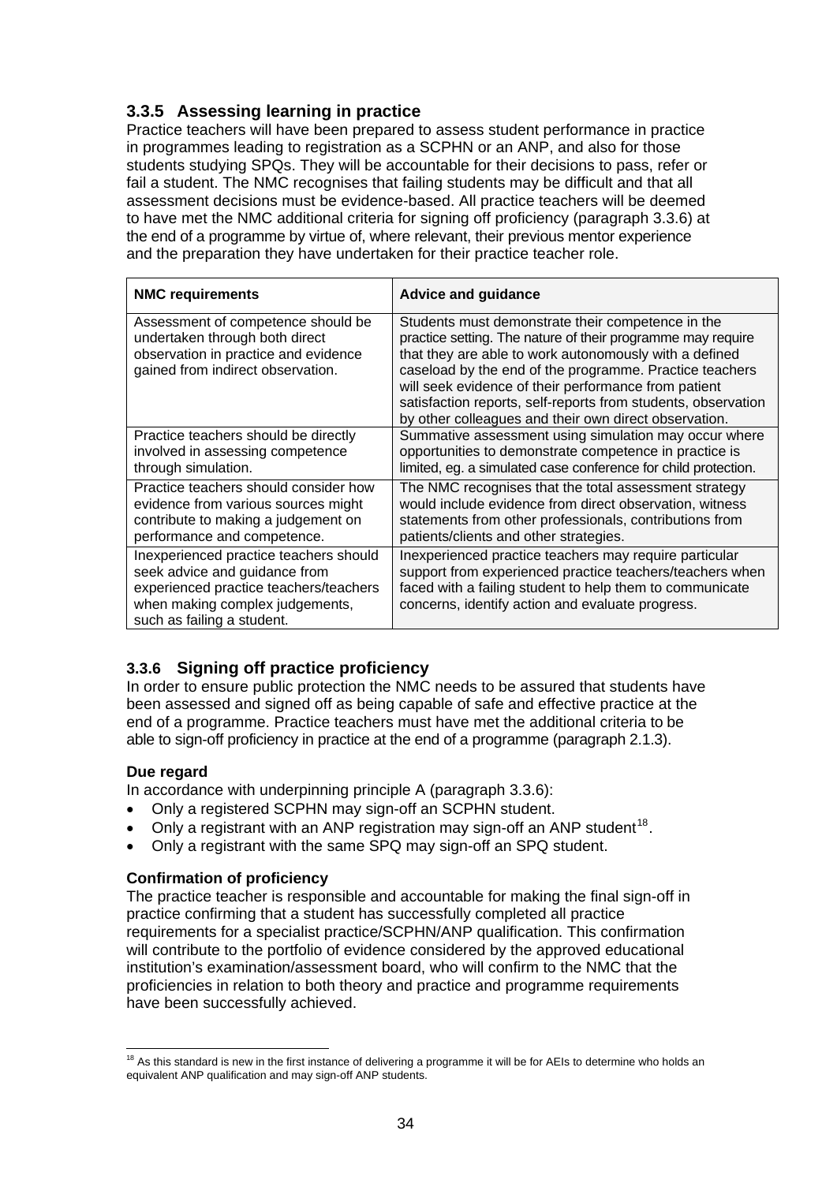### 3.3.5 Assessing learning in practice

Practice teachers will have been prepared to assess student performance in practice in programmes leading to registration as a SCPHN or an ANP, and also for those students studying SPQs. They will be accountable for their decisions to pass, refer or fail a student. The NMC recognises that failing students may be difficult and that all assessment decisions must be evidence-based. All practice teachers will be deemed to have met the NMC additional criteria for signing off proficiency (paragraph 3.3.6) at the end of a programme by virtue of, where relevant, their previous mentor experience and the preparation they have undertaken for their practice teacher role.

| NMC requirements | Advice and guidance |
|---|---|
| Assessment of competence should be undertaken through both direct observation in practice and evidence gained from indirect observation. | Students must demonstrate their competence in the practice setting. The nature of their programme may require that they are able to work autonomously with a defined caseload by the end of the programme. Practice teachers will seek evidence of their performance from patient satisfaction reports, self-reports from students, observation by other colleagues and their own direct observation. |
| Practice teachers should be directly involved in assessing competence through simulation. | Summative assessment using simulation may occur where opportunities to demonstrate competence in practice is limited, eg. a simulated case conference for child protection. |
| Practice teachers should consider how evidence from various sources might contribute to making a judgement on performance and competence. | The NMC recognises that the total assessment strategy would include evidence from direct observation, witness statements from other professionals, contributions from patients/clients and other strategies. |
| Inexperienced practice teachers should seek advice and guidance from experienced practice teachers/teachers when making complex judgements, such as failing a student. | Inexperienced practice teachers may require particular support from experienced practice teachers/teachers when faced with a failing student to help them to communicate concerns, identify action and evaluate progress. |

### 3.3.6 Signing off practice proficiency

In order to ensure public protection the NMC needs to be assured that students have been assessed and signed off as being capable of safe and effective practice at the end of a programme. Practice teachers must have met the additional criteria to be able to sign-off proficiency in practice at the end of a programme (paragraph 2.1.3).

**Due regard**

In accordance with underpinning principle A (paragraph 3.3.6):

- Only a registered SCPHN may sign-off an SCPHN student.
- Only a registrant with an ANP registration may sign-off an ANP student[18].
- Only a registrant with the same SPQ may sign-off an SPQ student.

**Confirmation of proficiency**

The practice teacher is responsible and accountable for making the final sign-off in practice confirming that a student has successfully completed all practice requirements for a specialist practice/SCPHN/ANP qualification. This confirmation will contribute to the portfolio of evidence considered by the approved educational institution's examination/assessment board, who will confirm to the NMC that the proficiencies in relation to both theory and practice and programme requirements have been successfully achieved.

[18] As this standard is new in the first instance of delivering a programme it will be for AEIs to determine who holds an equivalent ANP qualification and may sign-off ANP students.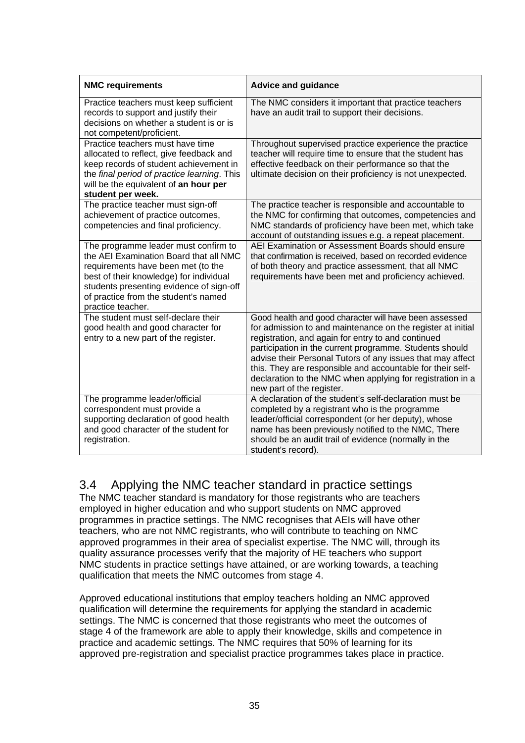| NMC requirements | Advice and guidance |
|---|---|
| Practice teachers must keep sufficient records to support and justify their decisions on whether a student is or is not competent/proficient. | The NMC considers it important that practice teachers have an audit trail to support their decisions. |
| Practice teachers must have time allocated to reflect, give feedback and keep records of student achievement in the *final period of practice learning*. This will be the equivalent of **an hour per student per week.** | Throughout supervised practice experience the practice teacher will require time to ensure that the student has effective feedback on their performance so that the ultimate decision on their proficiency is not unexpected. |
| The practice teacher must sign-off achievement of practice outcomes, competencies and final proficiency. | The practice teacher is responsible and accountable to the NMC for confirming that outcomes, competencies and NMC standards of proficiency have been met, which take account of outstanding issues e.g. a repeat placement. |
| The programme leader must confirm to the AEI Examination Board that all NMC requirements have been met (to the best of their knowledge) for individual students presenting evidence of sign-off of practice from the student's named practice teacher. | AEI Examination or Assessment Boards should ensure that confirmation is received, based on recorded evidence of both theory and practice assessment, that all NMC requirements have been met and proficiency achieved. |
| The student must self-declare their good health and good character for entry to a new part of the register. | Good health and good character will have been assessed for admission to and maintenance on the register at initial registration, and again for entry to and continued participation in the current programme. Students should advise their Personal Tutors of any issues that may affect this. They are responsible and accountable for their self-declaration to the NMC when applying for registration in a new part of the register. |
| The programme leader/official correspondent must provide a supporting declaration of good health and good character of the student for registration. | A declaration of the student's self-declaration must be completed by a registrant who is the programme leader/official correspondent (or her deputy), whose name has been previously notified to the NMC, There should be an audit trail of evidence (normally in the student's record). |

## 3.4 Applying the NMC teacher standard in practice settings

The NMC teacher standard is mandatory for those registrants who are teachers employed in higher education and who support students on NMC approved programmes in practice settings. The NMC recognises that AEIs will have other teachers, who are not NMC registrants, who will contribute to teaching on NMC approved programmes in their area of specialist expertise. The NMC will, through its quality assurance processes verify that the majority of HE teachers who support NMC students in practice settings have attained, or are working towards, a teaching qualification that meets the NMC outcomes from stage 4.

Approved educational institutions that employ teachers holding an NMC approved qualification will determine the requirements for applying the standard in academic settings. The NMC is concerned that those registrants who meet the outcomes of stage 4 of the framework are able to apply their knowledge, skills and competence in practice and academic settings. The NMC requires that 50% of learning for its approved pre-registration and specialist practice programmes takes place in practice.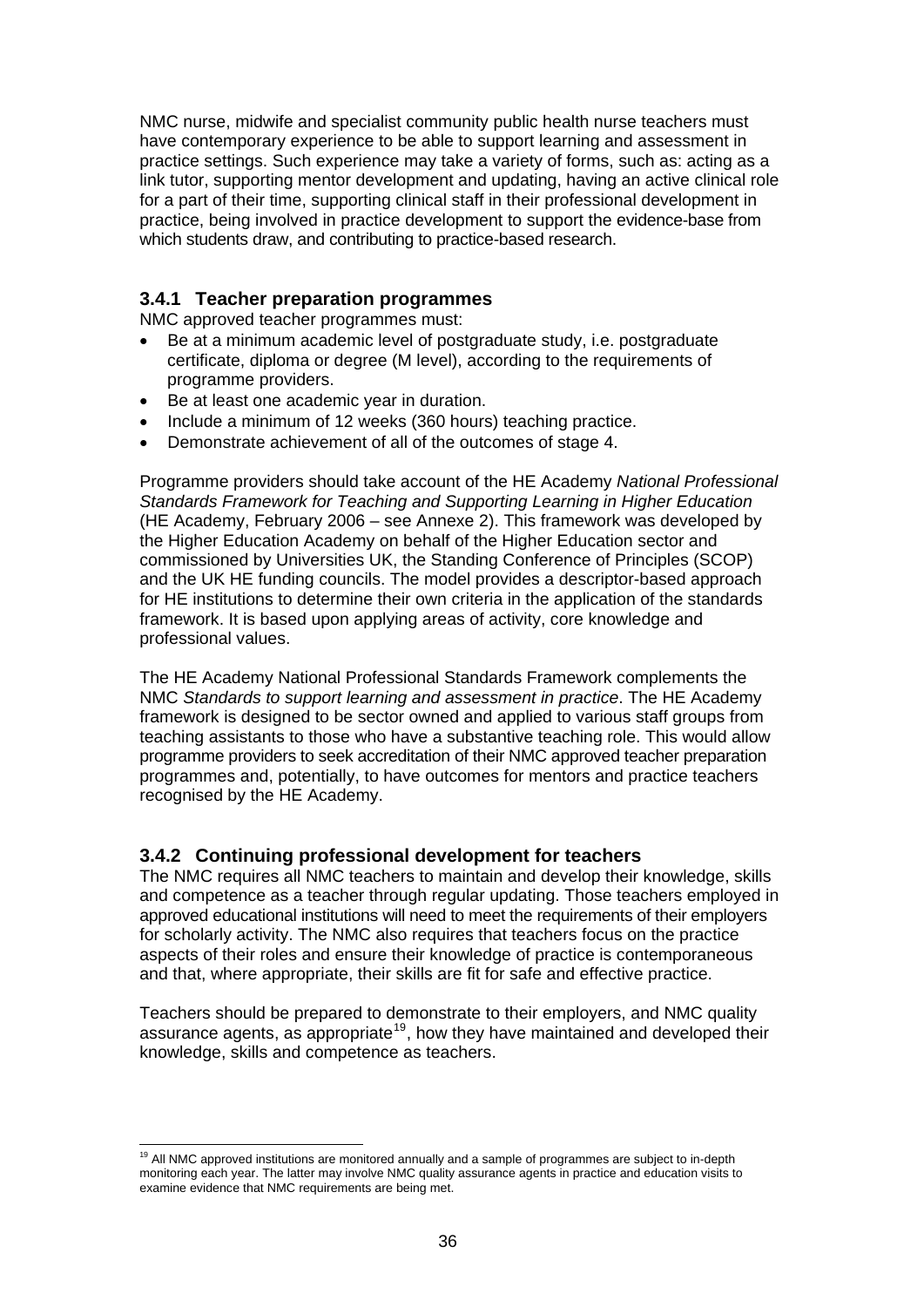NMC nurse, midwife and specialist community public health nurse teachers must have contemporary experience to be able to support learning and assessment in practice settings. Such experience may take a variety of forms, such as: acting as a link tutor, supporting mentor development and updating, having an active clinical role for a part of their time, supporting clinical staff in their professional development in practice, being involved in practice development to support the evidence-base from which students draw, and contributing to practice-based research.

### 3.4.1 Teacher preparation programmes

NMC approved teacher programmes must:

- Be at a minimum academic level of postgraduate study, i.e. postgraduate certificate, diploma or degree (M level), according to the requirements of programme providers.
- Be at least one academic year in duration.
- Include a minimum of 12 weeks (360 hours) teaching practice.
- Demonstrate achievement of all of the outcomes of stage 4.

Programme providers should take account of the HE Academy *National Professional Standards Framework for Teaching and Supporting Learning in Higher Education* (HE Academy, February 2006 – see Annexe 2). This framework was developed by the Higher Education Academy on behalf of the Higher Education sector and commissioned by Universities UK, the Standing Conference of Principles (SCOP) and the UK HE funding councils. The model provides a descriptor-based approach for HE institutions to determine their own criteria in the application of the standards framework. It is based upon applying areas of activity, core knowledge and professional values.

The HE Academy National Professional Standards Framework complements the NMC *Standards to support learning and assessment in practice*. The HE Academy framework is designed to be sector owned and applied to various staff groups from teaching assistants to those who have a substantive teaching role. This would allow programme providers to seek accreditation of their NMC approved teacher preparation programmes and, potentially, to have outcomes for mentors and practice teachers recognised by the HE Academy.

### 3.4.2 Continuing professional development for teachers

The NMC requires all NMC teachers to maintain and develop their knowledge, skills and competence as a teacher through regular updating. Those teachers employed in approved educational institutions will need to meet the requirements of their employers for scholarly activity. The NMC also requires that teachers focus on the practice aspects of their roles and ensure their knowledge of practice is contemporaneous and that, where appropriate, their skills are fit for safe and effective practice.

Teachers should be prepared to demonstrate to their employers, and NMC quality assurance agents, as appropriate[19], how they have maintained and developed their knowledge, skills and competence as teachers.

---

[19] All NMC approved institutions are monitored annually and a sample of programmes are subject to in-depth monitoring each year. The latter may involve NMC quality assurance agents in practice and education visits to examine evidence that NMC requirements are being met.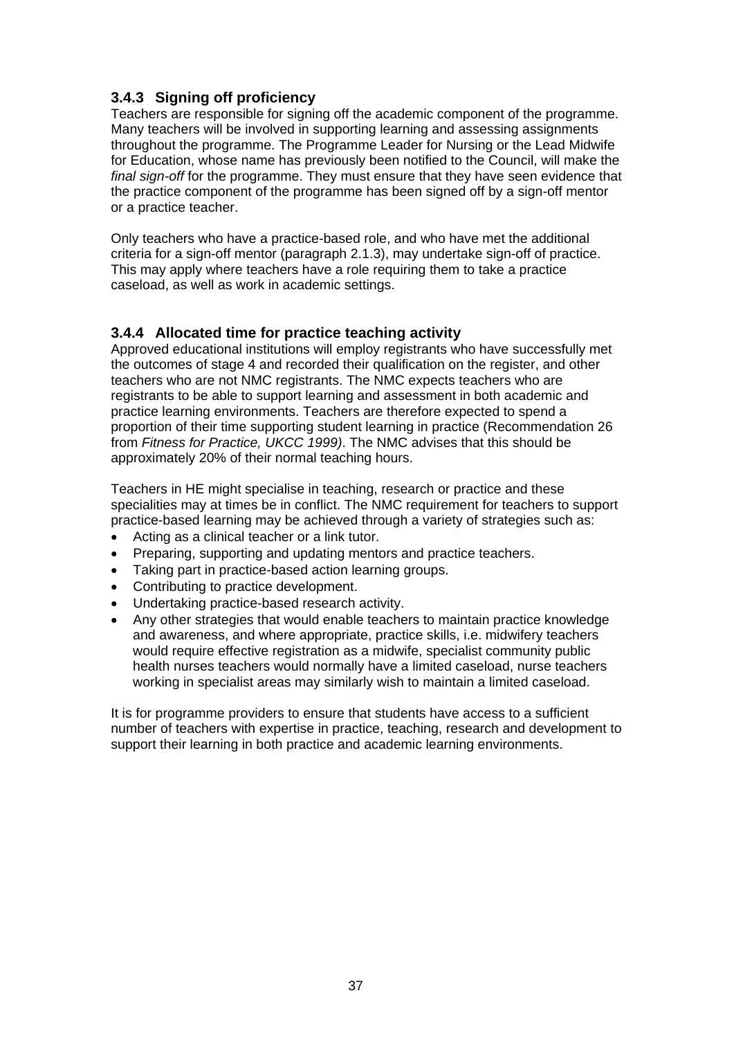### 3.4.3 Signing off proficiency

Teachers are responsible for signing off the academic component of the programme. Many teachers will be involved in supporting learning and assessing assignments throughout the programme. The Programme Leader for Nursing or the Lead Midwife for Education, whose name has previously been notified to the Council, will make the *final sign-off* for the programme. They must ensure that they have seen evidence that the practice component of the programme has been signed off by a sign-off mentor or a practice teacher.

Only teachers who have a practice-based role, and who have met the additional criteria for a sign-off mentor (paragraph 2.1.3), may undertake sign-off of practice. This may apply where teachers have a role requiring them to take a practice caseload, as well as work in academic settings.

### 3.4.4 Allocated time for practice teaching activity

Approved educational institutions will employ registrants who have successfully met the outcomes of stage 4 and recorded their qualification on the register, and other teachers who are not NMC registrants. The NMC expects teachers who are registrants to be able to support learning and assessment in both academic and practice learning environments. Teachers are therefore expected to spend a proportion of their time supporting student learning in practice (Recommendation 26 from *Fitness for Practice, UKCC 1999)*. The NMC advises that this should be approximately 20% of their normal teaching hours.

Teachers in HE might specialise in teaching, research or practice and these specialities may at times be in conflict. The NMC requirement for teachers to support practice-based learning may be achieved through a variety of strategies such as:

- Acting as a clinical teacher or a link tutor.
- Preparing, supporting and updating mentors and practice teachers.
- Taking part in practice-based action learning groups.
- Contributing to practice development.
- Undertaking practice-based research activity.
- Any other strategies that would enable teachers to maintain practice knowledge and awareness, and where appropriate, practice skills, i.e. midwifery teachers would require effective registration as a midwife, specialist community public health nurses teachers would normally have a limited caseload, nurse teachers working in specialist areas may similarly wish to maintain a limited caseload.

It is for programme providers to ensure that students have access to a sufficient number of teachers with expertise in practice, teaching, research and development to support their learning in both practice and academic learning environments.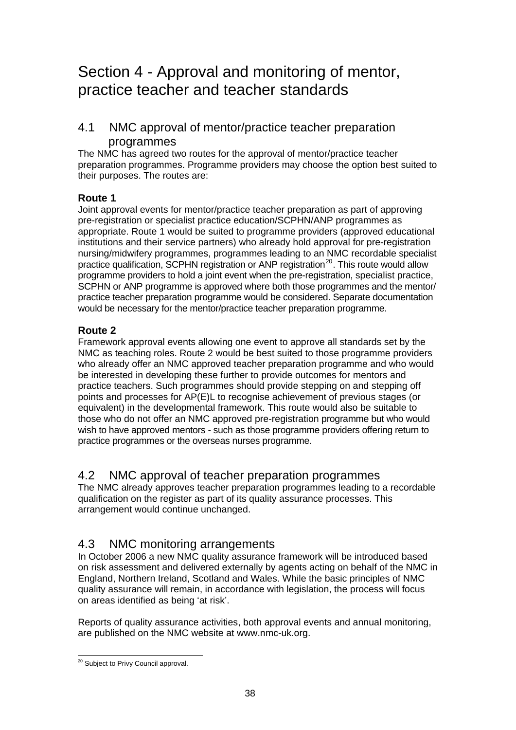# Section 4 - Approval and monitoring of mentor, practice teacher and teacher standards

## 4.1 NMC approval of mentor/practice teacher preparation programmes

The NMC has agreed two routes for the approval of mentor/practice teacher preparation programmes. Programme providers may choose the option best suited to their purposes. The routes are:

**Route 1**

Joint approval events for mentor/practice teacher preparation as part of approving pre-registration or specialist practice education/SCPHN/ANP programmes as appropriate. Route 1 would be suited to programme providers (approved educational institutions and their service partners) who already hold approval for pre-registration nursing/midwifery programmes, programmes leading to an NMC recordable specialist practice qualification, SCPHN registration or ANP registration[20]. This route would allow programme providers to hold a joint event when the pre-registration, specialist practice, SCPHN or ANP programme is approved where both those programmes and the mentor/ practice teacher preparation programme would be considered. Separate documentation would be necessary for the mentor/practice teacher preparation programme.

**Route 2**

Framework approval events allowing one event to approve all standards set by the NMC as teaching roles. Route 2 would be best suited to those programme providers who already offer an NMC approved teacher preparation programme and who would be interested in developing these further to provide outcomes for mentors and practice teachers. Such programmes should provide stepping on and stepping off points and processes for AP(E)L to recognise achievement of previous stages (or equivalent) in the developmental framework. This route would also be suitable to those who do not offer an NMC approved pre-registration programme but who would wish to have approved mentors - such as those programme providers offering return to practice programmes or the overseas nurses programme.

## 4.2 NMC approval of teacher preparation programmes

The NMC already approves teacher preparation programmes leading to a recordable qualification on the register as part of its quality assurance processes. This arrangement would continue unchanged.

## 4.3 NMC monitoring arrangements

In October 2006 a new NMC quality assurance framework will be introduced based on risk assessment and delivered externally by agents acting on behalf of the NMC in England, Northern Ireland, Scotland and Wales. While the basic principles of NMC quality assurance will remain, in accordance with legislation, the process will focus on areas identified as being 'at risk'.

Reports of quality assurance activities, both approval events and annual monitoring, are published on the NMC website at www.nmc-uk.org.

---

[20] Subject to Privy Council approval.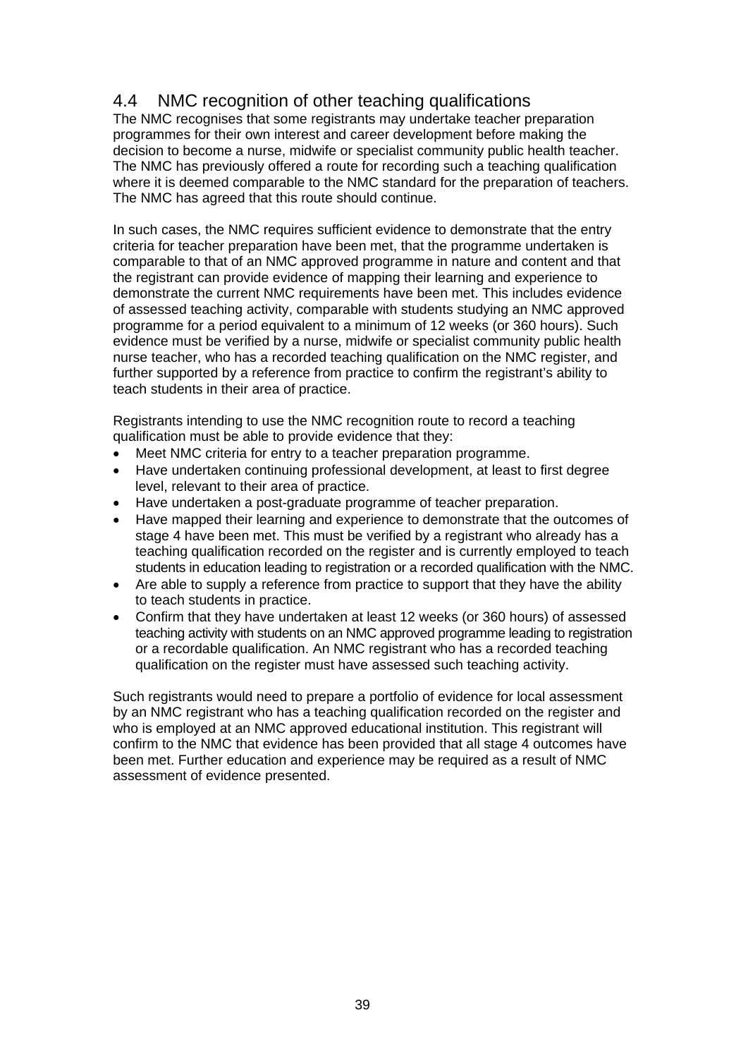## 4.4 NMC recognition of other teaching qualifications

The NMC recognises that some registrants may undertake teacher preparation programmes for their own interest and career development before making the decision to become a nurse, midwife or specialist community public health teacher. The NMC has previously offered a route for recording such a teaching qualification where it is deemed comparable to the NMC standard for the preparation of teachers. The NMC has agreed that this route should continue.

In such cases, the NMC requires sufficient evidence to demonstrate that the entry criteria for teacher preparation have been met, that the programme undertaken is comparable to that of an NMC approved programme in nature and content and that the registrant can provide evidence of mapping their learning and experience to demonstrate the current NMC requirements have been met. This includes evidence of assessed teaching activity, comparable with students studying an NMC approved programme for a period equivalent to a minimum of 12 weeks (or 360 hours). Such evidence must be verified by a nurse, midwife or specialist community public health nurse teacher, who has a recorded teaching qualification on the NMC register, and further supported by a reference from practice to confirm the registrant's ability to teach students in their area of practice.

Registrants intending to use the NMC recognition route to record a teaching qualification must be able to provide evidence that they:

- Meet NMC criteria for entry to a teacher preparation programme.
- Have undertaken continuing professional development, at least to first degree level, relevant to their area of practice.
- Have undertaken a post-graduate programme of teacher preparation.
- Have mapped their learning and experience to demonstrate that the outcomes of stage 4 have been met. This must be verified by a registrant who already has a teaching qualification recorded on the register and is currently employed to teach students in education leading to registration or a recorded qualification with the NMC.
- Are able to supply a reference from practice to support that they have the ability to teach students in practice.
- Confirm that they have undertaken at least 12 weeks (or 360 hours) of assessed teaching activity with students on an NMC approved programme leading to registration or a recordable qualification. An NMC registrant who has a recorded teaching qualification on the register must have assessed such teaching activity.

Such registrants would need to prepare a portfolio of evidence for local assessment by an NMC registrant who has a teaching qualification recorded on the register and who is employed at an NMC approved educational institution. This registrant will confirm to the NMC that evidence has been provided that all stage 4 outcomes have been met. Further education and experience may be required as a result of NMC assessment of evidence presented.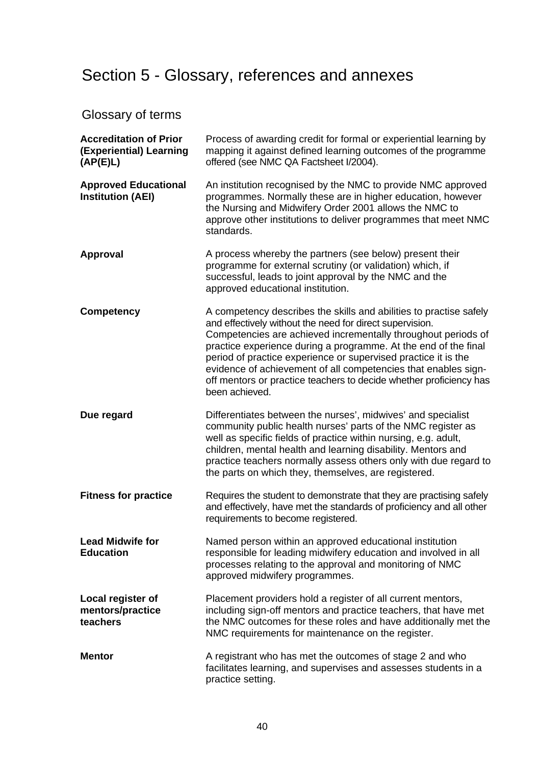# Section 5 - Glossary, references and annexes

## Glossary of terms

**Accreditation of Prior (Experiential) Learning (AP(E)L)**
Process of awarding credit for formal or experiential learning by mapping it against defined learning outcomes of the programme offered (see NMC QA Factsheet I/2004).

**Approved Educational Institution (AEI)**
An institution recognised by the NMC to provide NMC approved programmes. Normally these are in higher education, however the Nursing and Midwifery Order 2001 allows the NMC to approve other institutions to deliver programmes that meet NMC standards.

**Approval**
A process whereby the partners (see below) present their programme for external scrutiny (or validation) which, if successful, leads to joint approval by the NMC and the approved educational institution.

**Competency**
A competency describes the skills and abilities to practise safely and effectively without the need for direct supervision. Competencies are achieved incrementally throughout periods of practice experience during a programme. At the end of the final period of practice experience or supervised practice it is the evidence of achievement of all competencies that enables sign-off mentors or practice teachers to decide whether proficiency has been achieved.

**Due regard**
Differentiates between the nurses', midwives' and specialist community public health nurses' parts of the NMC register as well as specific fields of practice within nursing, e.g. adult, children, mental health and learning disability. Mentors and practice teachers normally assess others only with due regard to the parts on which they, themselves, are registered.

**Fitness for practice**
Requires the student to demonstrate that they are practising safely and effectively, have met the standards of proficiency and all other requirements to become registered.

**Lead Midwife for Education**
Named person within an approved educational institution responsible for leading midwifery education and involved in all processes relating to the approval and monitoring of NMC approved midwifery programmes.

**Local register of mentors/practice teachers**
Placement providers hold a register of all current mentors, including sign-off mentors and practice teachers, that have met the NMC outcomes for these roles and have additionally met the NMC requirements for maintenance on the register.

**Mentor**
A registrant who has met the outcomes of stage 2 and who facilitates learning, and supervises and assesses students in a practice setting.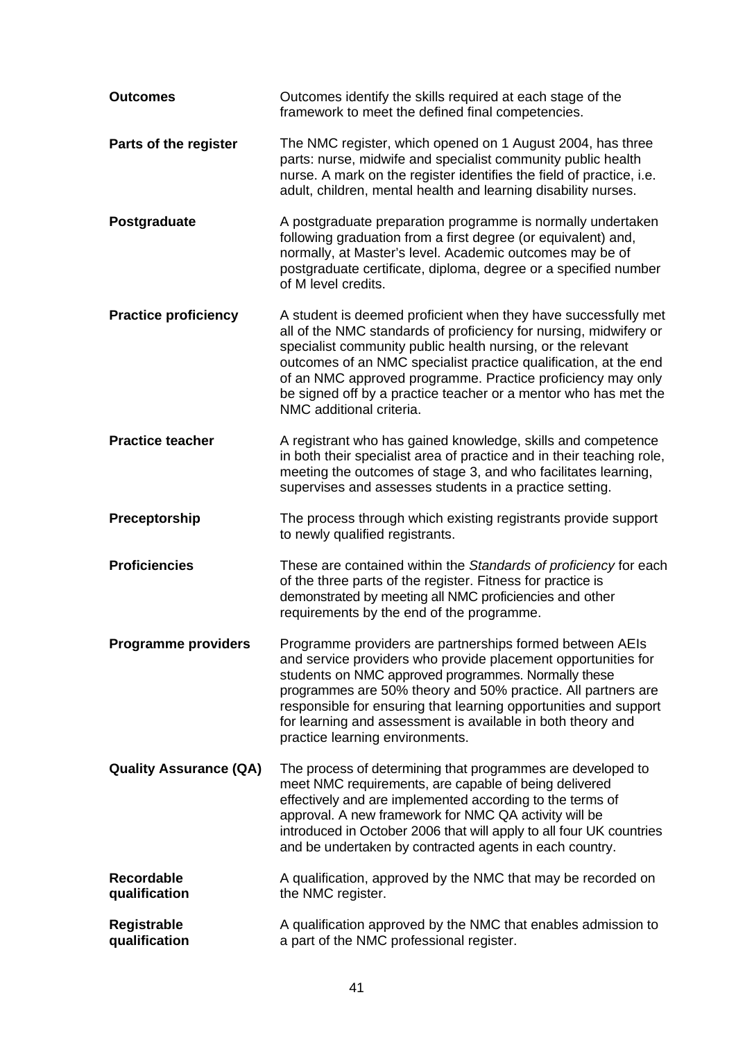**Outcomes**

Outcomes identify the skills required at each stage of the framework to meet the defined final competencies.

**Parts of the register**

The NMC register, which opened on 1 August 2004, has three parts: nurse, midwife and specialist community public health nurse. A mark on the register identifies the field of practice, i.e. adult, children, mental health and learning disability nurses.

**Postgraduate**

A postgraduate preparation programme is normally undertaken following graduation from a first degree (or equivalent) and, normally, at Master's level. Academic outcomes may be of postgraduate certificate, diploma, degree or a specified number of M level credits.

**Practice proficiency**

A student is deemed proficient when they have successfully met all of the NMC standards of proficiency for nursing, midwifery or specialist community public health nursing, or the relevant outcomes of an NMC specialist practice qualification, at the end of an NMC approved programme. Practice proficiency may only be signed off by a practice teacher or a mentor who has met the NMC additional criteria.

**Practice teacher**

A registrant who has gained knowledge, skills and competence in both their specialist area of practice and in their teaching role, meeting the outcomes of stage 3, and who facilitates learning, supervises and assesses students in a practice setting.

**Preceptorship**

The process through which existing registrants provide support to newly qualified registrants.

**Proficiencies**

These are contained within the *Standards of proficiency* for each of the three parts of the register. Fitness for practice is demonstrated by meeting all NMC proficiencies and other requirements by the end of the programme.

**Programme providers**

Programme providers are partnerships formed between AEIs and service providers who provide placement opportunities for students on NMC approved programmes. Normally these programmes are 50% theory and 50% practice. All partners are responsible for ensuring that learning opportunities and support for learning and assessment is available in both theory and practice learning environments.

**Quality Assurance (QA)**

The process of determining that programmes are developed to meet NMC requirements, are capable of being delivered effectively and are implemented according to the terms of approval. A new framework for NMC QA activity will be introduced in October 2006 that will apply to all four UK countries and be undertaken by contracted agents in each country.

**Recordable qualification**

A qualification, approved by the NMC that may be recorded on the NMC register.

**Registrable qualification**

A qualification approved by the NMC that enables admission to a part of the NMC professional register.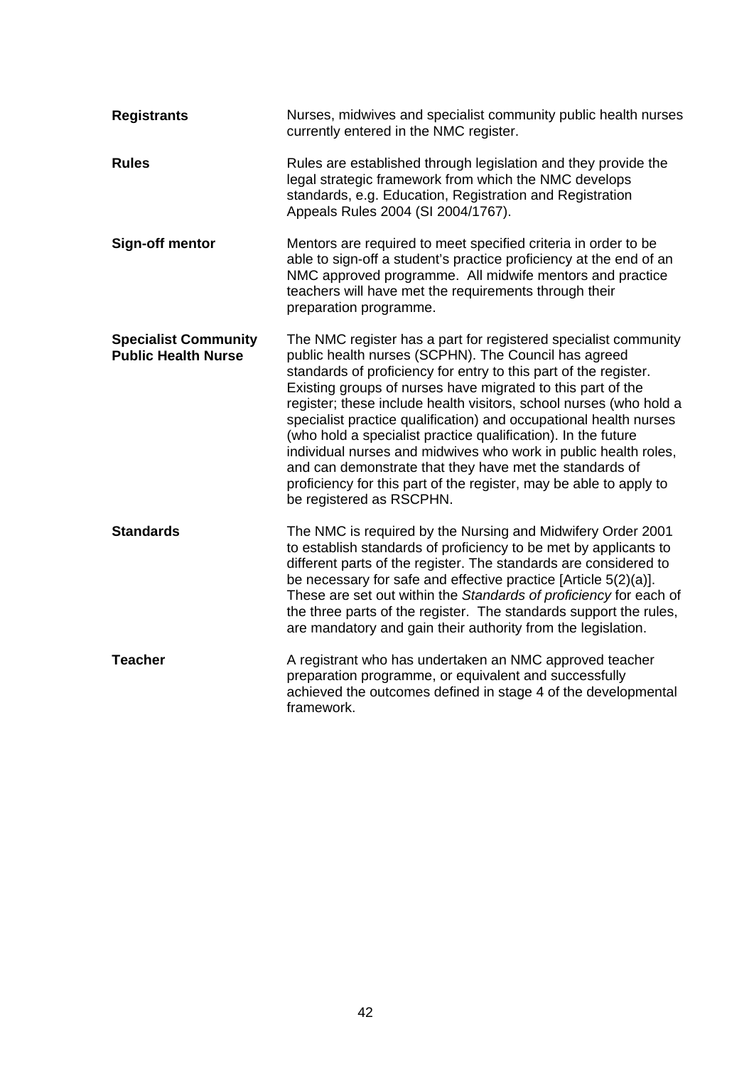| | |
|---|---|
| **Registrants** | Nurses, midwives and specialist community public health nurses currently entered in the NMC register. |
| **Rules** | Rules are established through legislation and they provide the legal strategic framework from which the NMC develops standards, e.g. Education, Registration and Registration Appeals Rules 2004 (SI 2004/1767). |
| **Sign-off mentor** | Mentors are required to meet specified criteria in order to be able to sign-off a student's practice proficiency at the end of an NMC approved programme. All midwife mentors and practice teachers will have met the requirements through their preparation programme. |
| **Specialist Community Public Health Nurse** | The NMC register has a part for registered specialist community public health nurses (SCPHN). The Council has agreed standards of proficiency for entry to this part of the register. Existing groups of nurses have migrated to this part of the register; these include health visitors, school nurses (who hold a specialist practice qualification) and occupational health nurses (who hold a specialist practice qualification). In the future individual nurses and midwives who work in public health roles, and can demonstrate that they have met the standards of proficiency for this part of the register, may be able to apply to be registered as RSCPHN. |
| **Standards** | The NMC is required by the Nursing and Midwifery Order 2001 to establish standards of proficiency to be met by applicants to different parts of the register. The standards are considered to be necessary for safe and effective practice [Article 5(2)(a)]. These are set out within the *Standards of proficiency* for each of the three parts of the register. The standards support the rules, are mandatory and gain their authority from the legislation. |
| **Teacher** | A registrant who has undertaken an NMC approved teacher preparation programme, or equivalent and successfully achieved the outcomes defined in stage 4 of the developmental framework. |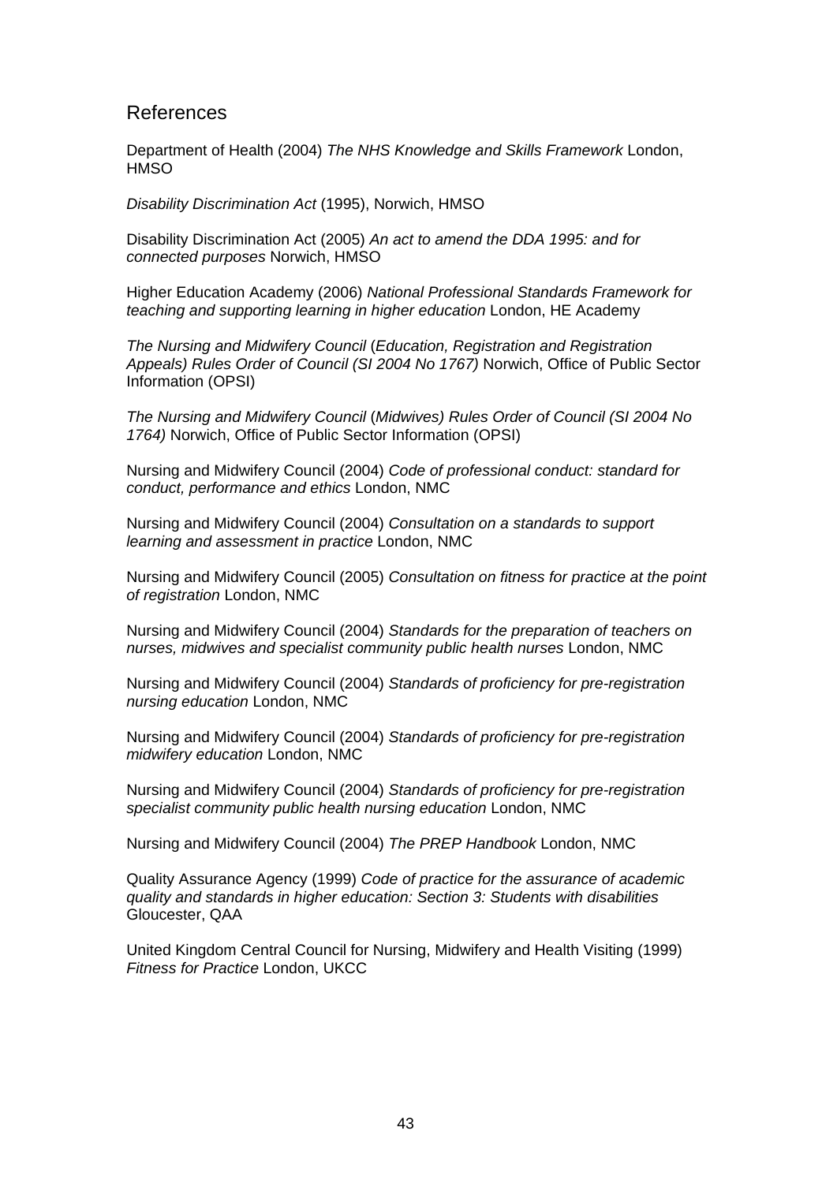## References

Department of Health (2004) *The NHS Knowledge and Skills Framework* London, HMSO

*Disability Discrimination Act* (1995), Norwich, HMSO

Disability Discrimination Act (2005) *An act to amend the DDA 1995: and for connected purposes* Norwich, HMSO

Higher Education Academy (2006) *National Professional Standards Framework for teaching and supporting learning in higher education* London, HE Academy

*The Nursing and Midwifery Council* (*Education, Registration and Registration Appeals) Rules Order of Council (SI 2004 No 1767)* Norwich, Office of Public Sector Information (OPSI)

*The Nursing and Midwifery Council* (*Midwives) Rules Order of Council (SI 2004 No 1764)* Norwich, Office of Public Sector Information (OPSI)

Nursing and Midwifery Council (2004) *Code of professional conduct: standard for conduct, performance and ethics* London, NMC

Nursing and Midwifery Council (2004) *Consultation on a standards to support learning and assessment in practice* London, NMC

Nursing and Midwifery Council (2005) *Consultation on fitness for practice at the point of registration* London, NMC

Nursing and Midwifery Council (2004) *Standards for the preparation of teachers on nurses, midwives and specialist community public health nurses* London, NMC

Nursing and Midwifery Council (2004) *Standards of proficiency for pre-registration nursing education* London, NMC

Nursing and Midwifery Council (2004) *Standards of proficiency for pre-registration midwifery education* London, NMC

Nursing and Midwifery Council (2004) *Standards of proficiency for pre-registration specialist community public health nursing education* London, NMC

Nursing and Midwifery Council (2004) *The PREP Handbook* London, NMC

Quality Assurance Agency (1999) *Code of practice for the assurance of academic quality and standards in higher education: Section 3: Students with disabilities* Gloucester, QAA

United Kingdom Central Council for Nursing, Midwifery and Health Visiting (1999) *Fitness for Practice* London, UKCC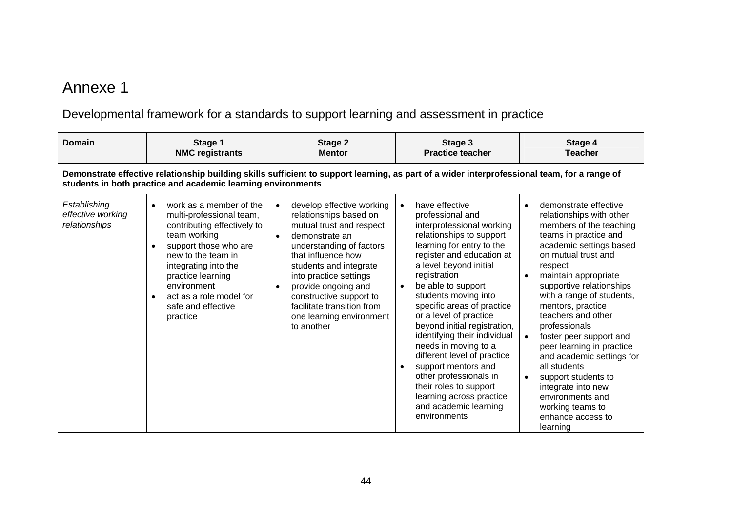# Annexe 1

## Developmental framework for a standards to support learning and assessment in practice

| Domain | Stage 1<br>NMC registrants | Stage 2<br>Mentor | Stage 3<br>Practice teacher | Stage 4<br>Teacher |
|---|---|---|---|---|
| **Demonstrate effective relationship building skills sufficient to support learning, as part of a wider interprofessional team, for a range of students in both practice and academic learning environments** | | | | |
| *Establishing effective working relationships* | • work as a member of the multi-professional team, contributing effectively to team working<br>• support those who are new to the team in integrating into the practice learning environment<br>• act as a role model for safe and effective practice | • develop effective working relationships based on mutual trust and respect<br>• demonstrate an understanding of factors that influence how students and integrate into practice settings<br>• provide ongoing and constructive support to facilitate transition from one learning environment to another | • have effective professional and interprofessional working relationships to support learning for entry to the register and education at a level beyond initial registration<br>• be able to support students moving into specific areas of practice or a level of practice beyond initial registration, identifying their individual needs in moving to a different level of practice<br>• support mentors and other professionals in their roles to support learning across practice and academic learning environments | • demonstrate effective relationships with other members of the teaching teams in practice and academic settings based on mutual trust and respect<br>• maintain appropriate supportive relationships with a range of students, mentors, practice teachers and other professionals<br>• foster peer support and peer learning in practice and academic settings for all students<br>• support students to integrate into new environments and working teams to enhance access to learning |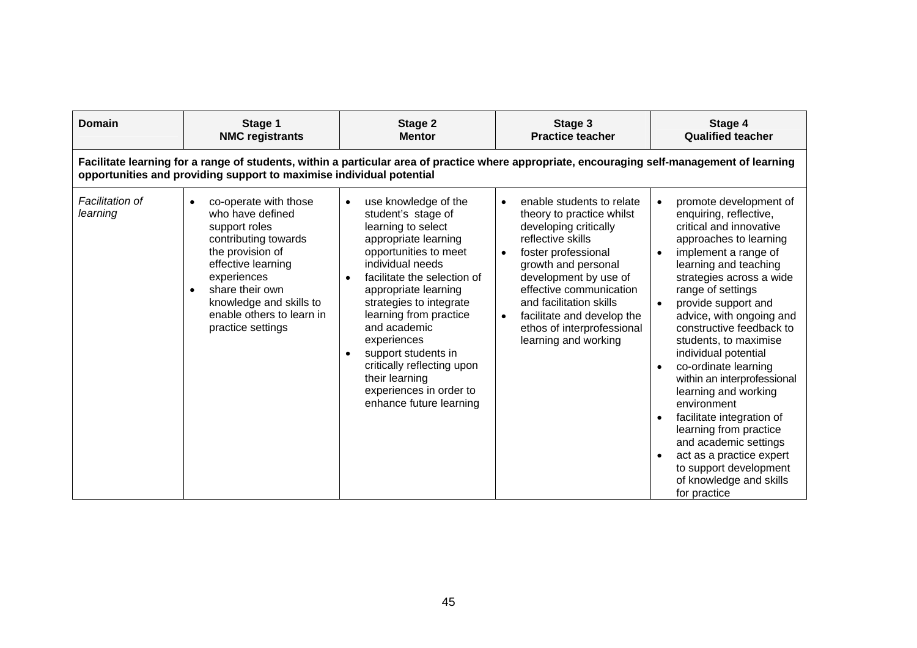| Domain | Stage 1<br>NMC registrants | Stage 2<br>Mentor | Stage 3<br>Practice teacher | Stage 4<br>Qualified teacher |
|---|---|---|---|---|
| **Facilitate learning for a range of students, within a particular area of practice where appropriate, encouraging self-management of learning opportunities and providing support to maximise individual potential** | | | | |
| *Facilitation of learning* | • co-operate with those who have defined support roles contributing towards the provision of effective learning experiences<br>• share their own knowledge and skills to enable others to learn in practice settings | • use knowledge of the student's stage of learning to select appropriate learning opportunities to meet individual needs<br>• facilitate the selection of appropriate learning strategies to integrate learning from practice and academic experiences<br>• support students in critically reflecting upon their learning experiences in order to enhance future learning | • enable students to relate theory to practice whilst developing critically reflective skills<br>• foster professional growth and personal development by use of effective communication and facilitation skills<br>• facilitate and develop the ethos of interprofessional learning and working | • promote development of enquiring, reflective, critical and innovative approaches to learning<br>• implement a range of learning and teaching strategies across a wide range of settings<br>• provide support and advice, with ongoing and constructive feedback to students, to maximise individual potential<br>• co-ordinate learning within an interprofessional learning and working environment<br>• facilitate integration of learning from practice and academic settings<br>• act as a practice expert to support development of knowledge and skills for practice |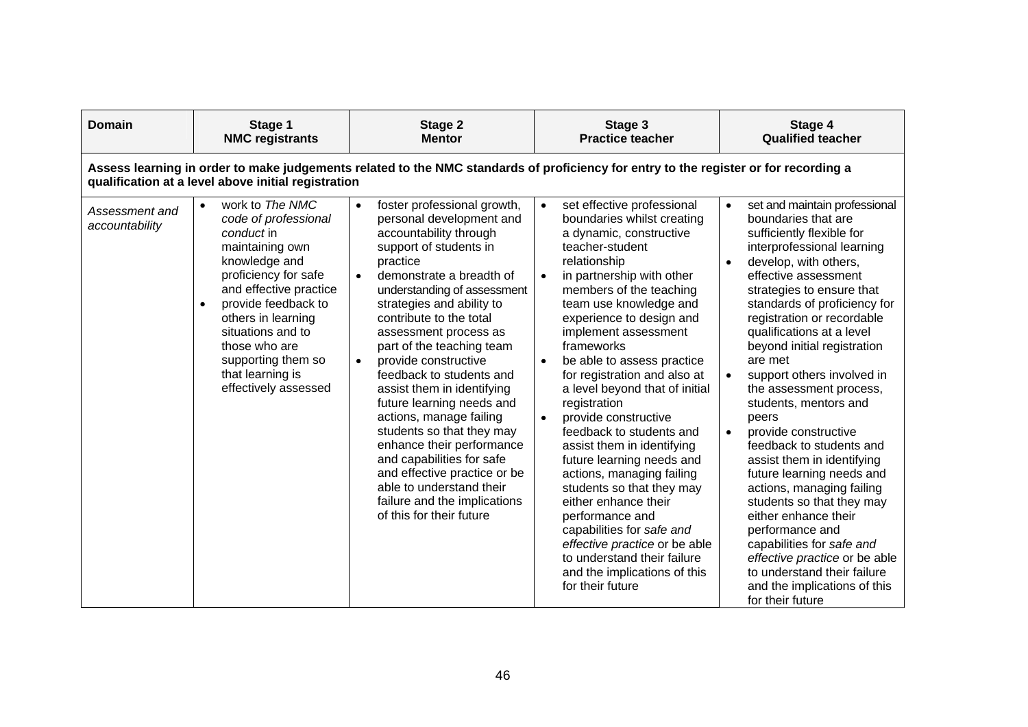| Domain | Stage 1<br>NMC registrants | Stage 2<br>Mentor | Stage 3<br>Practice teacher | Stage 4<br>Qualified teacher |
|---|---|---|---|---|
| **Assess learning in order to make judgements related to the NMC standards of proficiency for entry to the register or for recording a qualification at a level above initial registration** | | | | |
| *Assessment and accountability* | • work to *The NMC code of professional conduct* in maintaining own knowledge and proficiency for safe and effective practice<br>• provide feedback to others in learning situations and to those who are supporting them so that learning is effectively assessed | • foster professional growth, personal development and accountability through support of students in practice<br>• demonstrate a breadth of understanding of assessment strategies and ability to contribute to the total assessment process as part of the teaching team<br>• provide constructive feedback to students and assist them in identifying future learning needs and actions, manage failing students so that they may enhance their performance and capabilities for safe and effective practice or be able to understand their failure and the implications of this for their future | • set effective professional boundaries whilst creating a dynamic, constructive teacher-student relationship<br>• in partnership with other members of the teaching team use knowledge and experience to design and implement assessment frameworks<br>• be able to assess practice for registration and also at a level beyond that of initial registration<br>• provide constructive feedback to students and assist them in identifying future learning needs and actions, managing failing students so that they may either enhance their performance and capabilities for *safe and effective practice* or be able to understand their failure and the implications of this for their future | • set and maintain professional boundaries that are sufficiently flexible for interprofessional learning<br>• develop, with others, effective assessment strategies to ensure that standards of proficiency for registration or recordable qualifications at a level beyond initial registration are met<br>• support others involved in the assessment process, students, mentors and peers<br>• provide constructive feedback to students and assist them in identifying future learning needs and actions, managing failing students so that they may either enhance their performance and capabilities for *safe and effective practice* or be able to understand their failure and the implications of this for their future |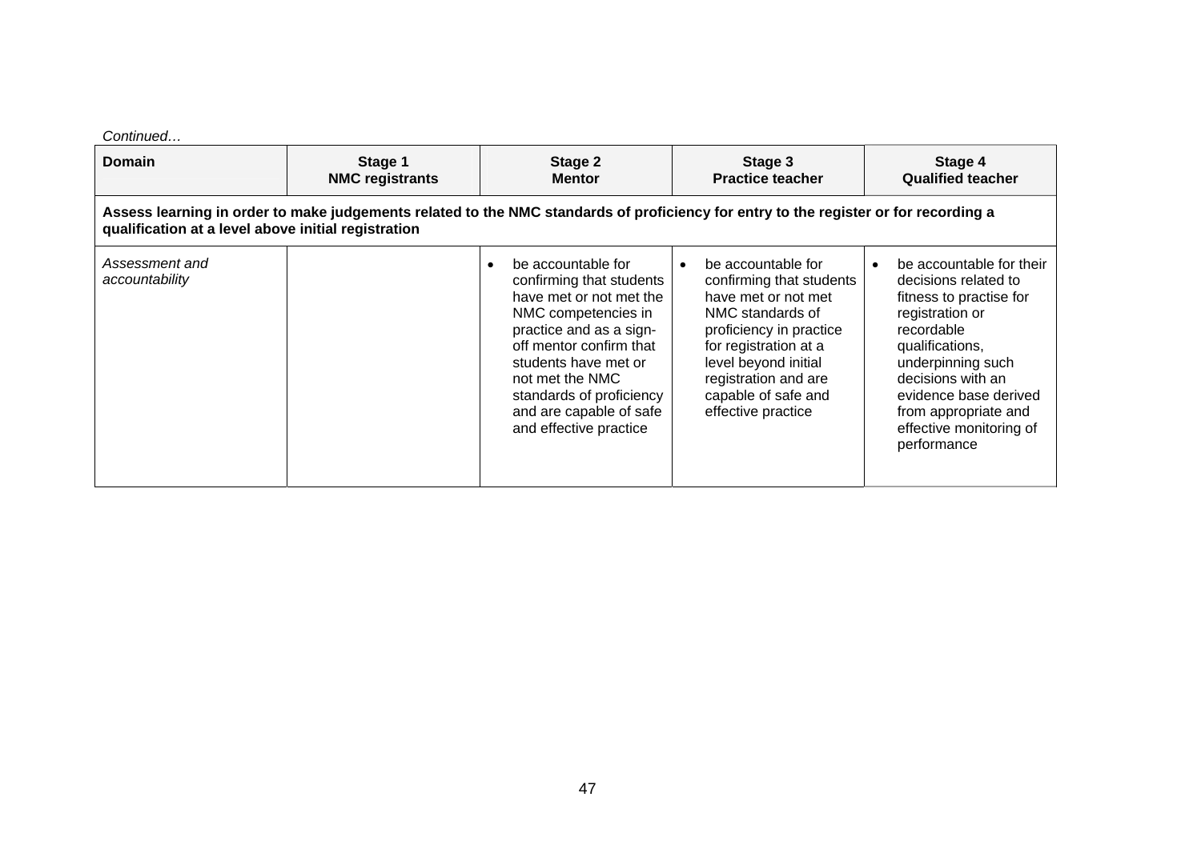*Continued…*

| Domain | Stage 1 NMC registrants | Stage 2 Mentor | Stage 3 Practice teacher | Stage 4 Qualified teacher |
|---|---|---|---|---|
| **Assess learning in order to make judgements related to the NMC standards of proficiency for entry to the register or for recording a qualification at a level above initial registration** | | | | |
| *Assessment and accountability* | | • be accountable for confirming that students have met or not met the NMC competencies in practice and as a sign-off mentor confirm that students have met or not met the NMC standards of proficiency and are capable of safe and effective practice | • be accountable for confirming that students have met or not met NMC standards of proficiency in practice for registration at a level beyond initial registration and are capable of safe and effective practice | • be accountable for their decisions related to fitness to practise for registration or recordable qualifications, underpinning such decisions with an evidence base derived from appropriate and effective monitoring of performance |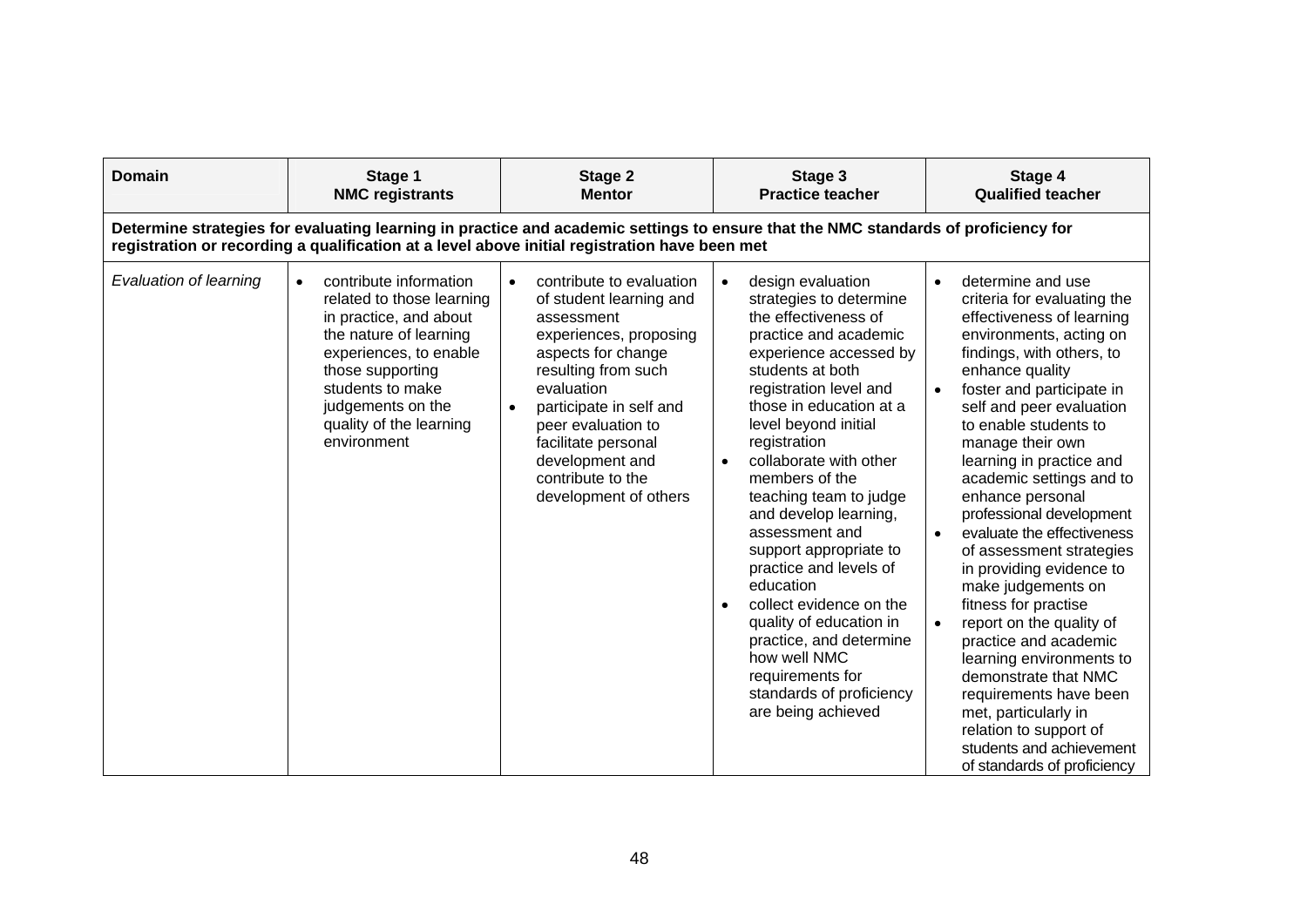| Domain | Stage 1<br>NMC registrants | Stage 2<br>Mentor | Stage 3<br>Practice teacher | Stage 4<br>Qualified teacher |
|---|---|---|---|---|
| **Determine strategies for evaluating learning in practice and academic settings to ensure that the NMC standards of proficiency for registration or recording a qualification at a level above initial registration have been met** | | | | |
| *Evaluation of learning* | • contribute information related to those learning in practice, and about the nature of learning experiences, to enable those supporting students to make judgements on the quality of the learning environment | • contribute to evaluation of student learning and assessment experiences, proposing aspects for change resulting from such evaluation<br>• participate in self and peer evaluation to facilitate personal development and contribute to the development of others | • design evaluation strategies to determine the effectiveness of practice and academic experience accessed by students at both registration level and those in education at a level beyond initial registration<br>• collaborate with other members of the teaching team to judge and develop learning, assessment and support appropriate to practice and levels of education<br>• collect evidence on the quality of education in practice, and determine how well NMC requirements for standards of proficiency are being achieved | • determine and use criteria for evaluating the effectiveness of learning environments, acting on findings, with others, to enhance quality<br>• foster and participate in self and peer evaluation to enable students to manage their own learning in practice and academic settings and to enhance personal professional development<br>• evaluate the effectiveness of assessment strategies in providing evidence to make judgements on fitness for practise<br>• report on the quality of practice and academic learning environments to demonstrate that NMC requirements have been met, particularly in relation to support of students and achievement of standards of proficiency |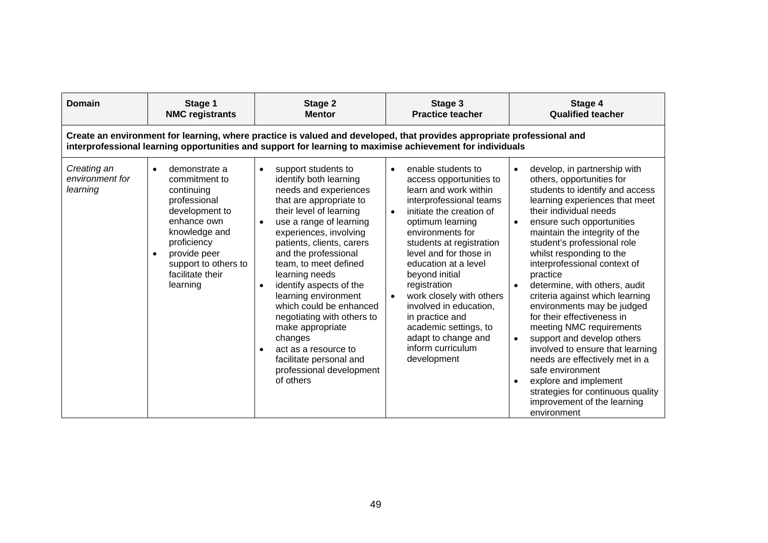| Domain | Stage 1<br>NMC registrants | Stage 2<br>Mentor | Stage 3<br>Practice teacher | Stage 4<br>Qualified teacher |
|---|---|---|---|---|
| **Create an environment for learning, where practice is valued and developed, that provides appropriate professional and interprofessional learning opportunities and support for learning to maximise achievement for individuals** | | | | |
| *Creating an environment for learning* | • demonstrate a commitment to continuing professional development to enhance own knowledge and proficiency<br>• provide peer support to others to facilitate their learning | • support students to identify both learning needs and experiences that are appropriate to their level of learning<br>• use a range of learning experiences, involving patients, clients, carers and the professional team, to meet defined learning needs<br>• identify aspects of the learning environment which could be enhanced negotiating with others to make appropriate changes<br>• act as a resource to facilitate personal and professional development of others | • enable students to access opportunities to learn and work within interprofessional teams<br>• initiate the creation of optimum learning environments for students at registration level and for those in education at a level beyond initial registration<br>• work closely with others involved in education, in practice and academic settings, to adapt to change and inform curriculum development | • develop, in partnership with others, opportunities for students to identify and access learning experiences that meet their individual needs<br>• ensure such opportunities maintain the integrity of the student's professional role whilst responding to the interprofessional context of practice<br>• determine, with others, audit criteria against which learning environments may be judged for their effectiveness in meeting NMC requirements<br>• support and develop others involved to ensure that learning needs are effectively met in a safe environment<br>• explore and implement strategies for continuous quality improvement of the learning environment |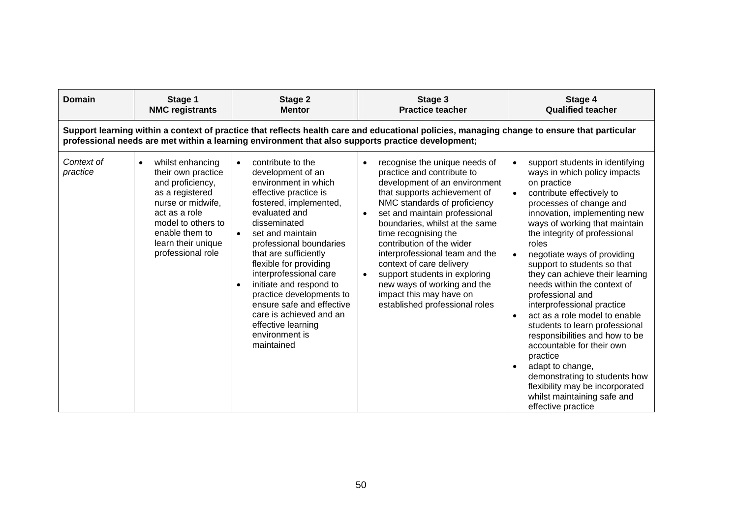| Domain | Stage 1<br>NMC registrants | Stage 2<br>Mentor | Stage 3<br>Practice teacher | Stage 4<br>Qualified teacher |
|---|---|---|---|---|
| **Support learning within a context of practice that reflects health care and educational policies, managing change to ensure that particular professional needs are met within a learning environment that also supports practice development;** | | | | |
| *Context of practice* | • whilst enhancing their own practice and proficiency, as a registered nurse or midwife, act as a role model to others to enable them to learn their unique professional role | • contribute to the development of an environment in which effective practice is fostered, implemented, evaluated and disseminated<br>• set and maintain professional boundaries that are sufficiently flexible for providing interprofessional care<br>• initiate and respond to practice developments to ensure safe and effective care is achieved and an effective learning environment is maintained | • recognise the unique needs of practice and contribute to development of an environment that supports achievement of NMC standards of proficiency<br>• set and maintain professional boundaries, whilst at the same time recognising the contribution of the wider interprofessional team and the context of care delivery<br>• support students in exploring new ways of working and the impact this may have on established professional roles | • support students in identifying ways in which policy impacts on practice<br>• contribute effectively to processes of change and innovation, implementing new ways of working that maintain the integrity of professional roles<br>• negotiate ways of providing support to students so that they can achieve their learning needs within the context of professional and interprofessional practice<br>• act as a role model to enable students to learn professional responsibilities and how to be accountable for their own practice<br>• adapt to change, demonstrating to students how flexibility may be incorporated whilst maintaining safe and effective practice |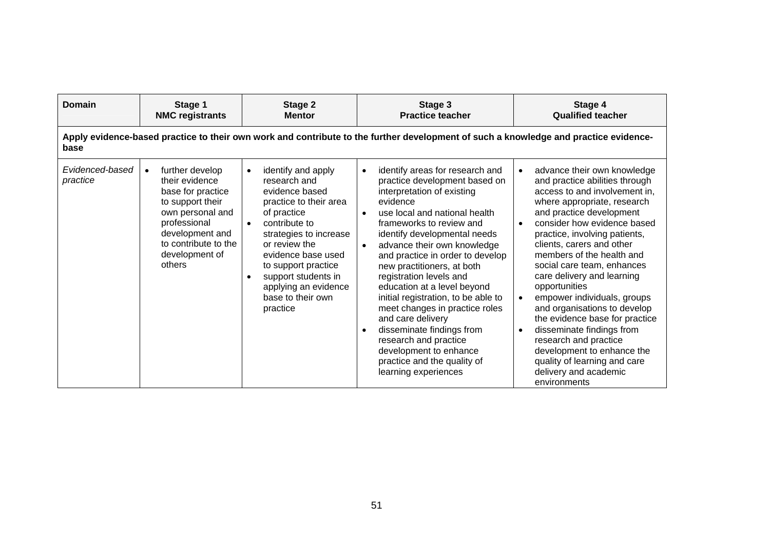| Domain | Stage 1<br>NMC registrants | Stage 2<br>Mentor | Stage 3<br>Practice teacher | Stage 4<br>Qualified teacher |
|---|---|---|---|---|
| **Apply evidence-based practice to their own work and contribute to the further development of such a knowledge and practice evidence-base** | | | | |
| *Evidenced-based practice* | • further develop their evidence base for practice to support their own personal and professional development and to contribute to the development of others | • identify and apply research and evidence based practice to their area of practice<br>• contribute to strategies to increase or review the evidence base used to support practice<br>• support students in applying an evidence base to their own practice | • identify areas for research and practice development based on interpretation of existing evidence<br>• use local and national health frameworks to review and identify developmental needs<br>• advance their own knowledge and practice in order to develop new practitioners, at both registration levels and education at a level beyond initial registration, to be able to meet changes in practice roles and care delivery<br>• disseminate findings from research and practice development to enhance practice and the quality of learning experiences | • advance their own knowledge and practice abilities through access to and involvement in, where appropriate, research and practice development<br>• consider how evidence based practice, involving patients, clients, carers and other members of the health and social care team, enhances care delivery and learning opportunities<br>• empower individuals, groups and organisations to develop the evidence base for practice<br>• disseminate findings from research and practice development to enhance the quality of learning and care delivery and academic environments |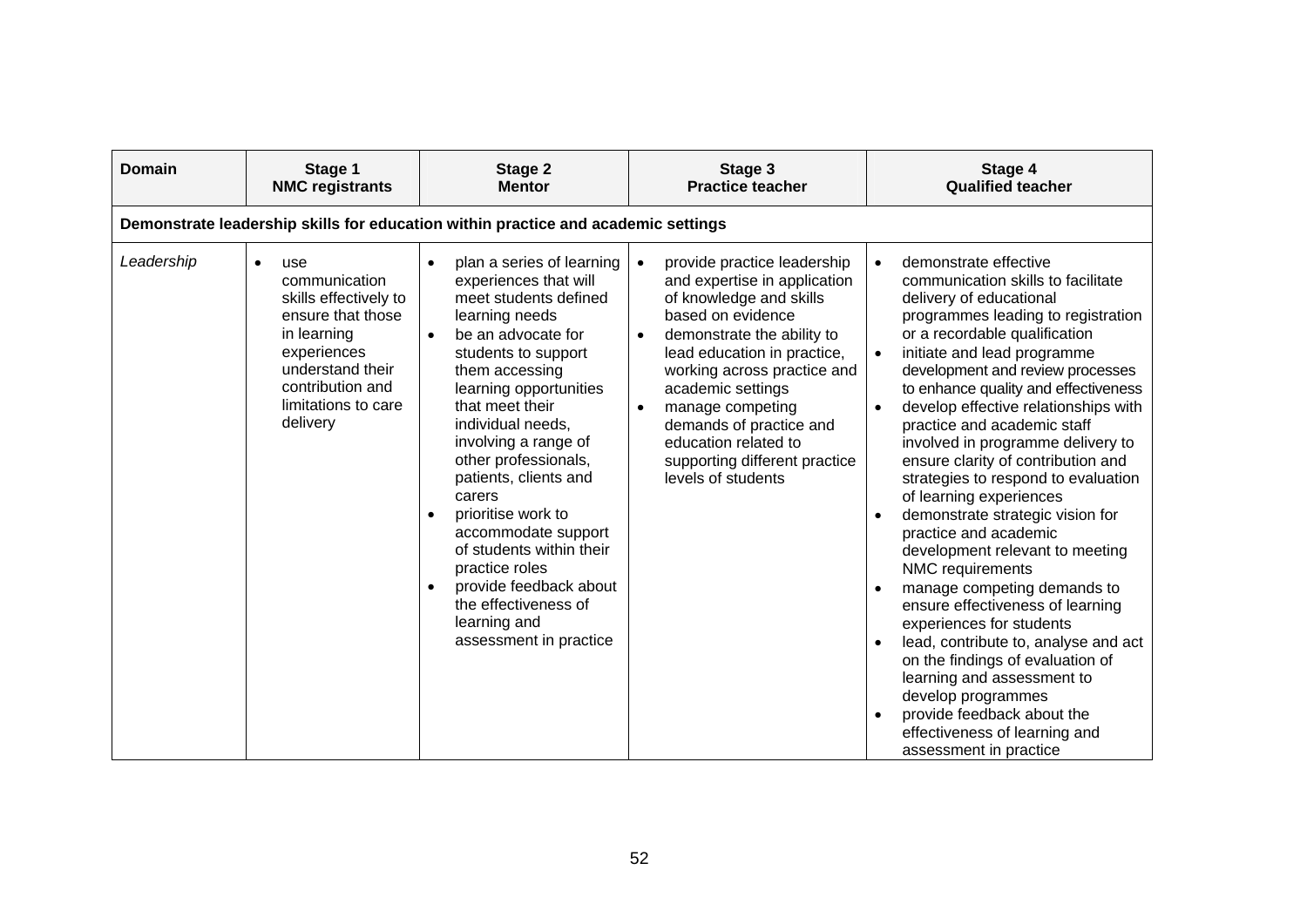| Domain | Stage 1<br>NMC registrants | Stage 2<br>Mentor | Stage 3<br>Practice teacher | Stage 4<br>Qualified teacher |
|---|---|---|---|---|
| **Demonstrate leadership skills for education within practice and academic settings** | | | | |
| *Leadership* | • use communication skills effectively to ensure that those in learning experiences understand their contribution and limitations to care delivery | • plan a series of learning experiences that will meet students defined learning needs<br>• be an advocate for students to support them accessing learning opportunities that meet their individual needs, involving a range of other professionals, patients, clients and carers<br>• prioritise work to accommodate support of students within their practice roles<br>• provide feedback about the effectiveness of learning and assessment in practice | • provide practice leadership and expertise in application of knowledge and skills based on evidence<br>• demonstrate the ability to lead education in practice, working across practice and academic settings<br>• manage competing demands of practice and education related to supporting different practice levels of students | • demonstrate effective communication skills to facilitate delivery of educational programmes leading to registration or a recordable qualification<br>• initiate and lead programme development and review processes to enhance quality and effectiveness<br>• develop effective relationships with practice and academic staff involved in programme delivery to ensure clarity of contribution and strategies to respond to evaluation of learning experiences<br>• demonstrate strategic vision for practice and academic development relevant to meeting NMC requirements<br>• manage competing demands to ensure effectiveness of learning experiences for students<br>• lead, contribute to, analyse and act on the findings of evaluation of learning and assessment to develop programmes<br>• provide feedback about the effectiveness of learning and assessment in practice |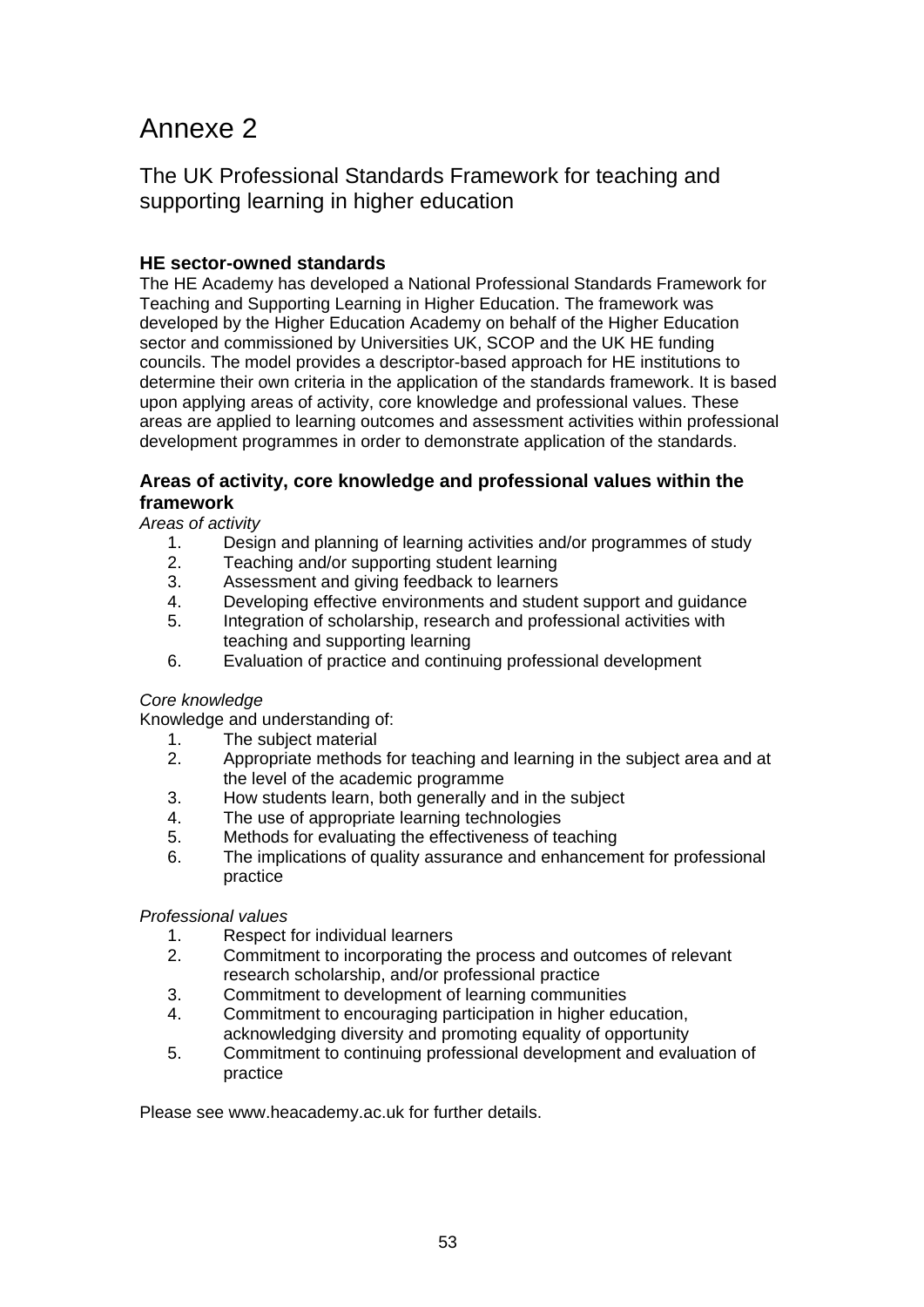# Annexe 2

## The UK Professional Standards Framework for teaching and supporting learning in higher education

### HE sector-owned standards

The HE Academy has developed a National Professional Standards Framework for Teaching and Supporting Learning in Higher Education. The framework was developed by the Higher Education Academy on behalf of the Higher Education sector and commissioned by Universities UK, SCOP and the UK HE funding councils. The model provides a descriptor-based approach for HE institutions to determine their own criteria in the application of the standards framework. It is based upon applying areas of activity, core knowledge and professional values. These areas are applied to learning outcomes and assessment activities within professional development programmes in order to demonstrate application of the standards.

### Areas of activity, core knowledge and professional values within the framework

*Areas of activity*

1. Design and planning of learning activities and/or programmes of study
2. Teaching and/or supporting student learning
3. Assessment and giving feedback to learners
4. Developing effective environments and student support and guidance
5. Integration of scholarship, research and professional activities with teaching and supporting learning
6. Evaluation of practice and continuing professional development

*Core knowledge*

Knowledge and understanding of:

1. The subject material
2. Appropriate methods for teaching and learning in the subject area and at the level of the academic programme
3. How students learn, both generally and in the subject
4. The use of appropriate learning technologies
5. Methods for evaluating the effectiveness of teaching
6. The implications of quality assurance and enhancement for professional practice

*Professional values*

1. Respect for individual learners
2. Commitment to incorporating the process and outcomes of relevant research scholarship, and/or professional practice
3. Commitment to development of learning communities
4. Commitment to encouraging participation in higher education, acknowledging diversity and promoting equality of opportunity
5. Commitment to continuing professional development and evaluation of practice

Please see www.heacademy.ac.uk for further details.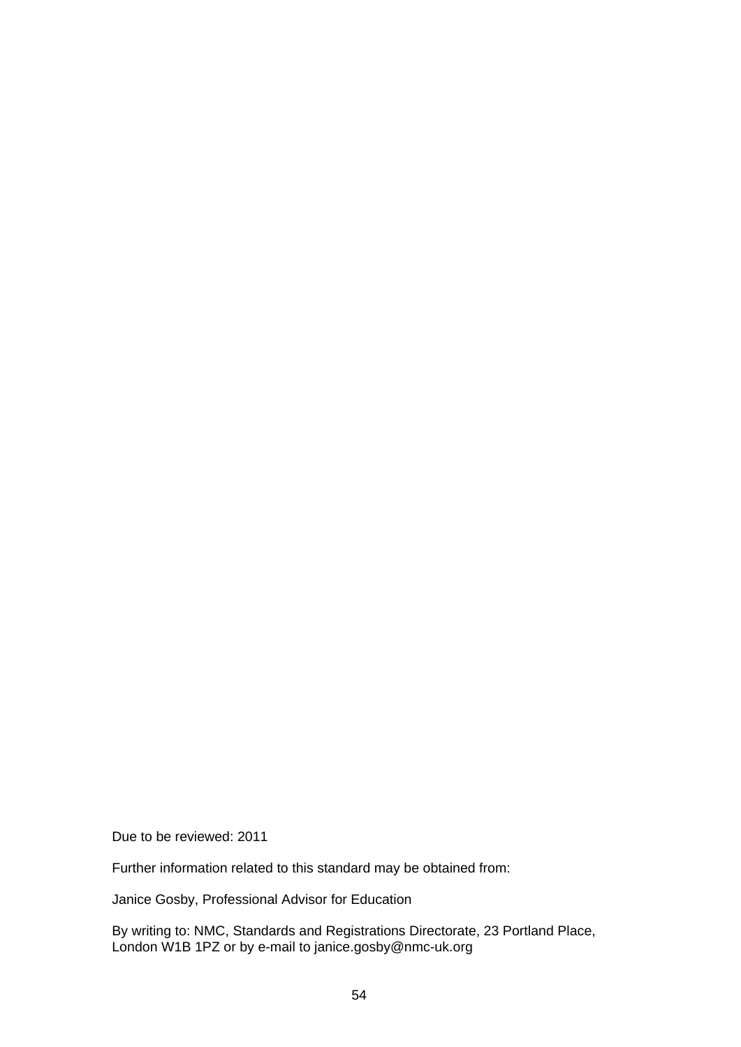Due to be reviewed: 2011

Further information related to this standard may be obtained from:

Janice Gosby, Professional Advisor for Education

By writing to: NMC, Standards and Registrations Directorate, 23 Portland Place, London W1B 1PZ or by e-mail to janice.gosby@nmc-uk.org